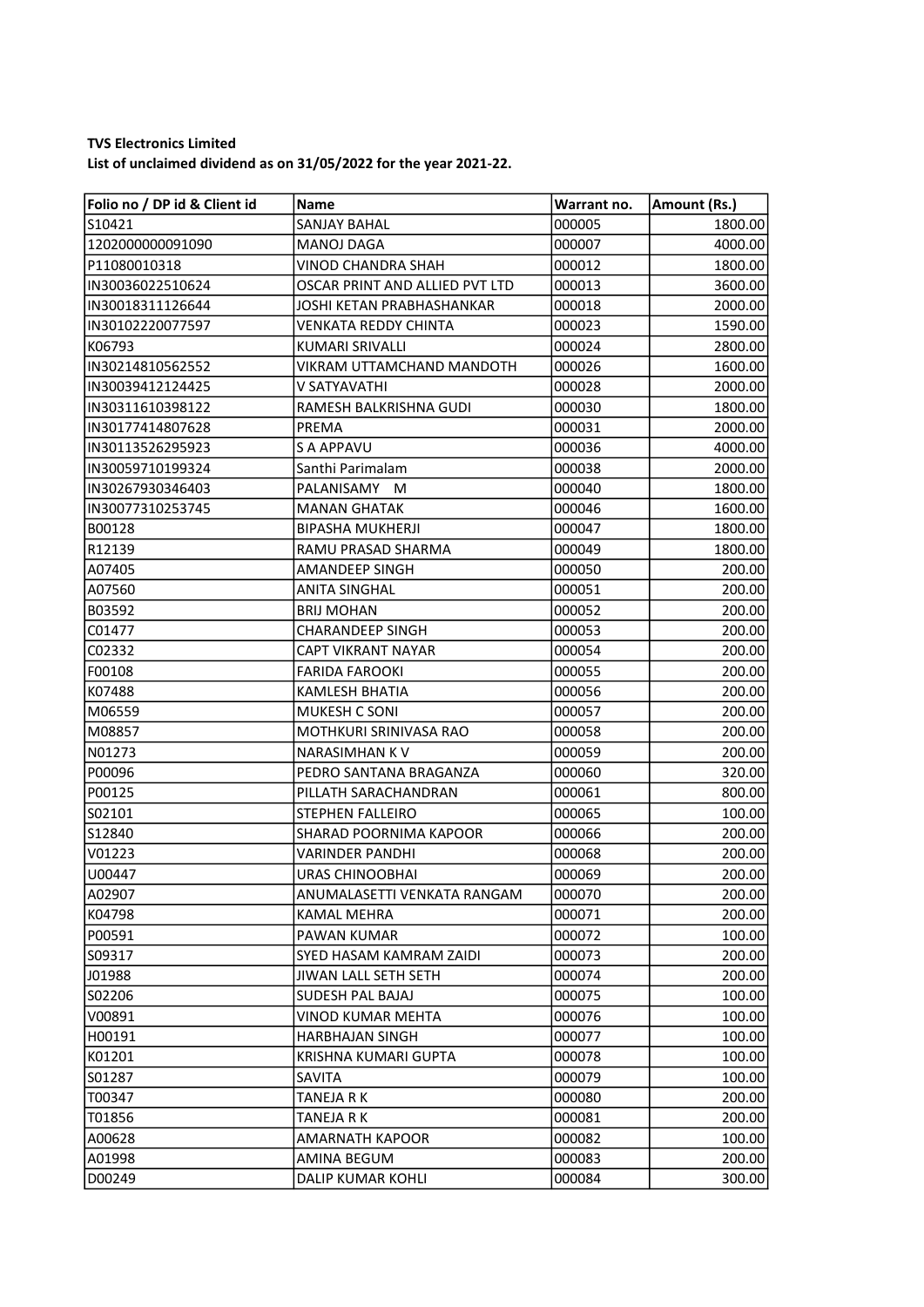**TVS Electronics Limited**
**List of unclaimed dividend as on 31/05/2022 for the year 2021-22.**

| Folio no / DP id & Client id | Name | Warrant no. | Amount (Rs.) |
|---|---|---|---|
| S10421 | SANJAY BAHAL | 000005 | 1800.00 |
| 1202000000091090 | MANOJ DAGA | 000007 | 4000.00 |
| P11080010318 | VINOD CHANDRA SHAH | 000012 | 1800.00 |
| IN30036022510624 | OSCAR PRINT AND ALLIED PVT LTD | 000013 | 3600.00 |
| IN30018311126644 | JOSHI KETAN PRABHASHANKAR | 000018 | 2000.00 |
| IN30102220077597 | VENKATA REDDY CHINTA | 000023 | 1590.00 |
| K06793 | KUMARI SRIVALLI | 000024 | 2800.00 |
| IN30214810562552 | VIKRAM UTTAMCHAND MANDOTH | 000026 | 1600.00 |
| IN30039412124425 | V SATYAVATHI | 000028 | 2000.00 |
| IN30311610398122 | RAMESH BALKRISHNA GUDI | 000030 | 1800.00 |
| IN30177414807628 | PREMA | 000031 | 2000.00 |
| IN30113526295923 | S A APPAVU | 000036 | 4000.00 |
| IN30059710199324 | Santhi Parimalam | 000038 | 2000.00 |
| IN30267930346403 | PALANISAMY M | 000040 | 1800.00 |
| IN30077310253745 | MANAN GHATAK | 000046 | 1600.00 |
| B00128 | BIPASHA MUKHERJI | 000047 | 1800.00 |
| R12139 | RAMU PRASAD SHARMA | 000049 | 1800.00 |
| A07405 | AMANDEEP SINGH | 000050 | 200.00 |
| A07560 | ANITA SINGHAL | 000051 | 200.00 |
| B03592 | BRIJ MOHAN | 000052 | 200.00 |
| C01477 | CHARANDEEP SINGH | 000053 | 200.00 |
| C02332 | CAPT VIKRANT NAYAR | 000054 | 200.00 |
| F00108 | FARIDA FAROOKI | 000055 | 200.00 |
| K07488 | KAMLESH BHATIA | 000056 | 200.00 |
| M06559 | MUKESH C SONI | 000057 | 200.00 |
| M08857 | MOTHKURI SRINIVASA RAO | 000058 | 200.00 |
| N01273 | NARASIMHAN K V | 000059 | 200.00 |
| P00096 | PEDRO SANTANA BRAGANZA | 000060 | 320.00 |
| P00125 | PILLATH SARACHANDRAN | 000061 | 800.00 |
| S02101 | STEPHEN FALLEIRO | 000065 | 100.00 |
| S12840 | SHARAD POORNIMA KAPOOR | 000066 | 200.00 |
| V01223 | VARINDER PANDHI | 000068 | 200.00 |
| U00447 | URAS CHINOOBHAI | 000069 | 200.00 |
| A02907 | ANUMALASETTI VENKATA RANGAM | 000070 | 200.00 |
| K04798 | KAMAL MEHRA | 000071 | 200.00 |
| P00591 | PAWAN KUMAR | 000072 | 100.00 |
| S09317 | SYED HASAM KAMRAM ZAIDI | 000073 | 200.00 |
| J01988 | JIWAN LALL SETH SETH | 000074 | 200.00 |
| S02206 | SUDESH PAL BAJAJ | 000075 | 100.00 |
| V00891 | VINOD KUMAR MEHTA | 000076 | 100.00 |
| H00191 | HARBHAJAN SINGH | 000077 | 100.00 |
| K01201 | KRISHNA KUMARI GUPTA | 000078 | 100.00 |
| S01287 | SAVITA | 000079 | 100.00 |
| T00347 | TANEJA R K | 000080 | 200.00 |
| T01856 | TANEJA R K | 000081 | 200.00 |
| A00628 | AMARNATH KAPOOR | 000082 | 100.00 |
| A01998 | AMINA BEGUM | 000083 | 200.00 |
| D00249 | DALIP KUMAR KOHLI | 000084 | 300.00 |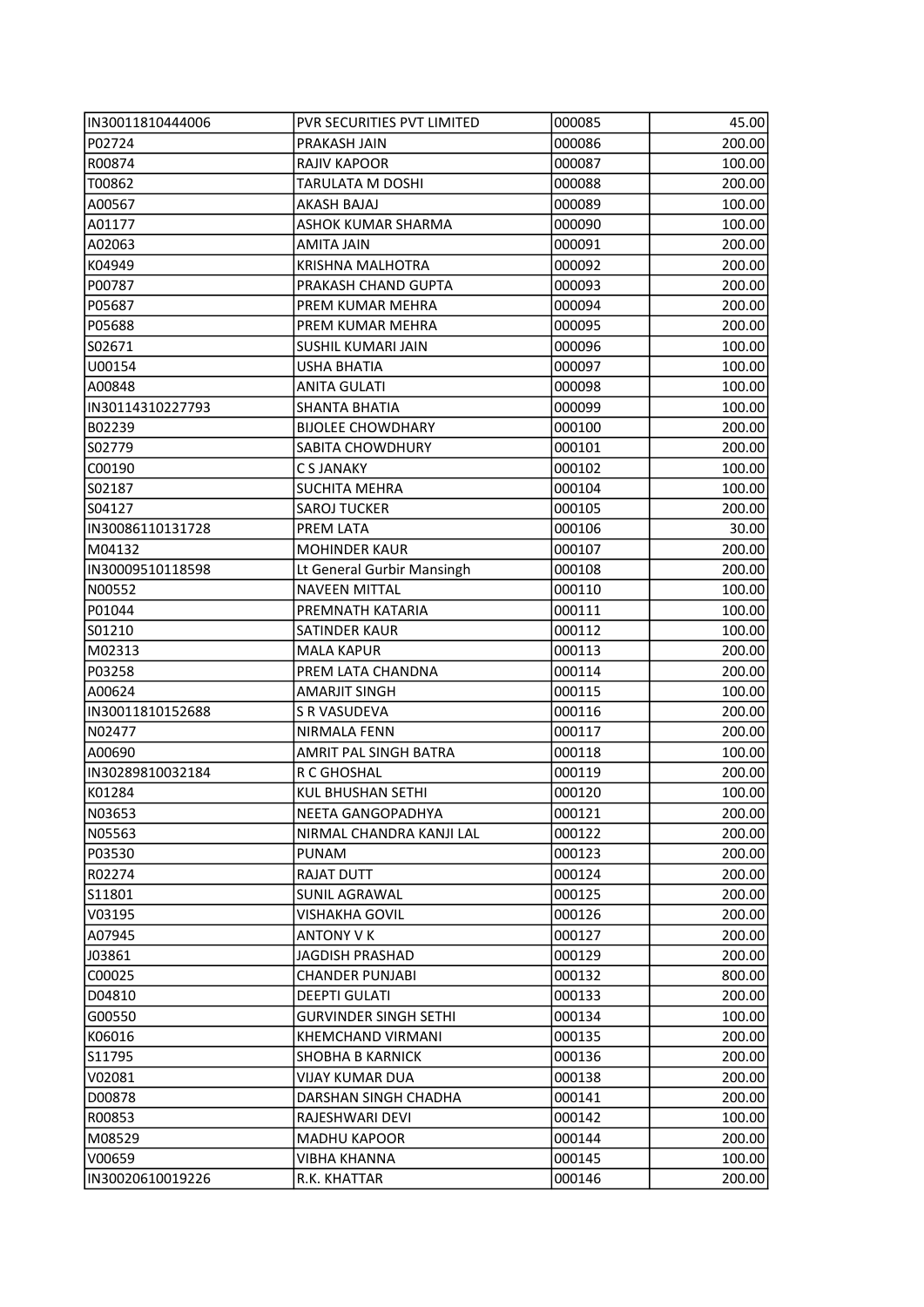| IN30011810444006 | PVR SECURITIES PVT LIMITED | 000085 | 45.00 |
|---|---|---|---|
| P02724 | PRAKASH JAIN | 000086 | 200.00 |
| R00874 | RAJIV KAPOOR | 000087 | 100.00 |
| T00862 | TARULATA M DOSHI | 000088 | 200.00 |
| A00567 | AKASH BAJAJ | 000089 | 100.00 |
| A01177 | ASHOK KUMAR SHARMA | 000090 | 100.00 |
| A02063 | AMITA JAIN | 000091 | 200.00 |
| K04949 | KRISHNA MALHOTRA | 000092 | 200.00 |
| P00787 | PRAKASH CHAND GUPTA | 000093 | 200.00 |
| P05687 | PREM KUMAR MEHRA | 000094 | 200.00 |
| P05688 | PREM KUMAR MEHRA | 000095 | 200.00 |
| S02671 | SUSHIL KUMARI JAIN | 000096 | 100.00 |
| U00154 | USHA BHATIA | 000097 | 100.00 |
| A00848 | ANITA GULATI | 000098 | 100.00 |
| IN30114310227793 | SHANTA BHATIA | 000099 | 100.00 |
| B02239 | BIJOLEE CHOWDHARY | 000100 | 200.00 |
| S02779 | SABITA CHOWDHURY | 000101 | 200.00 |
| C00190 | C S JANAKY | 000102 | 100.00 |
| S02187 | SUCHITA MEHRA | 000104 | 100.00 |
| S04127 | SAROJ TUCKER | 000105 | 200.00 |
| IN30086110131728 | PREM LATA | 000106 | 30.00 |
| M04132 | MOHINDER KAUR | 000107 | 200.00 |
| IN30009510118598 | Lt General Gurbir Mansingh | 000108 | 200.00 |
| N00552 | NAVEEN MITTAL | 000110 | 100.00 |
| P01044 | PREMNATH KATARIA | 000111 | 100.00 |
| S01210 | SATINDER KAUR | 000112 | 100.00 |
| M02313 | MALA KAPUR | 000113 | 200.00 |
| P03258 | PREM LATA CHANDNA | 000114 | 200.00 |
| A00624 | AMARJIT SINGH | 000115 | 100.00 |
| IN30011810152688 | S R VASUDEVA | 000116 | 200.00 |
| N02477 | NIRMALA FENN | 000117 | 200.00 |
| A00690 | AMRIT PAL SINGH BATRA | 000118 | 100.00 |
| IN30289810032184 | R C GHOSHAL | 000119 | 200.00 |
| K01284 | KUL BHUSHAN SETHI | 000120 | 100.00 |
| N03653 | NEETA GANGOPADHYA | 000121 | 200.00 |
| N05563 | NIRMAL CHANDRA KANJI LAL | 000122 | 200.00 |
| P03530 | PUNAM | 000123 | 200.00 |
| R02274 | RAJAT DUTT | 000124 | 200.00 |
| S11801 | SUNIL AGRAWAL | 000125 | 200.00 |
| V03195 | VISHAKHA GOVIL | 000126 | 200.00 |
| A07945 | ANTONY V K | 000127 | 200.00 |
| J03861 | JAGDISH PRASHAD | 000129 | 200.00 |
| C00025 | CHANDER PUNJABI | 000132 | 800.00 |
| D04810 | DEEPTI GULATI | 000133 | 200.00 |
| G00550 | GURVINDER SINGH SETHI | 000134 | 100.00 |
| K06016 | KHEMCHAND VIRMANI | 000135 | 200.00 |
| S11795 | SHOBHA B KARNICK | 000136 | 200.00 |
| V02081 | VIJAY KUMAR DUA | 000138 | 200.00 |
| D00878 | DARSHAN SINGH CHADHA | 000141 | 200.00 |
| R00853 | RAJESHWARI DEVI | 000142 | 100.00 |
| M08529 | MADHU KAPOOR | 000144 | 200.00 |
| V00659 | VIBHA KHANNA | 000145 | 100.00 |
| IN30020610019226 | R.K. KHATTAR | 000146 | 200.00 |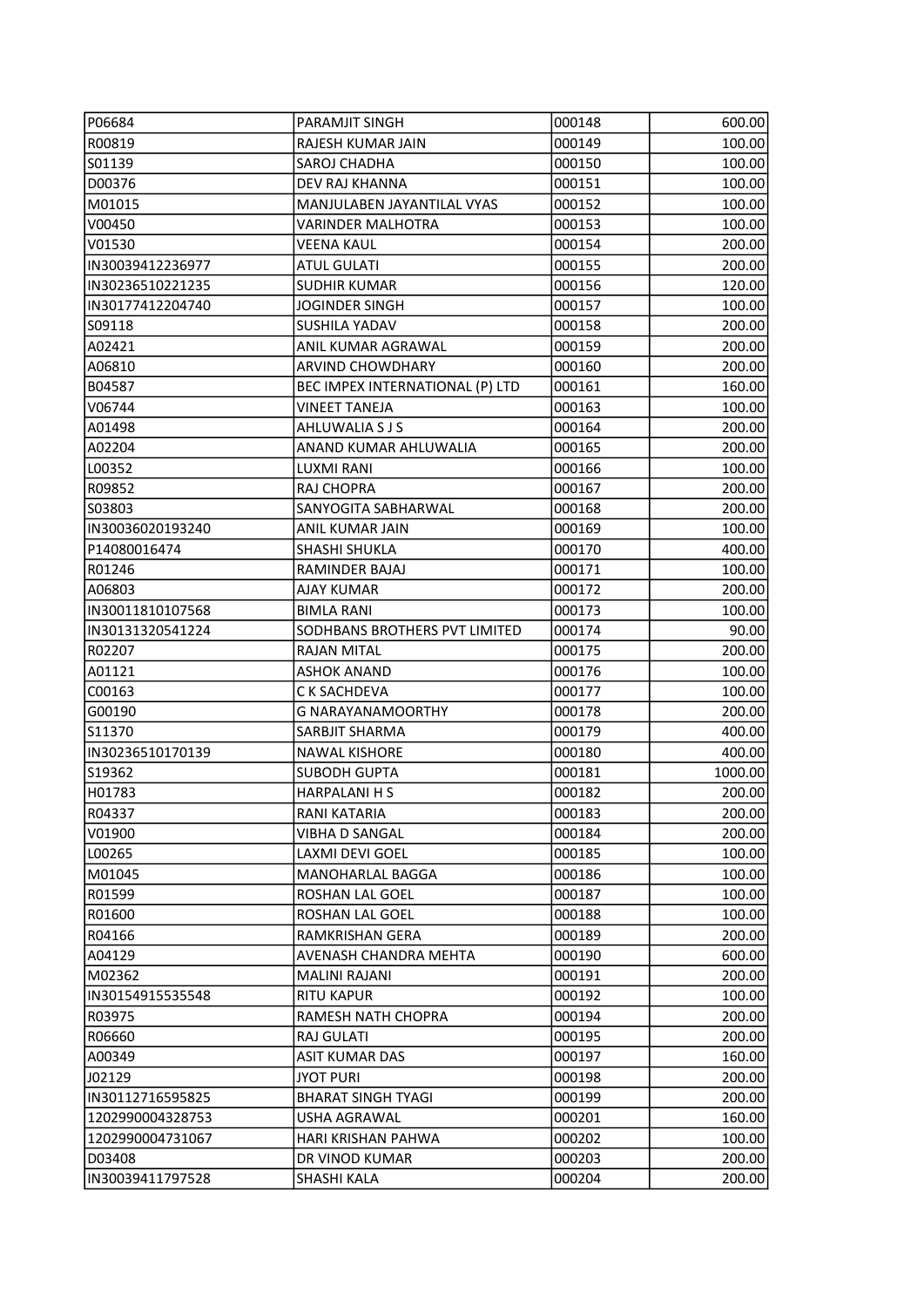| P06684 | PARAMJIT SINGH | 000148 | 600.00 |
|---|---|---|---|
| R00819 | RAJESH KUMAR JAIN | 000149 | 100.00 |
| S01139 | SAROJ CHADHA | 000150 | 100.00 |
| D00376 | DEV RAJ KHANNA | 000151 | 100.00 |
| M01015 | MANJULABEN JAYANTILAL VYAS | 000152 | 100.00 |
| V00450 | VARINDER MALHOTRA | 000153 | 100.00 |
| V01530 | VEENA KAUL | 000154 | 200.00 |
| IN30039412236977 | ATUL GULATI | 000155 | 200.00 |
| IN30236510221235 | SUDHIR KUMAR | 000156 | 120.00 |
| IN30177412204740 | JOGINDER SINGH | 000157 | 100.00 |
| S09118 | SUSHILA YADAV | 000158 | 200.00 |
| A02421 | ANIL KUMAR AGRAWAL | 000159 | 200.00 |
| A06810 | ARVIND CHOWDHARY | 000160 | 200.00 |
| B04587 | BEC IMPEX INTERNATIONAL (P) LTD | 000161 | 160.00 |
| V06744 | VINEET TANEJA | 000163 | 100.00 |
| A01498 | AHLUWALIA S J S | 000164 | 200.00 |
| A02204 | ANAND KUMAR AHLUWALIA | 000165 | 200.00 |
| L00352 | LUXMI RANI | 000166 | 100.00 |
| R09852 | RAJ CHOPRA | 000167 | 200.00 |
| S03803 | SANYOGITA SABHARWAL | 000168 | 200.00 |
| IN30036020193240 | ANIL KUMAR JAIN | 000169 | 100.00 |
| P14080016474 | SHASHI SHUKLA | 000170 | 400.00 |
| R01246 | RAMINDER BAJAJ | 000171 | 100.00 |
| A06803 | AJAY KUMAR | 000172 | 200.00 |
| IN30011810107568 | BIMLA RANI | 000173 | 100.00 |
| IN30131320541224 | SODHBANS BROTHERS PVT LIMITED | 000174 | 90.00 |
| R02207 | RAJAN MITAL | 000175 | 200.00 |
| A01121 | ASHOK ANAND | 000176 | 100.00 |
| C00163 | C K SACHDEVA | 000177 | 100.00 |
| G00190 | G NARAYANAMOORTHY | 000178 | 200.00 |
| S11370 | SARBJIT SHARMA | 000179 | 400.00 |
| IN30236510170139 | NAWAL KISHORE | 000180 | 400.00 |
| S19362 | SUBODH GUPTA | 000181 | 1000.00 |
| H01783 | HARPALANI H S | 000182 | 200.00 |
| R04337 | RANI KATARIA | 000183 | 200.00 |
| V01900 | VIBHA D SANGAL | 000184 | 200.00 |
| L00265 | LAXMI DEVI GOEL | 000185 | 100.00 |
| M01045 | MANOHARLAL BAGGA | 000186 | 100.00 |
| R01599 | ROSHAN LAL GOEL | 000187 | 100.00 |
| R01600 | ROSHAN LAL GOEL | 000188 | 100.00 |
| R04166 | RAMKRISHAN GERA | 000189 | 200.00 |
| A04129 | AVENASH CHANDRA MEHTA | 000190 | 600.00 |
| M02362 | MALINI RAJANI | 000191 | 200.00 |
| IN30154915535548 | RITU KAPUR | 000192 | 100.00 |
| R03975 | RAMESH NATH CHOPRA | 000194 | 200.00 |
| R06660 | RAJ GULATI | 000195 | 200.00 |
| A00349 | ASIT KUMAR DAS | 000197 | 160.00 |
| J02129 | JYOT PURI | 000198 | 200.00 |
| IN30112716595825 | BHARAT SINGH TYAGI | 000199 | 200.00 |
| 1202990004328753 | USHA AGRAWAL | 000201 | 160.00 |
| 1202990004731067 | HARI KRISHAN PAHWA | 000202 | 100.00 |
| D03408 | DR VINOD KUMAR | 000203 | 200.00 |
| IN30039411797528 | SHASHI KALA | 000204 | 200.00 |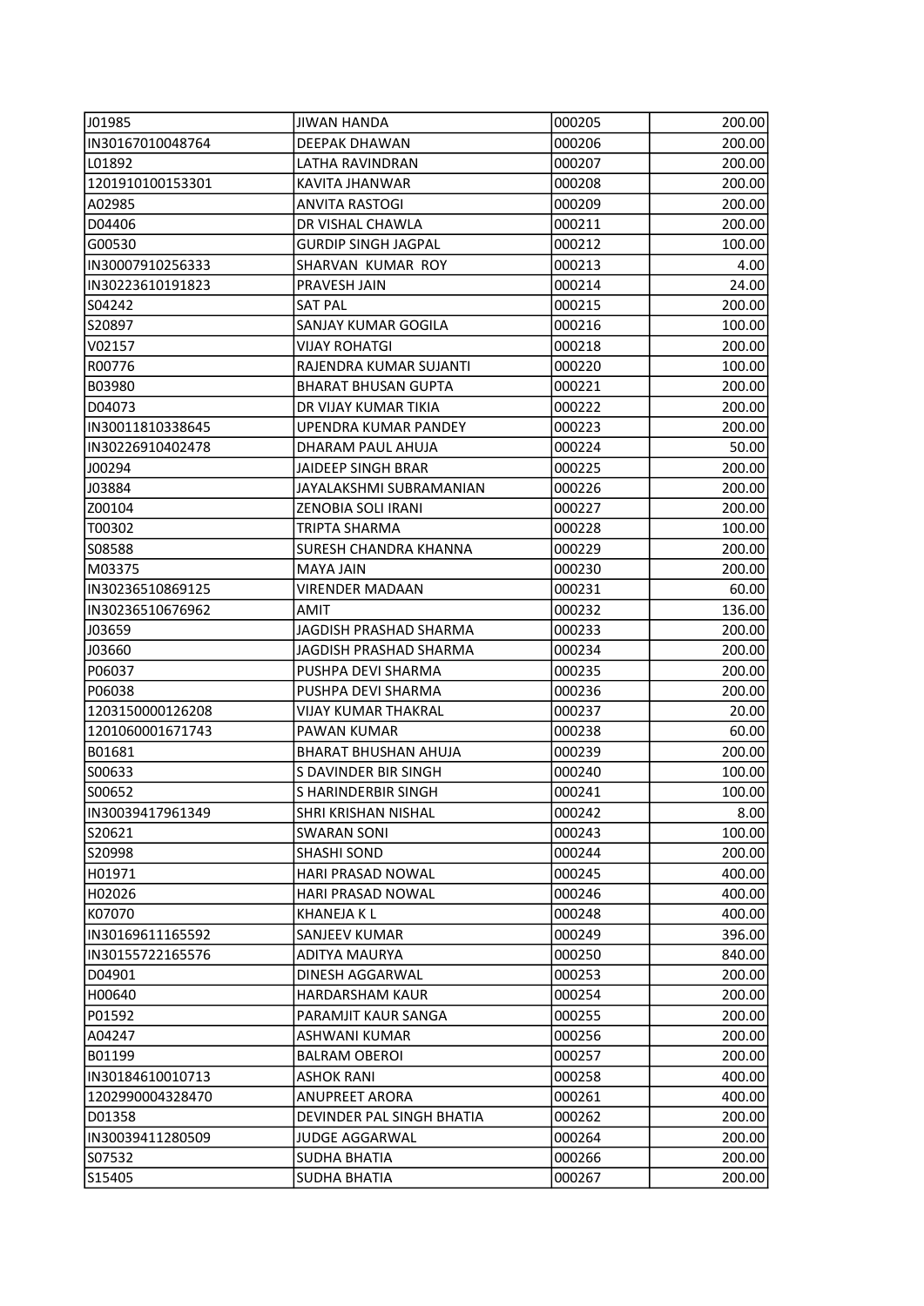| | | | |
|---|---|---|---|
| J01985 | JIWAN HANDA | 000205 | 200.00 |
| IN30167010048764 | DEEPAK DHAWAN | 000206 | 200.00 |
| L01892 | LATHA RAVINDRAN | 000207 | 200.00 |
| 1201910100153301 | KAVITA JHANWAR | 000208 | 200.00 |
| A02985 | ANVITA RASTOGI | 000209 | 200.00 |
| D04406 | DR VISHAL CHAWLA | 000211 | 200.00 |
| G00530 | GURDIP SINGH JAGPAL | 000212 | 100.00 |
| IN30007910256333 | SHARVAN KUMAR ROY | 000213 | 4.00 |
| IN30223610191823 | PRAVESH JAIN | 000214 | 24.00 |
| S04242 | SAT PAL | 000215 | 200.00 |
| S20897 | SANJAY KUMAR GOGILA | 000216 | 100.00 |
| V02157 | VIJAY ROHATGI | 000218 | 200.00 |
| R00776 | RAJENDRA KUMAR SUJANTI | 000220 | 100.00 |
| B03980 | BHARAT BHUSAN GUPTA | 000221 | 200.00 |
| D04073 | DR VIJAY KUMAR TIKIA | 000222 | 200.00 |
| IN30011810338645 | UPENDRA KUMAR PANDEY | 000223 | 200.00 |
| IN30226910402478 | DHARAM PAUL AHUJA | 000224 | 50.00 |
| J00294 | JAIDEEP SINGH BRAR | 000225 | 200.00 |
| J03884 | JAYALAKSHMI SUBRAMANIAN | 000226 | 200.00 |
| Z00104 | ZENOBIA SOLI IRANI | 000227 | 200.00 |
| T00302 | TRIPTA SHARMA | 000228 | 100.00 |
| S08588 | SURESH CHANDRA KHANNA | 000229 | 200.00 |
| M03375 | MAYA JAIN | 000230 | 200.00 |
| IN30236510869125 | VIRENDER MADAAN | 000231 | 60.00 |
| IN30236510676962 | AMIT | 000232 | 136.00 |
| J03659 | JAGDISH PRASHAD SHARMA | 000233 | 200.00 |
| J03660 | JAGDISH PRASHAD SHARMA | 000234 | 200.00 |
| P06037 | PUSHPA DEVI SHARMA | 000235 | 200.00 |
| P06038 | PUSHPA DEVI SHARMA | 000236 | 200.00 |
| 1203150000126208 | VIJAY KUMAR THAKRAL | 000237 | 20.00 |
| 1201060001671743 | PAWAN KUMAR | 000238 | 60.00 |
| B01681 | BHARAT BHUSHAN AHUJA | 000239 | 200.00 |
| S00633 | S DAVINDER BIR SINGH | 000240 | 100.00 |
| S00652 | S HARINDERBIR SINGH | 000241 | 100.00 |
| IN30039417961349 | SHRI KRISHAN NISHAL | 000242 | 8.00 |
| S20621 | SWARAN SONI | 000243 | 100.00 |
| S20998 | SHASHI SOND | 000244 | 200.00 |
| H01971 | HARI PRASAD NOWAL | 000245 | 400.00 |
| H02026 | HARI PRASAD NOWAL | 000246 | 400.00 |
| K07070 | KHANEJA K L | 000248 | 400.00 |
| IN30169611165592 | SANJEEV KUMAR | 000249 | 396.00 |
| IN30155722165576 | ADITYA MAURYA | 000250 | 840.00 |
| D04901 | DINESH AGGARWAL | 000253 | 200.00 |
| H00640 | HARDARSHAM KAUR | 000254 | 200.00 |
| P01592 | PARAMJIT KAUR SANGA | 000255 | 200.00 |
| A04247 | ASHWANI KUMAR | 000256 | 200.00 |
| B01199 | BALRAM OBEROI | 000257 | 200.00 |
| IN30184610010713 | ASHOK RANI | 000258 | 400.00 |
| 1202990004328470 | ANUPREET ARORA | 000261 | 400.00 |
| D01358 | DEVINDER PAL SINGH BHATIA | 000262 | 200.00 |
| IN30039411280509 | JUDGE AGGARWAL | 000264 | 200.00 |
| S07532 | SUDHA BHATIA | 000266 | 200.00 |
| S15405 | SUDHA BHATIA | 000267 | 200.00 |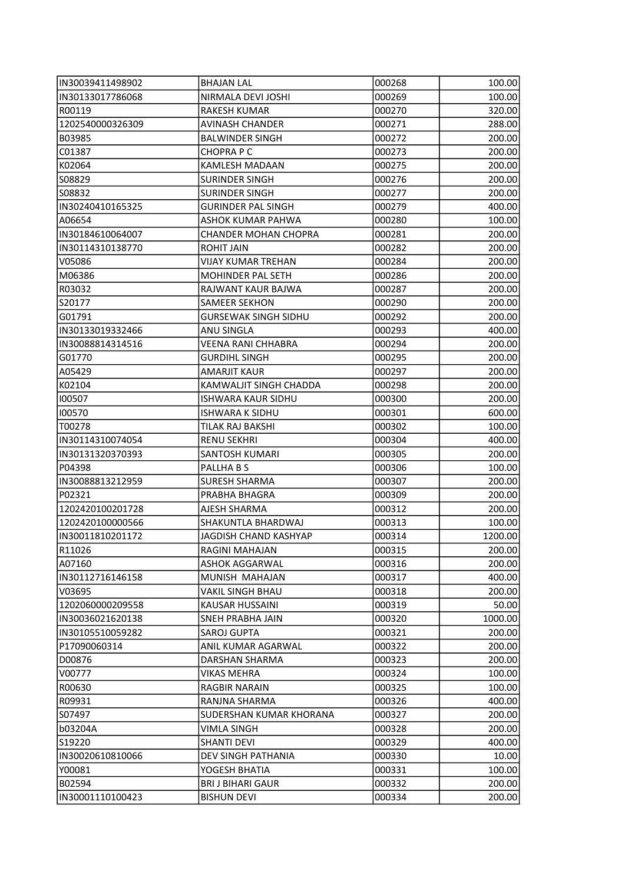| | | | |
|---|---|---|---|
| IN30039411498902 | BHAJAN LAL | 000268 | 100.00 |
| IN30133017786068 | NIRMALA DEVI JOSHI | 000269 | 100.00 |
| R00119 | RAKESH KUMAR | 000270 | 320.00 |
| 1202540000326309 | AVINASH CHANDER | 000271 | 288.00 |
| B03985 | BALWINDER SINGH | 000272 | 200.00 |
| C01387 | CHOPRA P C | 000273 | 200.00 |
| K02064 | KAMLESH MADAAN | 000275 | 200.00 |
| S08829 | SURINDER SINGH | 000276 | 200.00 |
| S08832 | SURINDER SINGH | 000277 | 200.00 |
| IN30240410165325 | GURINDER PAL SINGH | 000279 | 400.00 |
| A06654 | ASHOK KUMAR PAHWA | 000280 | 100.00 |
| IN30184610064007 | CHANDER MOHAN CHOPRA | 000281 | 200.00 |
| IN30114310138770 | ROHIT JAIN | 000282 | 200.00 |
| V05086 | VIJAY KUMAR TREHAN | 000284 | 200.00 |
| M06386 | MOHINDER PAL SETH | 000286 | 200.00 |
| R03032 | RAJWANT KAUR BAJWA | 000287 | 200.00 |
| S20177 | SAMEER SEKHON | 000290 | 200.00 |
| G01791 | GURSEWAK SINGH SIDHU | 000292 | 200.00 |
| IN30133019332466 | ANU SINGLA | 000293 | 400.00 |
| IN30088814314516 | VEENA RANI CHHABRA | 000294 | 200.00 |
| G01770 | GURDIHL SINGH | 000295 | 200.00 |
| A05429 | AMARJIT KAUR | 000297 | 200.00 |
| K02104 | KAMWALJIT SINGH CHADDA | 000298 | 200.00 |
| I00507 | ISHWARA KAUR SIDHU | 000300 | 200.00 |
| I00570 | ISHWARA K SIDHU | 000301 | 600.00 |
| T00278 | TILAK RAJ BAKSHI | 000302 | 100.00 |
| IN30114310074054 | RENU SEKHRI | 000304 | 400.00 |
| IN30131320370393 | SANTOSH KUMARI | 000305 | 200.00 |
| P04398 | PALLHA B S | 000306 | 100.00 |
| IN30088813212959 | SURESH SHARMA | 000307 | 200.00 |
| P02321 | PRABHA BHAGRA | 000309 | 200.00 |
| 1202420100201728 | AJESH SHARMA | 000312 | 200.00 |
| 1202420100000566 | SHAKUNTLA BHARDWAJ | 000313 | 100.00 |
| IN30011810201172 | JAGDISH CHAND KASHYAP | 000314 | 1200.00 |
| R11026 | RAGINI MAHAJAN | 000315 | 200.00 |
| A07160 | ASHOK AGGARWAL | 000316 | 200.00 |
| IN30112716146158 | MUNISH MAHAJAN | 000317 | 400.00 |
| V03695 | VAKIL SINGH BHAU | 000318 | 200.00 |
| 1202060000209558 | KAUSAR HUSSAINI | 000319 | 50.00 |
| IN30036021620138 | SNEH PRABHA JAIN | 000320 | 1000.00 |
| IN30105510059282 | SAROJ GUPTA | 000321 | 200.00 |
| P17090060314 | ANIL KUMAR AGARWAL | 000322 | 200.00 |
| D00876 | DARSHAN SHARMA | 000323 | 200.00 |
| V00777 | VIKAS MEHRA | 000324 | 100.00 |
| R00630 | RAGBIR NARAIN | 000325 | 100.00 |
| R09931 | RANJNA SHARMA | 000326 | 400.00 |
| S07497 | SUDERSHAN KUMAR KHORANA | 000327 | 200.00 |
| b03204A | VIMLA SINGH | 000328 | 200.00 |
| S19220 | SHANTI DEVI | 000329 | 400.00 |
| IN30020610810066 | DEV SINGH PATHANIA | 000330 | 10.00 |
| Y00081 | YOGESH BHATIA | 000331 | 100.00 |
| B02594 | BRI J BIHARI GAUR | 000332 | 200.00 |
| IN30001110100423 | BISHUN DEVI | 000334 | 200.00 |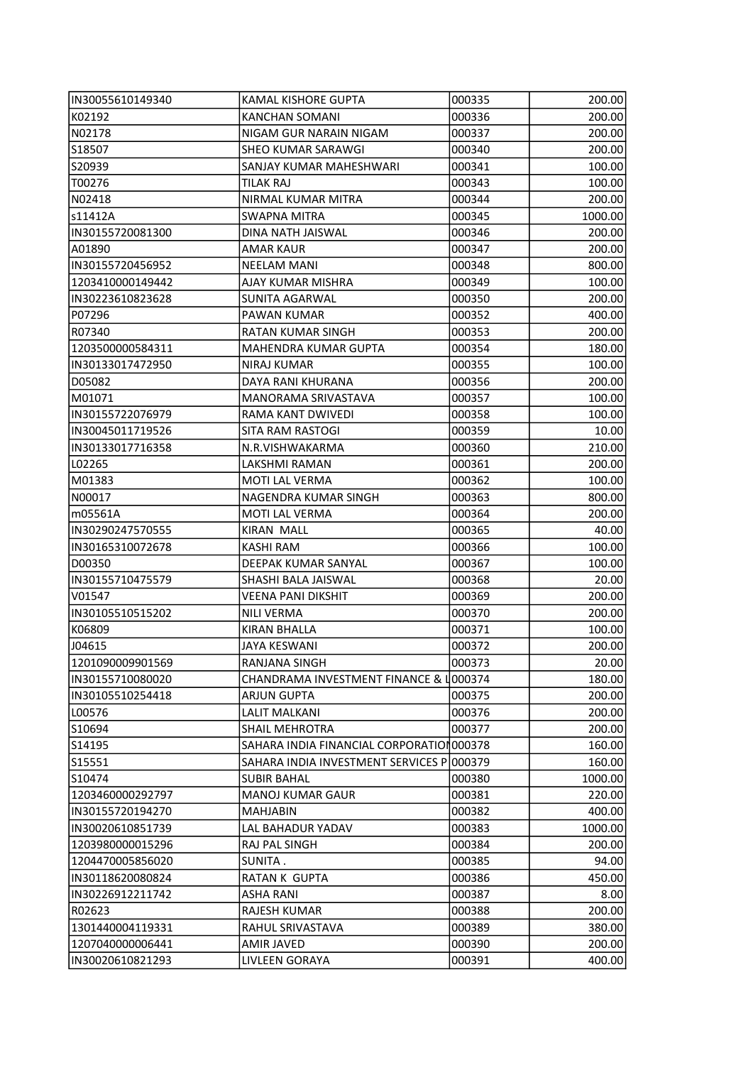| IN30055610149340 | KAMAL KISHORE GUPTA | 000335 | 200.00 |
|---|---|---|---|
| K02192 | KANCHAN SOMANI | 000336 | 200.00 |
| N02178 | NIGAM GUR NARAIN NIGAM | 000337 | 200.00 |
| S18507 | SHEO KUMAR SARAWGI | 000340 | 200.00 |
| S20939 | SANJAY KUMAR MAHESHWARI | 000341 | 100.00 |
| T00276 | TILAK RAJ | 000343 | 100.00 |
| N02418 | NIRMAL KUMAR MITRA | 000344 | 200.00 |
| s11412A | SWAPNA MITRA | 000345 | 1000.00 |
| IN30155720081300 | DINA NATH JAISWAL | 000346 | 200.00 |
| A01890 | AMAR KAUR | 000347 | 200.00 |
| IN30155720456952 | NEELAM MANI | 000348 | 800.00 |
| 1203410000149442 | AJAY KUMAR MISHRA | 000349 | 100.00 |
| IN30223610823628 | SUNITA AGARWAL | 000350 | 200.00 |
| P07296 | PAWAN KUMAR | 000352 | 400.00 |
| R07340 | RATAN KUMAR SINGH | 000353 | 200.00 |
| 1203500000584311 | MAHENDRA KUMAR GUPTA | 000354 | 180.00 |
| IN30133017472950 | NIRAJ KUMAR | 000355 | 100.00 |
| D05082 | DAYA RANI KHURANA | 000356 | 200.00 |
| M01071 | MANORAMA SRIVASTAVA | 000357 | 100.00 |
| IN30155722076979 | RAMA KANT DWIVEDI | 000358 | 100.00 |
| IN30045011719526 | SITA RAM RASTOGI | 000359 | 10.00 |
| IN30133017716358 | N.R.VISHWAKARMA | 000360 | 210.00 |
| L02265 | LAKSHMI RAMAN | 000361 | 200.00 |
| M01383 | MOTI LAL VERMA | 000362 | 100.00 |
| N00017 | NAGENDRA KUMAR SINGH | 000363 | 800.00 |
| m05561A | MOTI LAL VERMA | 000364 | 200.00 |
| IN30290247570555 | KIRAN MALL | 000365 | 40.00 |
| IN30165310072678 | KASHI RAM | 000366 | 100.00 |
| D00350 | DEEPAK KUMAR SANYAL | 000367 | 100.00 |
| IN30155710475579 | SHASHI BALA JAISWAL | 000368 | 20.00 |
| V01547 | VEENA PANI DIKSHIT | 000369 | 200.00 |
| IN30105510515202 | NILI VERMA | 000370 | 200.00 |
| K06809 | KIRAN BHALLA | 000371 | 100.00 |
| J04615 | JAYA KESWANI | 000372 | 200.00 |
| 1201090009901569 | RANJANA SINGH | 000373 | 20.00 |
| IN30155710080020 | CHANDRAMA INVESTMENT FINANCE & L | 000374 | 180.00 |
| IN30105510254418 | ARJUN GUPTA | 000375 | 200.00 |
| L00576 | LALIT MALKANI | 000376 | 200.00 |
| S10694 | SHAIL MEHROTRA | 000377 | 200.00 |
| S14195 | SAHARA INDIA FINANCIAL CORPORATION | 000378 | 160.00 |
| S15551 | SAHARA INDIA INVESTMENT SERVICES P | 000379 | 160.00 |
| S10474 | SUBIR BAHAL | 000380 | 1000.00 |
| 1203460000292797 | MANOJ KUMAR GAUR | 000381 | 220.00 |
| IN30155720194270 | MAHJABIN | 000382 | 400.00 |
| IN30020610851739 | LAL BAHADUR YADAV | 000383 | 1000.00 |
| 1203980000015296 | RAJ PAL SINGH | 000384 | 200.00 |
| 1204470005856020 | SUNITA . | 000385 | 94.00 |
| IN30118620080824 | RATAN K GUPTA | 000386 | 450.00 |
| IN30226912211742 | ASHA RANI | 000387 | 8.00 |
| R02623 | RAJESH KUMAR | 000388 | 200.00 |
| 1301440004119331 | RAHUL SRIVASTAVA | 000389 | 380.00 |
| 1207040000006441 | AMIR JAVED | 000390 | 200.00 |
| IN30020610821293 | LIVLEEN GORAYA | 000391 | 400.00 |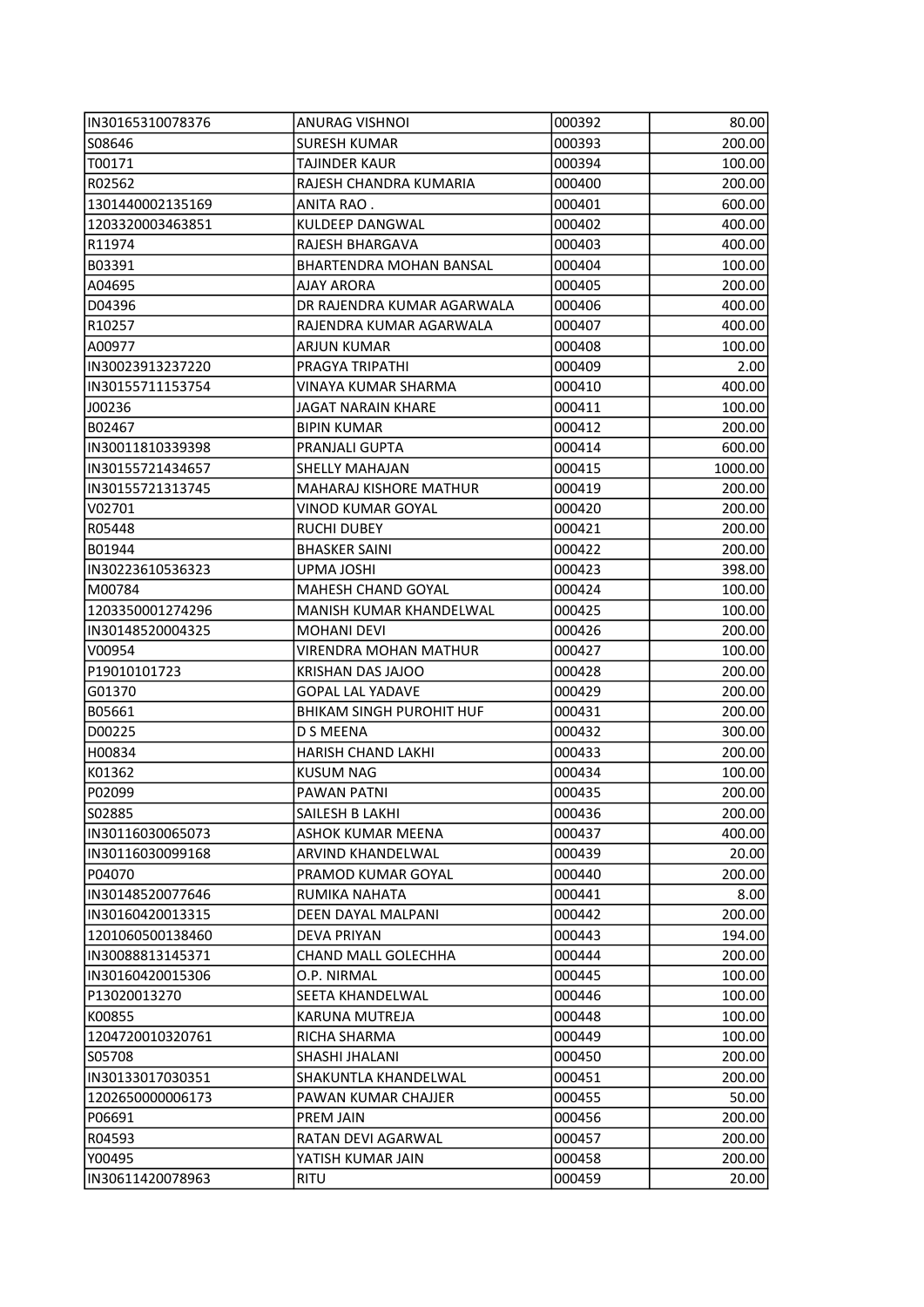| | | | |
|---|---|---|---|
| IN30165310078376 | ANURAG VISHNOI | 000392 | 80.00 |
| S08646 | SURESH KUMAR | 000393 | 200.00 |
| T00171 | TAJINDER KAUR | 000394 | 100.00 |
| R02562 | RAJESH CHANDRA KUMARIA | 000400 | 200.00 |
| 1301440002135169 | ANITA RAO . | 000401 | 600.00 |
| 1203320003463851 | KULDEEP DANGWAL | 000402 | 400.00 |
| R11974 | RAJESH BHARGAVA | 000403 | 400.00 |
| B03391 | BHARTENDRA MOHAN BANSAL | 000404 | 100.00 |
| A04695 | AJAY ARORA | 000405 | 200.00 |
| D04396 | DR RAJENDRA KUMAR AGARWALA | 000406 | 400.00 |
| R10257 | RAJENDRA KUMAR AGARWALA | 000407 | 400.00 |
| A00977 | ARJUN KUMAR | 000408 | 100.00 |
| IN30023913237220 | PRAGYA TRIPATHI | 000409 | 2.00 |
| IN30155711153754 | VINAYA KUMAR SHARMA | 000410 | 400.00 |
| J00236 | JAGAT NARAIN KHARE | 000411 | 100.00 |
| B02467 | BIPIN KUMAR | 000412 | 200.00 |
| IN30011810339398 | PRANJALI GUPTA | 000414 | 600.00 |
| IN30155721434657 | SHELLY MAHAJAN | 000415 | 1000.00 |
| IN30155721313745 | MAHARAJ KISHORE MATHUR | 000419 | 200.00 |
| V02701 | VINOD KUMAR GOYAL | 000420 | 200.00 |
| R05448 | RUCHI DUBEY | 000421 | 200.00 |
| B01944 | BHASKER SAINI | 000422 | 200.00 |
| IN30223610536323 | UPMA JOSHI | 000423 | 398.00 |
| M00784 | MAHESH CHAND GOYAL | 000424 | 100.00 |
| 1203350001274296 | MANISH KUMAR KHANDELWAL | 000425 | 100.00 |
| IN30148520004325 | MOHANI DEVI | 000426 | 200.00 |
| V00954 | VIRENDRA MOHAN MATHUR | 000427 | 100.00 |
| P19010101723 | KRISHAN DAS JAJOO | 000428 | 200.00 |
| G01370 | GOPAL LAL YADAVE | 000429 | 200.00 |
| B05661 | BHIKAM SINGH PUROHIT HUF | 000431 | 200.00 |
| D00225 | D S MEENA | 000432 | 300.00 |
| H00834 | HARISH CHAND LAKHI | 000433 | 200.00 |
| K01362 | KUSUM NAG | 000434 | 100.00 |
| P02099 | PAWAN PATNI | 000435 | 200.00 |
| S02885 | SAILESH B LAKHI | 000436 | 200.00 |
| IN30116030065073 | ASHOK KUMAR MEENA | 000437 | 400.00 |
| IN30116030099168 | ARVIND KHANDELWAL | 000439 | 20.00 |
| P04070 | PRAMOD KUMAR GOYAL | 000440 | 200.00 |
| IN30148520077646 | RUMIKA NAHATA | 000441 | 8.00 |
| IN30160420013315 | DEEN DAYAL MALPANI | 000442 | 200.00 |
| 1201060500138460 | DEVA PRIYAN | 000443 | 194.00 |
| IN30088813145371 | CHAND MALL GOLECHHA | 000444 | 200.00 |
| IN30160420015306 | O.P. NIRMAL | 000445 | 100.00 |
| P13020013270 | SEETA KHANDELWAL | 000446 | 100.00 |
| K00855 | KARUNA MUTREJA | 000448 | 100.00 |
| 1204720010320761 | RICHA SHARMA | 000449 | 100.00 |
| S05708 | SHASHI JHALANI | 000450 | 200.00 |
| IN30133017030351 | SHAKUNTLA KHANDELWAL | 000451 | 200.00 |
| 1202650000006173 | PAWAN KUMAR CHAJJER | 000455 | 50.00 |
| P06691 | PREM JAIN | 000456 | 200.00 |
| R04593 | RATAN DEVI AGARWAL | 000457 | 200.00 |
| Y00495 | YATISH KUMAR JAIN | 000458 | 200.00 |
| IN30611420078963 | RITU | 000459 | 20.00 |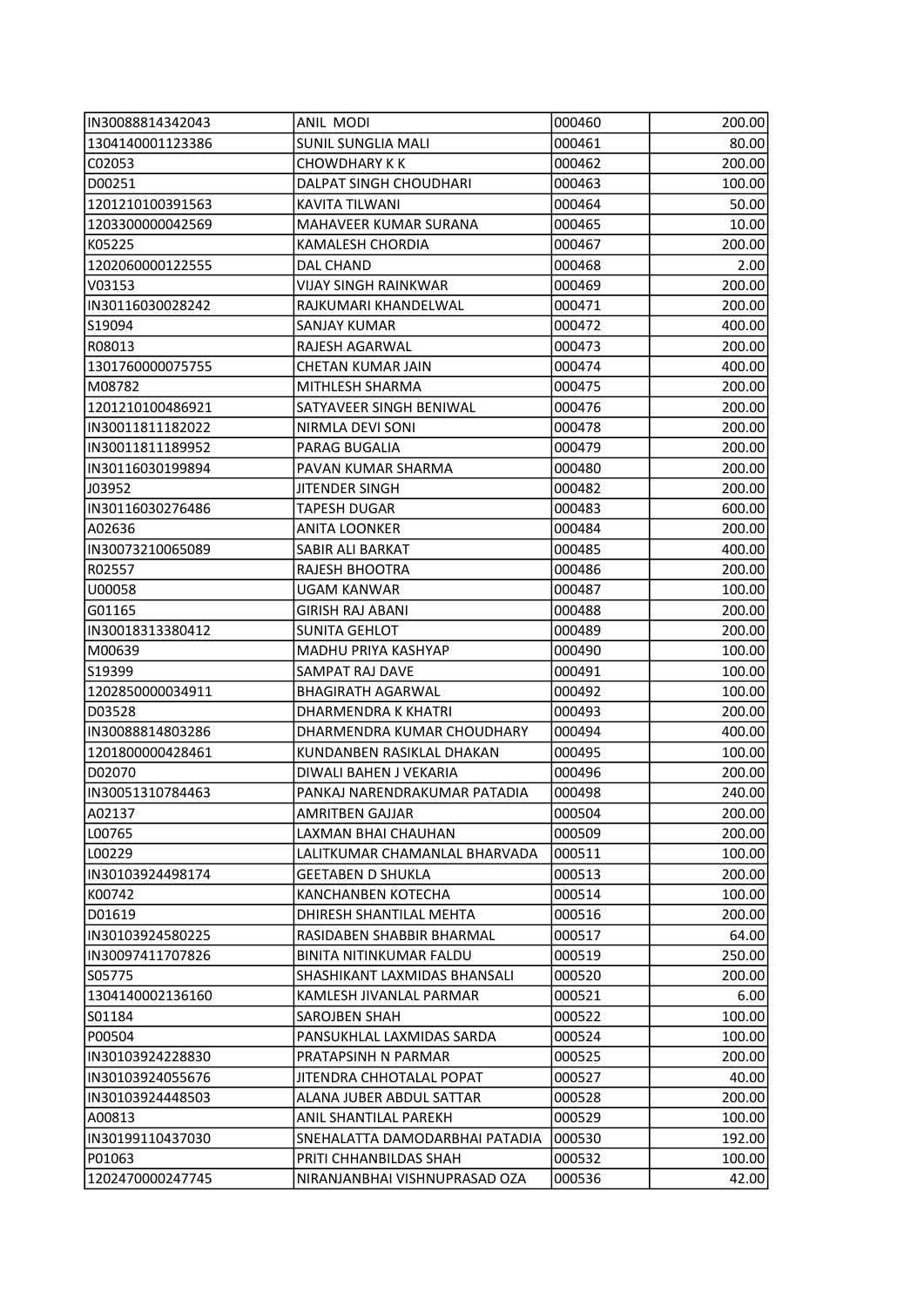| | | | |
|---|---|---|---|
| IN30088814342043 | ANIL MODI | 000460 | 200.00 |
| 1304140001123386 | SUNIL SUNGLIA MALI | 000461 | 80.00 |
| C02053 | CHOWDHARY K K | 000462 | 200.00 |
| D00251 | DALPAT SINGH CHOUDHARI | 000463 | 100.00 |
| 1201210100391563 | KAVITA TILWANI | 000464 | 50.00 |
| 1203300000042569 | MAHAVEER KUMAR SURANA | 000465 | 10.00 |
| K05225 | KAMALESH CHORDIA | 000467 | 200.00 |
| 1202060000122555 | DAL CHAND | 000468 | 2.00 |
| V03153 | VIJAY SINGH RAINKWAR | 000469 | 200.00 |
| IN30116030028242 | RAJKUMARI KHANDELWAL | 000471 | 200.00 |
| S19094 | SANJAY KUMAR | 000472 | 400.00 |
| R08013 | RAJESH AGARWAL | 000473 | 200.00 |
| 1301760000075755 | CHETAN KUMAR JAIN | 000474 | 400.00 |
| M08782 | MITHLESH SHARMA | 000475 | 200.00 |
| 1201210100486921 | SATYAVEER SINGH BENIWAL | 000476 | 200.00 |
| IN30011811182022 | NIRMLA DEVI SONI | 000478 | 200.00 |
| IN30011811189952 | PARAG BUGALIA | 000479 | 200.00 |
| IN30116030199894 | PAVAN KUMAR SHARMA | 000480 | 200.00 |
| J03952 | JITENDER SINGH | 000482 | 200.00 |
| IN30116030276486 | TAPESH DUGAR | 000483 | 600.00 |
| A02636 | ANITA LOONKER | 000484 | 200.00 |
| IN30073210065089 | SABIR ALI BARKAT | 000485 | 400.00 |
| R02557 | RAJESH BHOOTRA | 000486 | 200.00 |
| U00058 | UGAM KANWAR | 000487 | 100.00 |
| G01165 | GIRISH RAJ ABANI | 000488 | 200.00 |
| IN30018313380412 | SUNITA GEHLOT | 000489 | 200.00 |
| M00639 | MADHU PRIYA KASHYAP | 000490 | 100.00 |
| S19399 | SAMPAT RAJ DAVE | 000491 | 100.00 |
| 1202850000034911 | BHAGIRATH AGARWAL | 000492 | 100.00 |
| D03528 | DHARMENDRA K KHATRI | 000493 | 200.00 |
| IN30088814803286 | DHARMENDRA KUMAR CHOUDHARY | 000494 | 400.00 |
| 1201800000428461 | KUNDANBEN RASIKLAL DHAKAN | 000495 | 100.00 |
| D02070 | DIWALI BAHEN J VEKARIA | 000496 | 200.00 |
| IN30051310784463 | PANKAJ NARENDRAKUMAR PATADIA | 000498 | 240.00 |
| A02137 | AMRITBEN GAJJAR | 000504 | 200.00 |
| L00765 | LAXMAN BHAI CHAUHAN | 000509 | 200.00 |
| L00229 | LALITKUMAR CHAMANLAL BHARVADA | 000511 | 100.00 |
| IN30103924498174 | GEETABEN D SHUKLA | 000513 | 200.00 |
| K00742 | KANCHANBEN KOTECHA | 000514 | 100.00 |
| D01619 | DHIRESH SHANTILAL MEHTA | 000516 | 200.00 |
| IN30103924580225 | RASIDABEN SHABBIR BHARMAL | 000517 | 64.00 |
| IN30097411707826 | BINITA NITINKUMAR FALDU | 000519 | 250.00 |
| S05775 | SHASHIKANT LAXMIDAS BHANSALI | 000520 | 200.00 |
| 1304140002136160 | KAMLESH JIVANLAL PARMAR | 000521 | 6.00 |
| S01184 | SAROJBEN SHAH | 000522 | 100.00 |
| P00504 | PANSUKHLAL LAXMIDAS SARDA | 000524 | 100.00 |
| IN30103924228830 | PRATAPSINH N PARMAR | 000525 | 200.00 |
| IN30103924055676 | JITENDRA CHHOTALAL POPAT | 000527 | 40.00 |
| IN30103924448503 | ALANA JUBER ABDUL SATTAR | 000528 | 200.00 |
| A00813 | ANIL SHANTILAL PAREKH | 000529 | 100.00 |
| IN30199110437030 | SNEHALATTA DAMODARBHAI PATADIA | 000530 | 192.00 |
| P01063 | PRITI CHHANBILDAS SHAH | 000532 | 100.00 |
| 1202470000247745 | NIRANJANBHAI VISHNUPRASAD OZA | 000536 | 42.00 |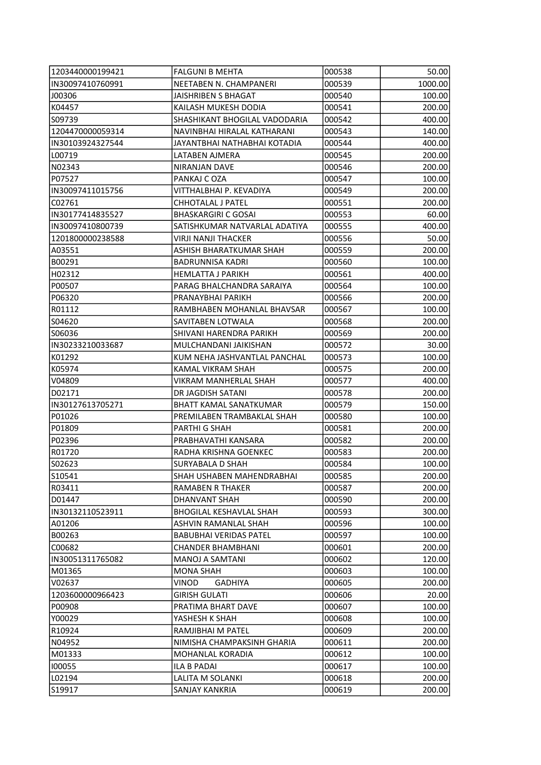| | | | |
|---|---|---|---|
| 1203440000199421 | FALGUNI B MEHTA | 000538 | 50.00 |
| IN30097410760991 | NEETABEN N. CHAMPANERI | 000539 | 1000.00 |
| J00306 | JAISHRIBEN S BHAGAT | 000540 | 100.00 |
| K04457 | KAILASH MUKESH DODIA | 000541 | 200.00 |
| S09739 | SHASHIKANT BHOGILAL VADODARIA | 000542 | 400.00 |
| 1204470000059314 | NAVINBHAI HIRALAL KATHARANI | 000543 | 140.00 |
| IN30103924327544 | JAYANTBHAI NATHABHAI KOTADIA | 000544 | 400.00 |
| L00719 | LATABEN AJMERA | 000545 | 200.00 |
| N02343 | NIRANJAN DAVE | 000546 | 200.00 |
| P07527 | PANKAJ C OZA | 000547 | 100.00 |
| IN30097411015756 | VITTHALBHAI P. KEVADIYA | 000549 | 200.00 |
| C02761 | CHHOTALAL J PATEL | 000551 | 200.00 |
| IN30177414835527 | BHASKARGIRI C GOSAI | 000553 | 60.00 |
| IN30097410800739 | SATISHKUMAR NATVARLAL ADATIYA | 000555 | 400.00 |
| 1201800000238588 | VIRJI NANJI THACKER | 000556 | 50.00 |
| A03551 | ASHISH BHARATKUMAR SHAH | 000559 | 200.00 |
| B00291 | BADRUNNISA KADRI | 000560 | 100.00 |
| H02312 | HEMLATTA J PARIKH | 000561 | 400.00 |
| P00507 | PARAG BHALCHANDRA SARAIYA | 000564 | 100.00 |
| P06320 | PRANAYBHAI PARIKH | 000566 | 200.00 |
| R01112 | RAMBHABEN MOHANLAL BHAVSAR | 000567 | 100.00 |
| S04620 | SAVITABEN LOTWALA | 000568 | 200.00 |
| S06036 | SHIVANI HARENDRA PARIKH | 000569 | 200.00 |
| IN30233210033687 | MULCHANDANI JAIKISHAN | 000572 | 30.00 |
| K01292 | KUM NEHA JASHVANTLAL PANCHAL | 000573 | 100.00 |
| K05974 | KAMAL VIKRAM SHAH | 000575 | 200.00 |
| V04809 | VIKRAM MANHERLAL SHAH | 000577 | 400.00 |
| D02171 | DR JAGDISH SATANI | 000578 | 200.00 |
| IN30127613705271 | BHATT KAMAL SANATKUMAR | 000579 | 150.00 |
| P01026 | PREMILABEN TRAMBAKLAL SHAH | 000580 | 100.00 |
| P01809 | PARTHI G SHAH | 000581 | 200.00 |
| P02396 | PRABHAVATHI KANSARA | 000582 | 200.00 |
| R01720 | RADHA KRISHNA GOENKEC | 000583 | 200.00 |
| S02623 | SURYABALA D SHAH | 000584 | 100.00 |
| S10541 | SHAH USHABEN MAHENDRABHAI | 000585 | 200.00 |
| R03411 | RAMABEN R THAKER | 000587 | 200.00 |
| D01447 | DHANVANT SHAH | 000590 | 200.00 |
| IN30132110523911 | BHOGILAL KESHAVLAL SHAH | 000593 | 300.00 |
| A01206 | ASHVIN RAMANLAL SHAH | 000596 | 100.00 |
| B00263 | BABUBHAI VERIDAS PATEL | 000597 | 100.00 |
| C00682 | CHANDER BHAMBHANI | 000601 | 200.00 |
| IN30051311765082 | MANOJ A SAMTANI | 000602 | 120.00 |
| M01365 | MONA SHAH | 000603 | 100.00 |
| V02637 | VINOD GADHIYA | 000605 | 200.00 |
| 1203600000966423 | GIRISH GULATI | 000606 | 20.00 |
| P00908 | PRATIMA BHART DAVE | 000607 | 100.00 |
| Y00029 | YASHESH K SHAH | 000608 | 100.00 |
| R10924 | RAMJIBHAI M PATEL | 000609 | 200.00 |
| N04952 | NIMISHA CHAMPAKSINH GHARIA | 000611 | 200.00 |
| M01333 | MOHANLAL KORADIA | 000612 | 100.00 |
| I00055 | ILA B PADAI | 000617 | 100.00 |
| L02194 | LALITA M SOLANKI | 000618 | 200.00 |
| S19917 | SANJAY KANKRIA | 000619 | 200.00 |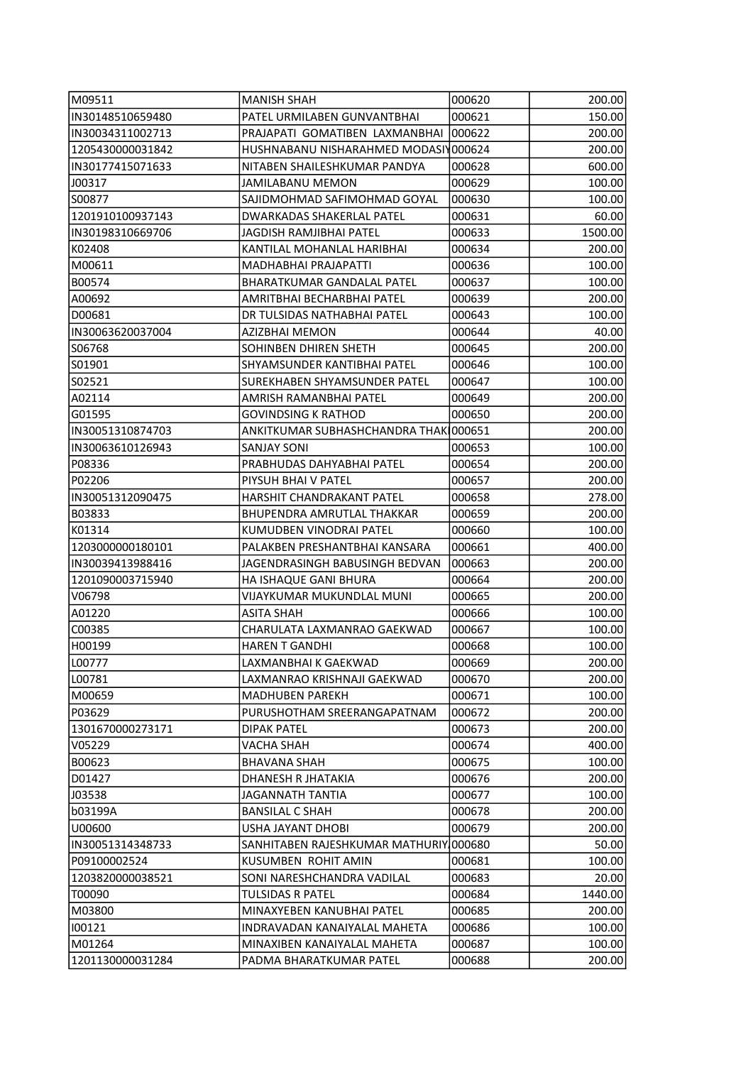| | | | |
|---|---|---|---|
| M09511 | MANISH SHAH | 000620 | 200.00 |
| IN30148510659480 | PATEL URMILABEN GUNVANTBHAI | 000621 | 150.00 |
| IN30034311002713 | PRAJAPATI GOMATIBEN LAXMANBHAI | 000622 | 200.00 |
| 1205430000031842 | HUSHNABANU NISHARAHMED MODASIY | 000624 | 200.00 |
| IN30177415071633 | NITABEN SHAILESHKUMAR PANDYA | 000628 | 600.00 |
| J00317 | JAMILABANU MEMON | 000629 | 100.00 |
| S00877 | SAJIDMOHMAD SAFIMOHMAD GOYAL | 000630 | 100.00 |
| 1201910100937143 | DWARKADAS SHAKERLAL PATEL | 000631 | 60.00 |
| IN30198310669706 | JAGDISH RAMJIBHAI PATEL | 000633 | 1500.00 |
| K02408 | KANTILAL MOHANLAL HARIBHAI | 000634 | 200.00 |
| M00611 | MADHABHAI PRAJAPATTI | 000636 | 100.00 |
| B00574 | BHARATKUMAR GANDALAL PATEL | 000637 | 100.00 |
| A00692 | AMRITBHAI BECHARBHAI PATEL | 000639 | 200.00 |
| D00681 | DR TULSIDAS NATHABHAI PATEL | 000643 | 100.00 |
| IN30063620037004 | AZIZBHAI MEMON | 000644 | 40.00 |
| S06768 | SOHINBEN DHIREN SHETH | 000645 | 200.00 |
| S01901 | SHYAMSUNDER KANTIBHAI PATEL | 000646 | 100.00 |
| S02521 | SUREKHABEN SHYAMSUNDER PATEL | 000647 | 100.00 |
| A02114 | AMRISH RAMANBHAI PATEL | 000649 | 200.00 |
| G01595 | GOVINDSING K RATHOD | 000650 | 200.00 |
| IN30051310874703 | ANKITKUMAR SUBHASHCHANDRA THAK | 000651 | 200.00 |
| IN30063610126943 | SANJAY SONI | 000653 | 100.00 |
| P08336 | PRABHUDAS DAHYABHAI PATEL | 000654 | 200.00 |
| P02206 | PIYSUH BHAI V PATEL | 000657 | 200.00 |
| IN30051312090475 | HARSHIT CHANDRAKANT PATEL | 000658 | 278.00 |
| B03833 | BHUPENDRA AMRUTLAL THAKKAR | 000659 | 200.00 |
| K01314 | KUMUDBEN VINODRAI PATEL | 000660 | 100.00 |
| 1203000000180101 | PALAKBEN PRESHANTBHAI KANSARA | 000661 | 400.00 |
| IN30039413988416 | JAGENDRASINGH BABUSINGH BEDVAN | 000663 | 200.00 |
| 1201090003715940 | HA ISHAQUE GANI BHURA | 000664 | 200.00 |
| V06798 | VIJAYKUMAR MUKUNDLAL MUNI | 000665 | 200.00 |
| A01220 | ASITA SHAH | 000666 | 100.00 |
| C00385 | CHARULATA LAXMANRAO GAEKWAD | 000667 | 100.00 |
| H00199 | HAREN T GANDHI | 000668 | 100.00 |
| L00777 | LAXMANBHAI K GAEKWAD | 000669 | 200.00 |
| L00781 | LAXMANRAO KRISHNAJI GAEKWAD | 000670 | 200.00 |
| M00659 | MADHUBEN PAREKH | 000671 | 100.00 |
| P03629 | PURUSHOTHAM SREERANGAPATNAM | 000672 | 200.00 |
| 1301670000273171 | DIPAK PATEL | 000673 | 200.00 |
| V05229 | VACHA SHAH | 000674 | 400.00 |
| B00623 | BHAVANA SHAH | 000675 | 100.00 |
| D01427 | DHANESH R JHATAKIA | 000676 | 200.00 |
| J03538 | JAGANNATH TANTIA | 000677 | 100.00 |
| b03199A | BANSILAL C SHAH | 000678 | 200.00 |
| U00600 | USHA JAYANT DHOBI | 000679 | 200.00 |
| IN30051314348733 | SANHITABEN RAJESHKUMAR MATHURIY | 000680 | 50.00 |
| P09100002524 | KUSUMBEN ROHIT AMIN | 000681 | 100.00 |
| 1203820000038521 | SONI NARESHCHANDRA VADILAL | 000683 | 20.00 |
| T00090 | TULSIDAS R PATEL | 000684 | 1440.00 |
| M03800 | MINAXYEBEN KANUBHAI PATEL | 000685 | 200.00 |
| I00121 | INDRAVADAN KANAIYALAL MAHETA | 000686 | 100.00 |
| M01264 | MINAXIBEN KANAIYALAL MAHETA | 000687 | 100.00 |
| 1201130000031284 | PADMA BHARATKUMAR PATEL | 000688 | 200.00 |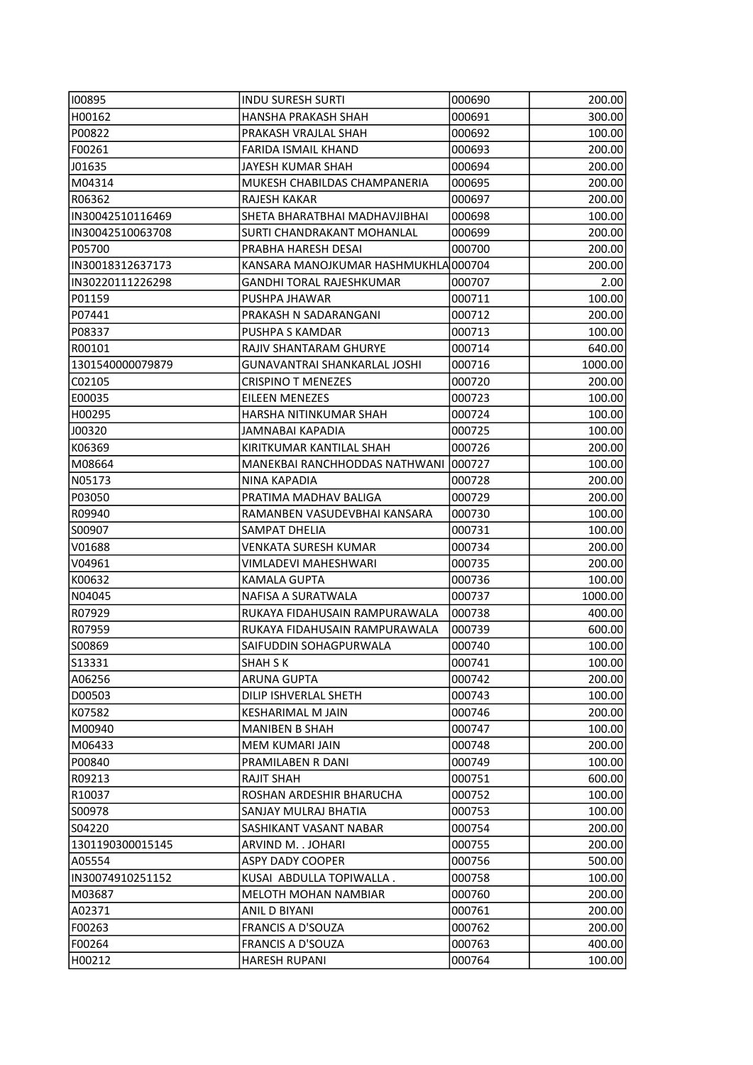| I00895 | INDU SURESH SURTI | 000690 | 200.00 |
|---|---|---|---|
| H00162 | HANSHA PRAKASH SHAH | 000691 | 300.00 |
| P00822 | PRAKASH VRAJLAL SHAH | 000692 | 100.00 |
| F00261 | FARIDA ISMAIL KHAND | 000693 | 200.00 |
| J01635 | JAYESH KUMAR SHAH | 000694 | 200.00 |
| M04314 | MUKESH CHABILDAS CHAMPANERIA | 000695 | 200.00 |
| R06362 | RAJESH KAKAR | 000697 | 200.00 |
| IN30042510116469 | SHETA BHARATBHAI MADHAVJIBHAI | 000698 | 100.00 |
| IN30042510063708 | SURTI CHANDRAKANT MOHANLAL | 000699 | 200.00 |
| P05700 | PRABHA HARESH DESAI | 000700 | 200.00 |
| IN30018312637173 | KANSARA MANOJKUMAR HASHMUKHLA | 000704 | 200.00 |
| IN30220111226298 | GANDHI TORAL RAJESHKUMAR | 000707 | 2.00 |
| P01159 | PUSHPA JHAWAR | 000711 | 100.00 |
| P07441 | PRAKASH N SADARANGANI | 000712 | 200.00 |
| P08337 | PUSHPA S KAMDAR | 000713 | 100.00 |
| R00101 | RAJIV SHANTARAM GHURYE | 000714 | 640.00 |
| 1301540000079879 | GUNAVANTRAI SHANKARLAL JOSHI | 000716 | 1000.00 |
| C02105 | CRISPINO T MENEZES | 000720 | 200.00 |
| E00035 | EILEEN MENEZES | 000723 | 100.00 |
| H00295 | HARSHA NITINKUMAR SHAH | 000724 | 100.00 |
| J00320 | JAMNABAI KAPADIA | 000725 | 100.00 |
| K06369 | KIRITKUMAR KANTILAL SHAH | 000726 | 200.00 |
| M08664 | MANEKBAI RANCHHODDAS NATHWANI | 000727 | 100.00 |
| N05173 | NINA KAPADIA | 000728 | 200.00 |
| P03050 | PRATIMA MADHAV BALIGA | 000729 | 200.00 |
| R09940 | RAMANBEN VASUDEVBHAI KANSARA | 000730 | 100.00 |
| S00907 | SAMPAT DHELIA | 000731 | 100.00 |
| V01688 | VENKATA SURESH KUMAR | 000734 | 200.00 |
| V04961 | VIMLADEVI MAHESHWARI | 000735 | 200.00 |
| K00632 | KAMALA GUPTA | 000736 | 100.00 |
| N04045 | NAFISA A SURATWALA | 000737 | 1000.00 |
| R07929 | RUKAYA FIDAHUSAIN RAMPURAWALA | 000738 | 400.00 |
| R07959 | RUKAYA FIDAHUSAIN RAMPURAWALA | 000739 | 600.00 |
| S00869 | SAIFUDDIN SOHAGPURWALA | 000740 | 100.00 |
| S13331 | SHAH S K | 000741 | 100.00 |
| A06256 | ARUNA GUPTA | 000742 | 200.00 |
| D00503 | DILIP ISHVERLAL SHETH | 000743 | 100.00 |
| K07582 | KESHARIMAL M JAIN | 000746 | 200.00 |
| M00940 | MANIBEN B SHAH | 000747 | 100.00 |
| M06433 | MEM KUMARI JAIN | 000748 | 200.00 |
| P00840 | PRAMILABEN R DANI | 000749 | 100.00 |
| R09213 | RAJIT SHAH | 000751 | 600.00 |
| R10037 | ROSHAN ARDESHIR BHARUCHA | 000752 | 100.00 |
| S00978 | SANJAY MULRAJ BHATIA | 000753 | 100.00 |
| S04220 | SASHIKANT VASANT NABAR | 000754 | 200.00 |
| 1301190300015145 | ARVIND M. . JOHARI | 000755 | 200.00 |
| A05554 | ASPY DADY COOPER | 000756 | 500.00 |
| IN30074910251152 | KUSAI ABDULLA TOPIWALLA . | 000758 | 100.00 |
| M03687 | MELOTH MOHAN NAMBIAR | 000760 | 200.00 |
| A02371 | ANIL D BIYANI | 000761 | 200.00 |
| F00263 | FRANCIS A D'SOUZA | 000762 | 200.00 |
| F00264 | FRANCIS A D'SOUZA | 000763 | 400.00 |
| H00212 | HARESH RUPANI | 000764 | 100.00 |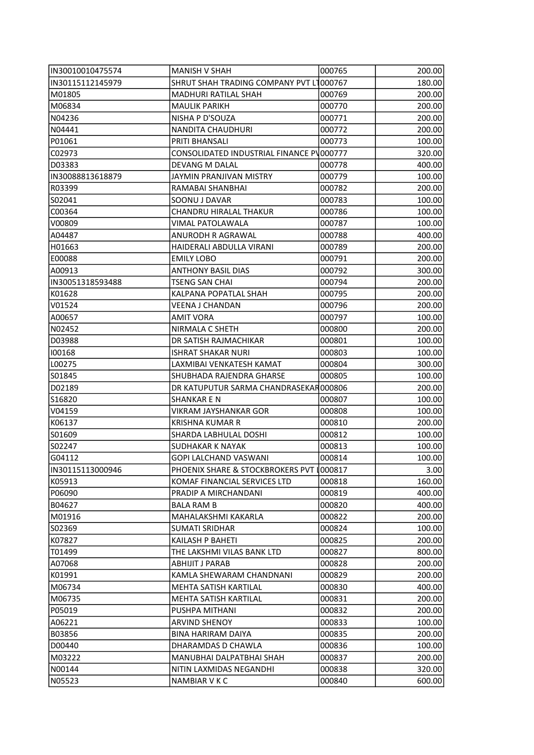| | | | |
|---|---|---|---|
| IN30010010475574 | MANISH V SHAH | 000765 | 200.00 |
| IN30115112145979 | SHRUT SHAH TRADING COMPANY PVT LT | 000767 | 180.00 |
| M01805 | MADHURI RATILAL SHAH | 000769 | 200.00 |
| M06834 | MAULIK PARIKH | 000770 | 200.00 |
| N04236 | NISHA P D'SOUZA | 000771 | 200.00 |
| N04441 | NANDITA CHAUDHURI | 000772 | 200.00 |
| P01061 | PRITI BHANSALI | 000773 | 100.00 |
| C02973 | CONSOLIDATED INDUSTRIAL FINANCE PV | 000777 | 320.00 |
| D03383 | DEVANG M DALAL | 000778 | 400.00 |
| IN30088813618879 | JAYMIN PRANJIVAN MISTRY | 000779 | 100.00 |
| R03399 | RAMABAI SHANBHAI | 000782 | 200.00 |
| S02041 | SOONU J DAVAR | 000783 | 100.00 |
| C00364 | CHANDRU HIRALAL THAKUR | 000786 | 100.00 |
| V00809 | VIMAL PATOLAWALA | 000787 | 100.00 |
| A04487 | ANURODH R AGRAWAL | 000788 | 400.00 |
| H01663 | HAIDERALI ABDULLA VIRANI | 000789 | 200.00 |
| E00088 | EMILY LOBO | 000791 | 200.00 |
| A00913 | ANTHONY BASIL DIAS | 000792 | 300.00 |
| IN30051318593488 | TSENG SAN CHAI | 000794 | 200.00 |
| K01628 | KALPANA POPATLAL SHAH | 000795 | 200.00 |
| V01524 | VEENA J CHANDAN | 000796 | 200.00 |
| A00657 | AMIT VORA | 000797 | 100.00 |
| N02452 | NIRMALA C SHETH | 000800 | 200.00 |
| D03988 | DR SATISH RAJMACHIKAR | 000801 | 100.00 |
| I00168 | ISHRAT SHAKAR NURI | 000803 | 100.00 |
| L00275 | LAXMIBAI VENKATESH KAMAT | 000804 | 300.00 |
| S01845 | SHUBHADA RAJENDRA GHARSE | 000805 | 100.00 |
| D02189 | DR KATUPUTUR SARMA CHANDRASEKAR | 000806 | 200.00 |
| S16820 | SHANKAR E N | 000807 | 100.00 |
| V04159 | VIKRAM JAYSHANKAR GOR | 000808 | 100.00 |
| K06137 | KRISHNA KUMAR R | 000810 | 200.00 |
| S01609 | SHARDA LABHULAL DOSHI | 000812 | 100.00 |
| S02247 | SUDHAKAR K NAYAK | 000813 | 100.00 |
| G04112 | GOPI LALCHAND VASWANI | 000814 | 100.00 |
| IN30115113000946 | PHOENIX SHARE & STOCKBROKERS PVT L | 000817 | 3.00 |
| K05913 | KOMAF FINANCIAL SERVICES LTD | 000818 | 160.00 |
| P06090 | PRADIP A MIRCHANDANI | 000819 | 400.00 |
| B04627 | BALA RAM B | 000820 | 400.00 |
| M01916 | MAHALAKSHMI KAKARLA | 000822 | 200.00 |
| S02369 | SUMATI SRIDHAR | 000824 | 100.00 |
| K07827 | KAILASH P BAHETI | 000825 | 200.00 |
| T01499 | THE LAKSHMI VILAS BANK LTD | 000827 | 800.00 |
| A07068 | ABHIJIT J PARAB | 000828 | 200.00 |
| K01991 | KAMLA SHEWARAM CHANDNANI | 000829 | 200.00 |
| M06734 | MEHTA SATISH KARTILAL | 000830 | 400.00 |
| M06735 | MEHTA SATISH KARTILAL | 000831 | 200.00 |
| P05019 | PUSHPA MITHANI | 000832 | 200.00 |
| A06221 | ARVIND SHENOY | 000833 | 100.00 |
| B03856 | BINA HARIRAM DAIYA | 000835 | 200.00 |
| D00440 | DHARAMDAS D CHAWLA | 000836 | 100.00 |
| M03222 | MANUBHAI DALPATBHAI SHAH | 000837 | 200.00 |
| N00144 | NITIN LAXMIDAS NEGANDHI | 000838 | 320.00 |
| N05523 | NAMBIAR V K C | 000840 | 600.00 |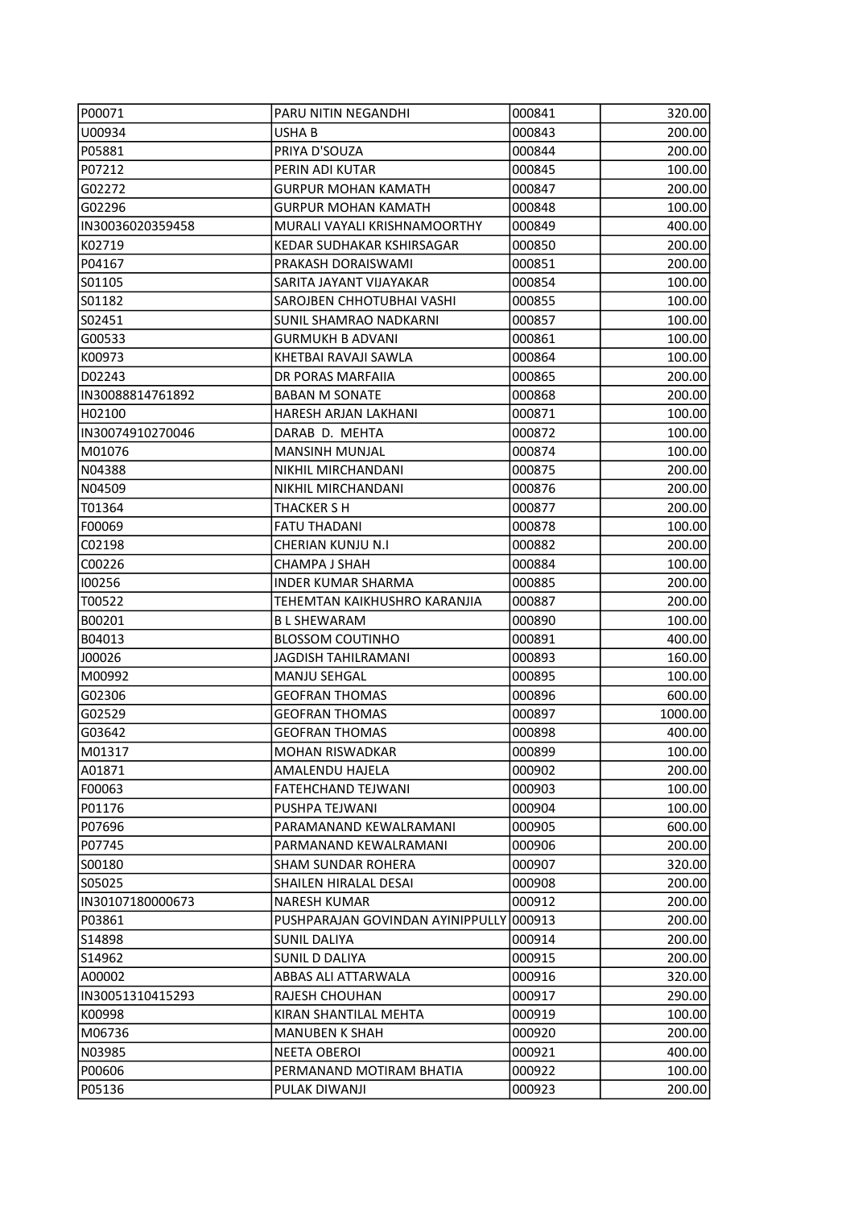| P00071 | PARU NITIN NEGANDHI | 000841 | 320.00 |
|---|---|---|---|
| U00934 | USHA B | 000843 | 200.00 |
| P05881 | PRIYA D'SOUZA | 000844 | 200.00 |
| P07212 | PERIN ADI KUTAR | 000845 | 100.00 |
| G02272 | GURPUR MOHAN KAMATH | 000847 | 200.00 |
| G02296 | GURPUR MOHAN KAMATH | 000848 | 100.00 |
| IN30036020359458 | MURALI VAYALI KRISHNAMOORTHY | 000849 | 400.00 |
| K02719 | KEDAR SUDHAKAR KSHIRSAGAR | 000850 | 200.00 |
| P04167 | PRAKASH DORAISWAMI | 000851 | 200.00 |
| S01105 | SARITA JAYANT VIJAYAKAR | 000854 | 100.00 |
| S01182 | SAROJBEN CHHOTUBHAI VASHI | 000855 | 100.00 |
| S02451 | SUNIL SHAMRAO NADKARNI | 000857 | 100.00 |
| G00533 | GURMUKH B ADVANI | 000861 | 100.00 |
| K00973 | KHETBAI RAVAJI SAWLA | 000864 | 100.00 |
| D02243 | DR PORAS MARFAIIA | 000865 | 200.00 |
| IN30088814761892 | BABAN M SONATE | 000868 | 200.00 |
| H02100 | HARESH ARJAN LAKHANI | 000871 | 100.00 |
| IN30074910270046 | DARAB D. MEHTA | 000872 | 100.00 |
| M01076 | MANSINH MUNJAL | 000874 | 100.00 |
| N04388 | NIKHIL MIRCHANDANI | 000875 | 200.00 |
| N04509 | NIKHIL MIRCHANDANI | 000876 | 200.00 |
| T01364 | THACKER S H | 000877 | 200.00 |
| F00069 | FATU THADANI | 000878 | 100.00 |
| C02198 | CHERIAN KUNJU N.I | 000882 | 200.00 |
| C00226 | CHAMPA J SHAH | 000884 | 100.00 |
| I00256 | INDER KUMAR SHARMA | 000885 | 200.00 |
| T00522 | TEHEMTAN KAIKHUSHRO KARANJIA | 000887 | 200.00 |
| B00201 | B L SHEWARAM | 000890 | 100.00 |
| B04013 | BLOSSOM COUTINHO | 000891 | 400.00 |
| J00026 | JAGDISH TAHILRAMANI | 000893 | 160.00 |
| M00992 | MANJU SEHGAL | 000895 | 100.00 |
| G02306 | GEOFRAN THOMAS | 000896 | 600.00 |
| G02529 | GEOFRAN THOMAS | 000897 | 1000.00 |
| G03642 | GEOFRAN THOMAS | 000898 | 400.00 |
| M01317 | MOHAN RISWADKAR | 000899 | 100.00 |
| A01871 | AMALENDU HAJELA | 000902 | 200.00 |
| F00063 | FATEHCHAND TEJWANI | 000903 | 100.00 |
| P01176 | PUSHPA TEJWANI | 000904 | 100.00 |
| P07696 | PARAMANAND KEWALRAMANI | 000905 | 600.00 |
| P07745 | PARMANAND KEWALRAMANI | 000906 | 200.00 |
| S00180 | SHAM SUNDAR ROHERA | 000907 | 320.00 |
| S05025 | SHAILEN HIRALAL DESAI | 000908 | 200.00 |
| IN30107180000673 | NARESH KUMAR | 000912 | 200.00 |
| P03861 | PUSHPARAJAN GOVINDAN AYINIPPULLY | 000913 | 200.00 |
| S14898 | SUNIL DALIYA | 000914 | 200.00 |
| S14962 | SUNIL D DALIYA | 000915 | 200.00 |
| A00002 | ABBAS ALI ATTARWALA | 000916 | 320.00 |
| IN30051310415293 | RAJESH CHOUHAN | 000917 | 290.00 |
| K00998 | KIRAN SHANTILAL MEHTA | 000919 | 100.00 |
| M06736 | MANUBEN K SHAH | 000920 | 200.00 |
| N03985 | NEETA OBEROI | 000921 | 400.00 |
| P00606 | PERMANAND MOTIRAM BHATIA | 000922 | 100.00 |
| P05136 | PULAK DIWANJI | 000923 | 200.00 |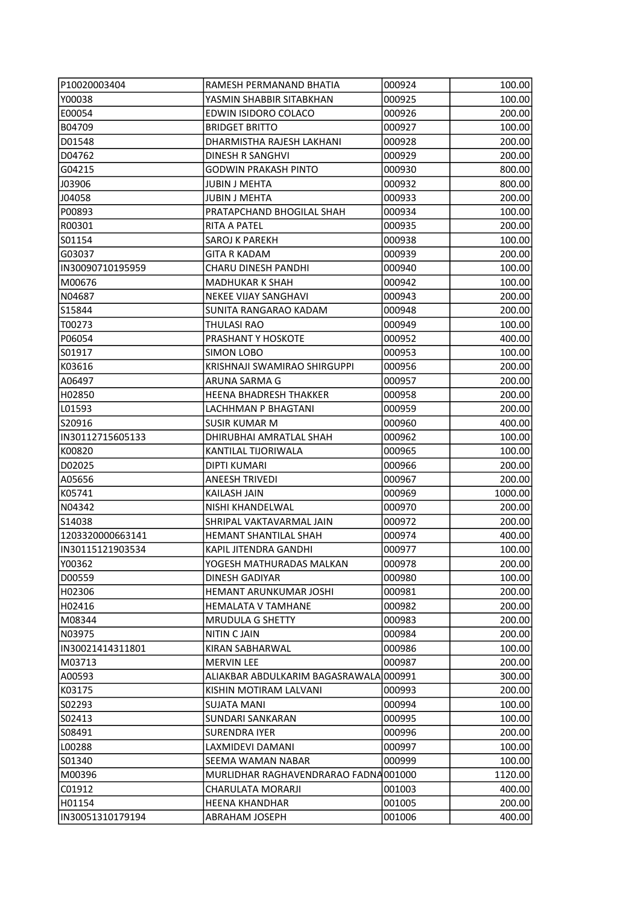| | | | |
|---|---|---|---|
| P10020003404 | RAMESH PERMANAND BHATIA | 000924 | 100.00 |
| Y00038 | YASMIN SHABBIR SITABKHAN | 000925 | 100.00 |
| E00054 | EDWIN ISIDORO COLACO | 000926 | 200.00 |
| B04709 | BRIDGET BRITTO | 000927 | 100.00 |
| D01548 | DHARMISTHA RAJESH LAKHANI | 000928 | 200.00 |
| D04762 | DINESH R SANGHVI | 000929 | 200.00 |
| G04215 | GODWIN PRAKASH PINTO | 000930 | 800.00 |
| J03906 | JUBIN J MEHTA | 000932 | 800.00 |
| J04058 | JUBIN J MEHTA | 000933 | 200.00 |
| P00893 | PRATAPCHAND BHOGILAL SHAH | 000934 | 100.00 |
| R00301 | RITA A PATEL | 000935 | 200.00 |
| S01154 | SAROJ K PAREKH | 000938 | 100.00 |
| G03037 | GITA R KADAM | 000939 | 200.00 |
| IN30090710195959 | CHARU DINESH PANDHI | 000940 | 100.00 |
| M00676 | MADHUKAR K SHAH | 000942 | 100.00 |
| N04687 | NEKEE VIJAY SANGHAVI | 000943 | 200.00 |
| S15844 | SUNITA RANGARAO KADAM | 000948 | 200.00 |
| T00273 | THULASI RAO | 000949 | 100.00 |
| P06054 | PRASHANT Y HOSKOTE | 000952 | 400.00 |
| S01917 | SIMON LOBO | 000953 | 100.00 |
| K03616 | KRISHNAJI SWAMIRAO SHIRGUPPI | 000956 | 200.00 |
| A06497 | ARUNA SARMA G | 000957 | 200.00 |
| H02850 | HEENA BHADRESH THAKKER | 000958 | 200.00 |
| L01593 | LACHHMAN P BHAGTANI | 000959 | 200.00 |
| S20916 | SUSIR KUMAR M | 000960 | 400.00 |
| IN30112715605133 | DHIRUBHAI AMRATLAL SHAH | 000962 | 100.00 |
| K00820 | KANTILAL TIJORIWALA | 000965 | 100.00 |
| D02025 | DIPTI KUMARI | 000966 | 200.00 |
| A05656 | ANEESH TRIVEDI | 000967 | 200.00 |
| K05741 | KAILASH JAIN | 000969 | 1000.00 |
| N04342 | NISHI KHANDELWAL | 000970 | 200.00 |
| S14038 | SHRIPAL VAKTAVARMAL JAIN | 000972 | 200.00 |
| 1203320000663141 | HEMANT SHANTILAL SHAH | 000974 | 400.00 |
| IN30115121903534 | KAPIL JITENDRA GANDHI | 000977 | 100.00 |
| Y00362 | YOGESH MATHURADAS MALKAN | 000978 | 200.00 |
| D00559 | DINESH GADIYAR | 000980 | 100.00 |
| H02306 | HEMANT ARUNKUMAR JOSHI | 000981 | 200.00 |
| H02416 | HEMALATA V TAMHANE | 000982 | 200.00 |
| M08344 | MRUDULA G SHETTY | 000983 | 200.00 |
| N03975 | NITIN C JAIN | 000984 | 200.00 |
| IN30021414311801 | KIRAN SABHARWAL | 000986 | 100.00 |
| M03713 | MERVIN LEE | 000987 | 200.00 |
| A00593 | ALIAKBAR ABDULKARIM BAGASRAWALA | 000991 | 300.00 |
| K03175 | KISHIN MOTIRAM LALVANI | 000993 | 200.00 |
| S02293 | SUJATA MANI | 000994 | 100.00 |
| S02413 | SUNDARI SANKARAN | 000995 | 100.00 |
| S08491 | SURENDRA IYER | 000996 | 200.00 |
| L00288 | LAXMIDEVI DAMANI | 000997 | 100.00 |
| S01340 | SEEMA WAMAN NABAR | 000999 | 100.00 |
| M00396 | MURLIDHAR RAGHAVENDRARAO FADNA | 001000 | 1120.00 |
| C01912 | CHARULATA MORARJI | 001003 | 400.00 |
| H01154 | HEENA KHANDHAR | 001005 | 200.00 |
| IN30051310179194 | ABRAHAM JOSEPH | 001006 | 400.00 |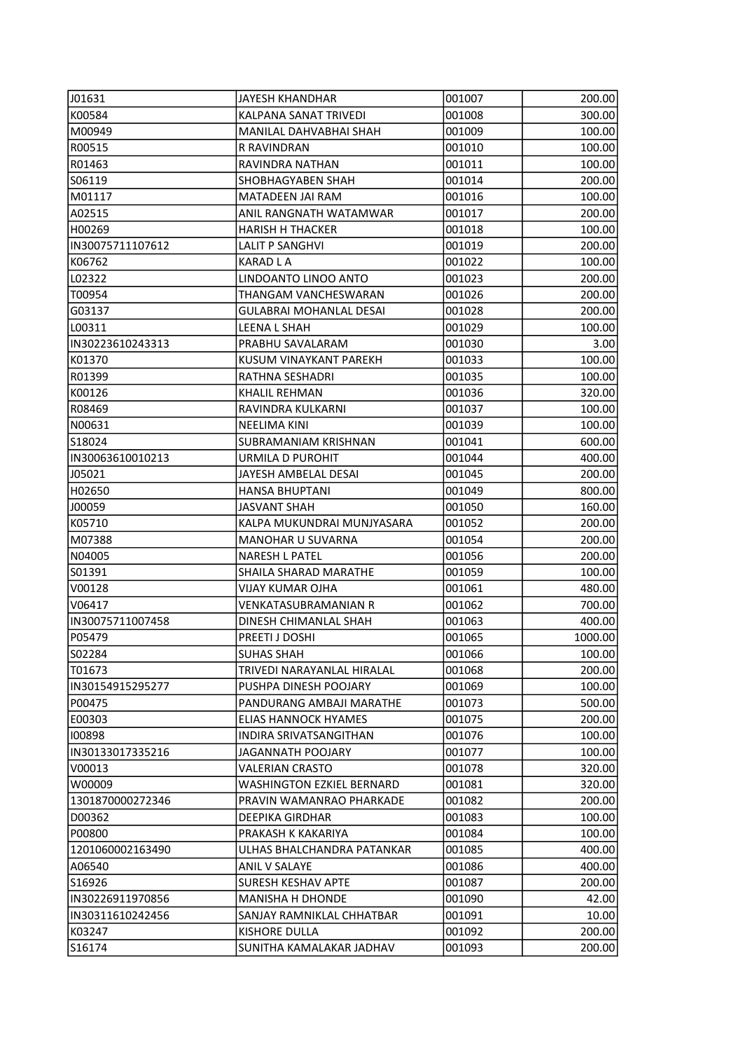| | | | |
|---|---|---|---|
| J01631 | JAYESH KHANDHAR | 001007 | 200.00 |
| K00584 | KALPANA SANAT TRIVEDI | 001008 | 300.00 |
| M00949 | MANILAL DAHVABHAI SHAH | 001009 | 100.00 |
| R00515 | R RAVINDRAN | 001010 | 100.00 |
| R01463 | RAVINDRA NATHAN | 001011 | 100.00 |
| S06119 | SHOBHAGYABEN SHAH | 001014 | 200.00 |
| M01117 | MATADEEN JAI RAM | 001016 | 100.00 |
| A02515 | ANIL RANGNATH WATAMWAR | 001017 | 200.00 |
| H00269 | HARISH H THACKER | 001018 | 100.00 |
| IN30075711107612 | LALIT P SANGHVI | 001019 | 200.00 |
| K06762 | KARAD L A | 001022 | 100.00 |
| L02322 | LINDOANTO LINOO ANTO | 001023 | 200.00 |
| T00954 | THANGAM VANCHESWARAN | 001026 | 200.00 |
| G03137 | GULABRAI MOHANLAL DESAI | 001028 | 200.00 |
| L00311 | LEENA L SHAH | 001029 | 100.00 |
| IN30223610243313 | PRABHU SAVALARAM | 001030 | 3.00 |
| K01370 | KUSUM VINAYKANT PAREKH | 001033 | 100.00 |
| R01399 | RATHNA SESHADRI | 001035 | 100.00 |
| K00126 | KHALIL REHMAN | 001036 | 320.00 |
| R08469 | RAVINDRA KULKARNI | 001037 | 100.00 |
| N00631 | NEELIMA KINI | 001039 | 100.00 |
| S18024 | SUBRAMANIAM KRISHNAN | 001041 | 600.00 |
| IN30063610010213 | URMILA D PUROHIT | 001044 | 400.00 |
| J05021 | JAYESH AMBELAL DESAI | 001045 | 200.00 |
| H02650 | HANSA BHUPTANI | 001049 | 800.00 |
| J00059 | JASVANT SHAH | 001050 | 160.00 |
| K05710 | KALPA MUKUNDRAI MUNJYASARA | 001052 | 200.00 |
| M07388 | MANOHAR U SUVARNA | 001054 | 200.00 |
| N04005 | NARESH L PATEL | 001056 | 200.00 |
| S01391 | SHAILA SHARAD MARATHE | 001059 | 100.00 |
| V00128 | VIJAY KUMAR OJHA | 001061 | 480.00 |
| V06417 | VENKATASUBRAMANIAN R | 001062 | 700.00 |
| IN30075711007458 | DINESH CHIMANLAL SHAH | 001063 | 400.00 |
| P05479 | PREETI J DOSHI | 001065 | 1000.00 |
| S02284 | SUHAS SHAH | 001066 | 100.00 |
| T01673 | TRIVEDI NARAYANLAL HIRALAL | 001068 | 200.00 |
| IN30154915295277 | PUSHPA DINESH POOJARY | 001069 | 100.00 |
| P00475 | PANDURANG AMBAJI MARATHE | 001073 | 500.00 |
| E00303 | ELIAS HANNOCK HYAMES | 001075 | 200.00 |
| I00898 | INDIRA SRIVATSANGITHAN | 001076 | 100.00 |
| IN30133017335216 | JAGANNATH POOJARY | 001077 | 100.00 |
| V00013 | VALERIAN CRASTO | 001078 | 320.00 |
| W00009 | WASHINGTON EZKIEL BERNARD | 001081 | 320.00 |
| 1301870000272346 | PRAVIN WAMANRAO PHARKADE | 001082 | 200.00 |
| D00362 | DEEPIKA GIRDHAR | 001083 | 100.00 |
| P00800 | PRAKASH K KAKARIYA | 001084 | 100.00 |
| 1201060002163490 | ULHAS BHALCHANDRA PATANKAR | 001085 | 400.00 |
| A06540 | ANIL V SALAYE | 001086 | 400.00 |
| S16926 | SURESH KESHAV APTE | 001087 | 200.00 |
| IN30226911970856 | MANISHA H DHONDE | 001090 | 42.00 |
| IN30311610242456 | SANJAY RAMNIKLAL CHHATBAR | 001091 | 10.00 |
| K03247 | KISHORE DULLA | 001092 | 200.00 |
| S16174 | SUNITHA KAMALAKAR JADHAV | 001093 | 200.00 |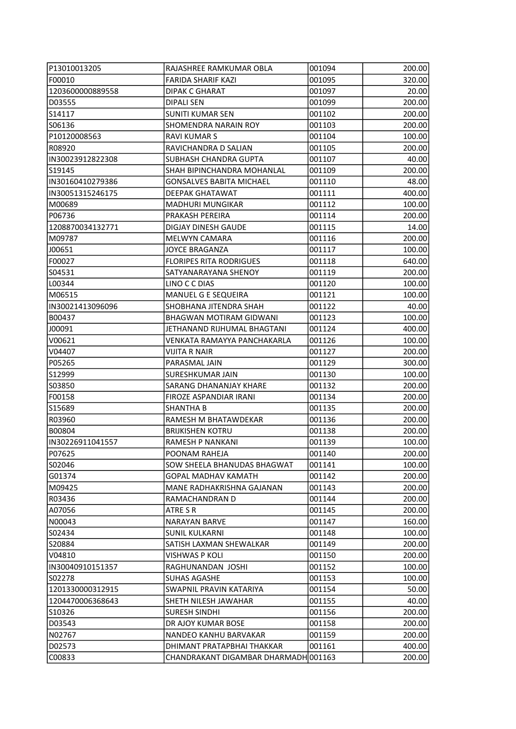| | | | |
|---|---|---|---|
| P13010013205 | RAJASHREE RAMKUMAR OBLA | 001094 | 200.00 |
| F00010 | FARIDA SHARIF KAZI | 001095 | 320.00 |
| 1203600000889558 | DIPAK C GHARAT | 001097 | 20.00 |
| D03555 | DIPALI SEN | 001099 | 200.00 |
| S14117 | SUNITI KUMAR SEN | 001102 | 200.00 |
| S06136 | SHOMENDRA NARAIN ROY | 001103 | 200.00 |
| P10120008563 | RAVI KUMAR S | 001104 | 100.00 |
| R08920 | RAVICHANDRA D SALIAN | 001105 | 200.00 |
| IN30023912822308 | SUBHASH CHANDRA GUPTA | 001107 | 40.00 |
| S19145 | SHAH BIPINCHANDRA MOHANLAL | 001109 | 200.00 |
| IN30160410279386 | GONSALVES BABITA MICHAEL | 001110 | 48.00 |
| IN30051315246175 | DEEPAK GHATAWAT | 001111 | 400.00 |
| M00689 | MADHURI MUNGIKAR | 001112 | 100.00 |
| P06736 | PRAKASH PEREIRA | 001114 | 200.00 |
| 1208870034132771 | DIGJAY DINESH GAUDE | 001115 | 14.00 |
| M09787 | MELWYN CAMARA | 001116 | 200.00 |
| J00651 | JOYCE BRAGANZA | 001117 | 100.00 |
| F00027 | FLORIPES RITA RODRIGUES | 001118 | 640.00 |
| S04531 | SATYANARAYANA SHENOY | 001119 | 200.00 |
| L00344 | LINO C C DIAS | 001120 | 100.00 |
| M06515 | MANUEL G E SEQUEIRA | 001121 | 100.00 |
| IN30021413096096 | SHOBHANA JITENDRA SHAH | 001122 | 40.00 |
| B00437 | BHAGWAN MOTIRAM GIDWANI | 001123 | 100.00 |
| J00091 | JETHANAND RIJHUMAL BHAGTANI | 001124 | 400.00 |
| V00621 | VENKATA RAMAYYA PANCHAKARLA | 001126 | 100.00 |
| V04407 | VIJITA R NAIR | 001127 | 200.00 |
| P05265 | PARASMAL JAIN | 001129 | 300.00 |
| S12999 | SURESHKUMAR JAIN | 001130 | 100.00 |
| S03850 | SARANG DHANANJAY KHARE | 001132 | 200.00 |
| F00158 | FIROZE ASPANDIAR IRANI | 001134 | 200.00 |
| S15689 | SHANTHA B | 001135 | 200.00 |
| R03960 | RAMESH M BHATAWDEKAR | 001136 | 200.00 |
| B00804 | BRIJKISHEN KOTRU | 001138 | 200.00 |
| IN30226911041557 | RAMESH P NANKANI | 001139 | 100.00 |
| P07625 | POONAM RAHEJA | 001140 | 200.00 |
| S02046 | SOW SHEELA BHANUDAS BHAGWAT | 001141 | 100.00 |
| G01374 | GOPAL MADHAV KAMATH | 001142 | 200.00 |
| M09425 | MANE RADHAKRISHNA GAJANAN | 001143 | 200.00 |
| R03436 | RAMACHANDRAN D | 001144 | 200.00 |
| A07056 | ATRE S R | 001145 | 200.00 |
| N00043 | NARAYAN BARVE | 001147 | 160.00 |
| S02434 | SUNIL KULKARNI | 001148 | 100.00 |
| S20884 | SATISH LAXMAN SHEWALKAR | 001149 | 200.00 |
| V04810 | VISHWAS P KOLI | 001150 | 200.00 |
| IN30040910151357 | RAGHUNANDAN JOSHI | 001152 | 100.00 |
| S02278 | SUHAS AGASHE | 001153 | 100.00 |
| 1201330000312915 | SWAPNIL PRAVIN KATARIYA | 001154 | 50.00 |
| 1204470006368643 | SHETH NILESH JAWAHAR | 001155 | 40.00 |
| S10326 | SURESH SINDHI | 001156 | 200.00 |
| D03543 | DR AJOY KUMAR BOSE | 001158 | 200.00 |
| N02767 | NANDEO KANHU BARVAKAR | 001159 | 200.00 |
| D02573 | DHIMANT PRATAPBHAI THAKKAR | 001161 | 400.00 |
| C00833 | CHANDRAKANT DIGAMBAR DHARMADH | 001163 | 200.00 |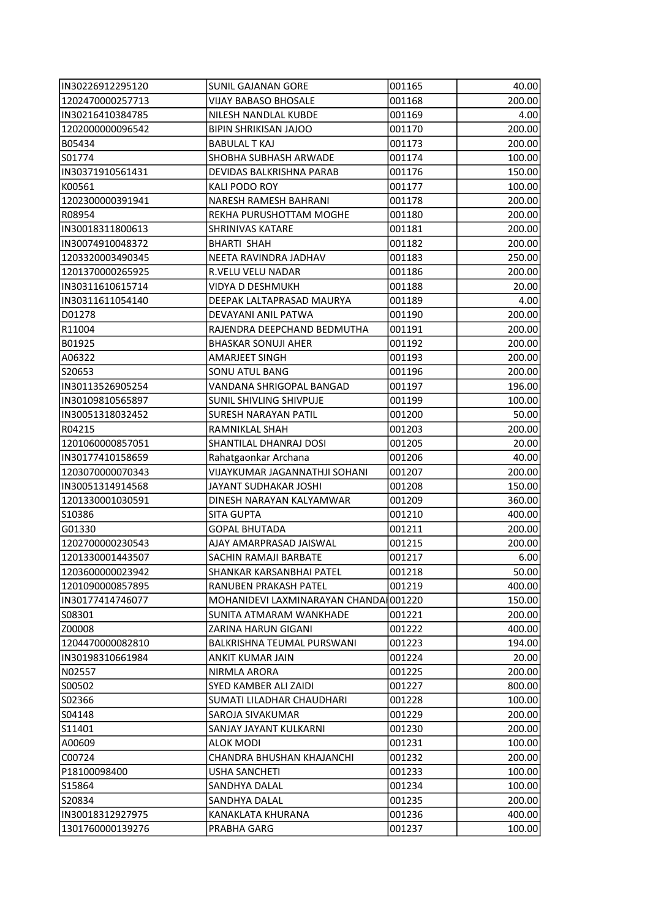| | | | |
|---|---|---|---|
| IN30226912295120 | SUNIL GAJANAN GORE | 001165 | 40.00 |
| 1202470000257713 | VIJAY BABASO BHOSALE | 001168 | 200.00 |
| IN30216410384785 | NILESH NANDLAL KUBDE | 001169 | 4.00 |
| 1202000000096542 | BIPIN SHRIKISAN JAJOO | 001170 | 200.00 |
| B05434 | BABULAL T KAJ | 001173 | 200.00 |
| S01774 | SHOBHA SUBHASH ARWADE | 001174 | 100.00 |
| IN30371910561431 | DEVIDAS BALKRISHNA PARAB | 001176 | 150.00 |
| K00561 | KALI PODO ROY | 001177 | 100.00 |
| 1202300000391941 | NARESH RAMESH BAHRANI | 001178 | 200.00 |
| R08954 | REKHA PURUSHOTTAM MOGHE | 001180 | 200.00 |
| IN30018311800613 | SHRINIVAS KATARE | 001181 | 200.00 |
| IN30074910048372 | BHARTI SHAH | 001182 | 200.00 |
| 1203320003490345 | NEETA RAVINDRA JADHAV | 001183 | 250.00 |
| 1201370000265925 | R.VELU VELU NADAR | 001186 | 200.00 |
| IN30311610615714 | VIDYA D DESHMUKH | 001188 | 20.00 |
| IN30311611054140 | DEEPAK LALTAPRASAD MAURYA | 001189 | 4.00 |
| D01278 | DEVAYANI ANIL PATWA | 001190 | 200.00 |
| R11004 | RAJENDRA DEEPCHAND BEDMUTHA | 001191 | 200.00 |
| B01925 | BHASKAR SONUJI AHER | 001192 | 200.00 |
| A06322 | AMARJEET SINGH | 001193 | 200.00 |
| S20653 | SONU ATUL BANG | 001196 | 200.00 |
| IN30113526905254 | VANDANA SHRIGOPAL BANGAD | 001197 | 196.00 |
| IN30109810565897 | SUNIL SHIVLING SHIVPUJE | 001199 | 100.00 |
| IN30051318032452 | SURESH NARAYAN PATIL | 001200 | 50.00 |
| R04215 | RAMNIKLAL SHAH | 001203 | 200.00 |
| 1201060000857051 | SHANTILAL DHANRAJ DOSI | 001205 | 20.00 |
| IN30177410158659 | Rahatgaonkar Archana | 001206 | 40.00 |
| 1203070000070343 | VIJAYKUMAR JAGANNATHJI SOHANI | 001207 | 200.00 |
| IN30051314914568 | JAYANT SUDHAKAR JOSHI | 001208 | 150.00 |
| 1201330001030591 | DINESH NARAYAN KALYAMWAR | 001209 | 360.00 |
| S10386 | SITA GUPTA | 001210 | 400.00 |
| G01330 | GOPAL BHUTADA | 001211 | 200.00 |
| 1202700000230543 | AJAY AMARPRASAD JAISWAL | 001215 | 200.00 |
| 1201330001443507 | SACHIN RAMAJI BARBATE | 001217 | 6.00 |
| 1203600000023942 | SHANKAR KARSANBHAI PATEL | 001218 | 50.00 |
| 1201090000857895 | RANUBEN PRAKASH PATEL | 001219 | 400.00 |
| IN30177414746077 | MOHANIDEVI LAXMINARAYAN CHANDAI | 001220 | 150.00 |
| S08301 | SUNITA ATMARAM WANKHADE | 001221 | 200.00 |
| Z00008 | ZARINA HARUN GIGANI | 001222 | 400.00 |
| 1204470000082810 | BALKRISHNA TEUMAL PURSWANI | 001223 | 194.00 |
| IN30198310661984 | ANKIT KUMAR JAIN | 001224 | 20.00 |
| N02557 | NIRMLA ARORA | 001225 | 200.00 |
| S00502 | SYED KAMBER ALI ZAIDI | 001227 | 800.00 |
| S02366 | SUMATI LILADHAR CHAUDHARI | 001228 | 100.00 |
| S04148 | SAROJA SIVAKUMAR | 001229 | 200.00 |
| S11401 | SANJAY JAYANT KULKARNI | 001230 | 200.00 |
| A00609 | ALOK MODI | 001231 | 100.00 |
| C00724 | CHANDRA BHUSHAN KHAJANCHI | 001232 | 200.00 |
| P18100098400 | USHA SANCHETI | 001233 | 100.00 |
| S15864 | SANDHYA DALAL | 001234 | 100.00 |
| S20834 | SANDHYA DALAL | 001235 | 200.00 |
| IN30018312927975 | KANAKLATA KHURANA | 001236 | 400.00 |
| 1301760000139276 | PRABHA GARG | 001237 | 100.00 |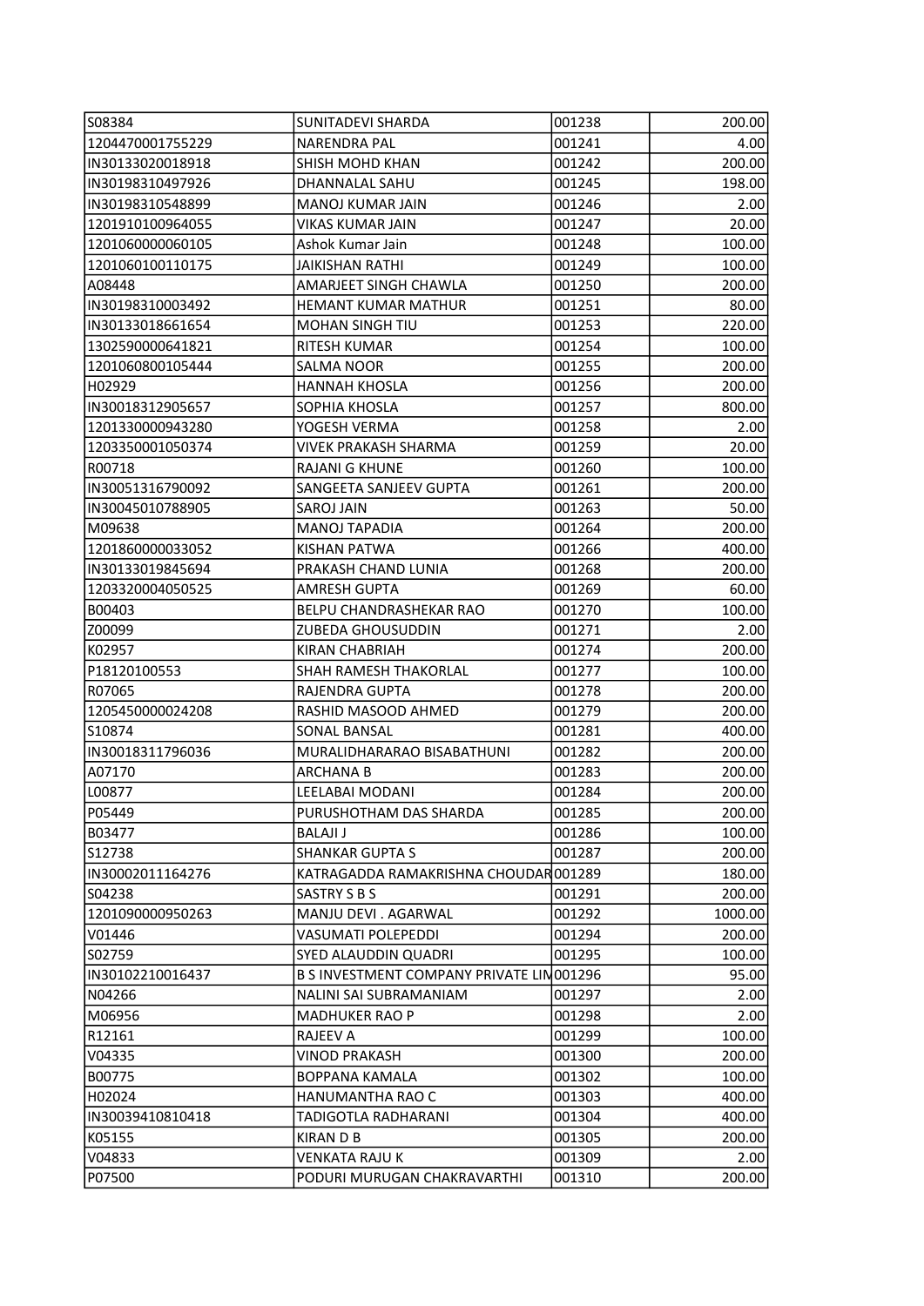| S08384 | SUNITADEVI SHARDA | 001238 | 200.00 |
|---|---|---|---|
| 1204470001755229 | NARENDRA PAL | 001241 | 4.00 |
| IN30133020018918 | SHISH MOHD KHAN | 001242 | 200.00 |
| IN30198310497926 | DHANNALAL SAHU | 001245 | 198.00 |
| IN30198310548899 | MANOJ KUMAR JAIN | 001246 | 2.00 |
| 1201910100964055 | VIKAS KUMAR JAIN | 001247 | 20.00 |
| 1201060000060105 | Ashok Kumar Jain | 001248 | 100.00 |
| 1201060100110175 | JAIKISHAN RATHI | 001249 | 100.00 |
| A08448 | AMARJEET SINGH CHAWLA | 001250 | 200.00 |
| IN30198310003492 | HEMANT KUMAR MATHUR | 001251 | 80.00 |
| IN30133018661654 | MOHAN SINGH TIU | 001253 | 220.00 |
| 1302590000641821 | RITESH KUMAR | 001254 | 100.00 |
| 1201060800105444 | SALMA NOOR | 001255 | 200.00 |
| H02929 | HANNAH KHOSLA | 001256 | 200.00 |
| IN30018312905657 | SOPHIA KHOSLA | 001257 | 800.00 |
| 1201330000943280 | YOGESH VERMA | 001258 | 2.00 |
| 1203350001050374 | VIVEK PRAKASH SHARMA | 001259 | 20.00 |
| R00718 | RAJANI G KHUNE | 001260 | 100.00 |
| IN30051316790092 | SANGEETA SANJEEV GUPTA | 001261 | 200.00 |
| IN30045010788905 | SAROJ JAIN | 001263 | 50.00 |
| M09638 | MANOJ TAPADIA | 001264 | 200.00 |
| 1201860000033052 | KISHAN PATWA | 001266 | 400.00 |
| IN30133019845694 | PRAKASH CHAND LUNIA | 001268 | 200.00 |
| 1203320004050525 | AMRESH GUPTA | 001269 | 60.00 |
| B00403 | BELPU CHANDRASHEKAR RAO | 001270 | 100.00 |
| Z00099 | ZUBEDA GHOUSUDDIN | 001271 | 2.00 |
| K02957 | KIRAN CHABRIAH | 001274 | 200.00 |
| P18120100553 | SHAH RAMESH THAKORLAL | 001277 | 100.00 |
| R07065 | RAJENDRA GUPTA | 001278 | 200.00 |
| 1205450000024208 | RASHID MASOOD AHMED | 001279 | 200.00 |
| S10874 | SONAL BANSAL | 001281 | 400.00 |
| IN30018311796036 | MURALIDHARARAO BISABATHUNI | 001282 | 200.00 |
| A07170 | ARCHANA B | 001283 | 200.00 |
| L00877 | LEELABAI MODANI | 001284 | 200.00 |
| P05449 | PURUSHOTHAM DAS SHARDA | 001285 | 200.00 |
| B03477 | BALAJI J | 001286 | 100.00 |
| S12738 | SHANKAR GUPTA S | 001287 | 200.00 |
| IN30002011164276 | KATRAGADDA RAMAKRISHNA CHOUDAR | 001289 | 180.00 |
| S04238 | SASTRY S B S | 001291 | 200.00 |
| 1201090000950263 | MANJU DEVI . AGARWAL | 001292 | 1000.00 |
| V01446 | VASUMATI POLEPEDDI | 001294 | 200.00 |
| S02759 | SYED ALAUDDIN QUADRI | 001295 | 100.00 |
| IN30102210016437 | B S INVESTMENT COMPANY PRIVATE LIN | 001296 | 95.00 |
| N04266 | NALINI SAI SUBRAMANIAM | 001297 | 2.00 |
| M06956 | MADHUKER RAO P | 001298 | 2.00 |
| R12161 | RAJEEV A | 001299 | 100.00 |
| V04335 | VINOD PRAKASH | 001300 | 200.00 |
| B00775 | BOPPANA KAMALA | 001302 | 100.00 |
| H02024 | HANUMANTHA RAO C | 001303 | 400.00 |
| IN30039410810418 | TADIGOTLA RADHARANI | 001304 | 400.00 |
| K05155 | KIRAN D B | 001305 | 200.00 |
| V04833 | VENKATA RAJU K | 001309 | 2.00 |
| P07500 | PODURI MURUGAN CHAKRAVARTHI | 001310 | 200.00 |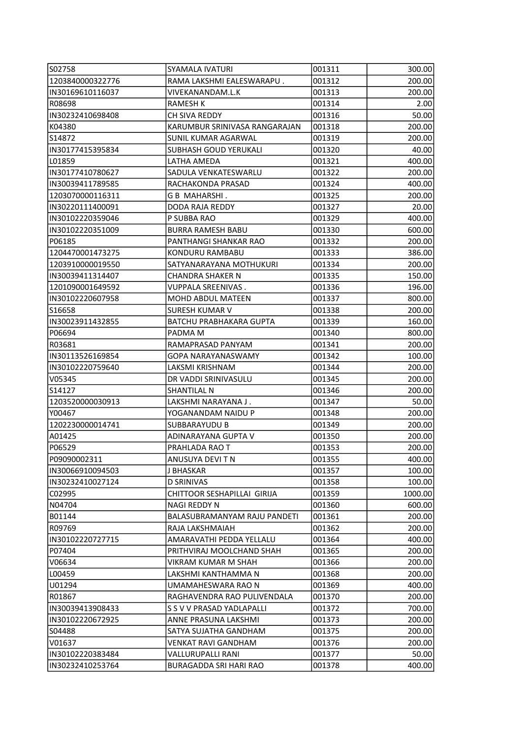| | | | |
|---|---|---|---|
| S02758 | SYAMALA IVATURI | 001311 | 300.00 |
| 1203840000322776 | RAMA LAKSHMI EALESWARAPU . | 001312 | 200.00 |
| IN30169610116037 | VIVEKANANDAM.L.K | 001313 | 200.00 |
| R08698 | RAMESH K | 001314 | 2.00 |
| IN30232410698408 | CH SIVA REDDY | 001316 | 50.00 |
| K04380 | KARUMBUR SRINIVASA RANGARAJAN | 001318 | 200.00 |
| S14872 | SUNIL KUMAR AGARWAL | 001319 | 200.00 |
| IN30177415395834 | SUBHASH GOUD YERUKALI | 001320 | 40.00 |
| L01859 | LATHA AMEDA | 001321 | 400.00 |
| IN30177410780627 | SADULA VENKATESWARLU | 001322 | 200.00 |
| IN30039411789585 | RACHAKONDA PRASAD | 001324 | 400.00 |
| 1203070000116311 | G B MAHARSHI . | 001325 | 200.00 |
| IN30220111400091 | DODA RAJA REDDY | 001327 | 20.00 |
| IN30102220359046 | P SUBBA RAO | 001329 | 400.00 |
| IN30102220351009 | BURRA RAMESH BABU | 001330 | 600.00 |
| P06185 | PANTHANGI SHANKAR RAO | 001332 | 200.00 |
| 1204470001473275 | KONDURU RAMBABU | 001333 | 386.00 |
| 1203910000019550 | SATYANARAYANA MOTHUKURI | 001334 | 200.00 |
| IN30039411314407 | CHANDRA SHAKER N | 001335 | 150.00 |
| 1201090001649592 | VUPPALA SREENIVAS . | 001336 | 196.00 |
| IN30102220607958 | MOHD ABDUL MATEEN | 001337 | 800.00 |
| S16658 | SURESH KUMAR V | 001338 | 200.00 |
| IN30023911432855 | BATCHU PRABHAKARA GUPTA | 001339 | 160.00 |
| P06694 | PADMA M | 001340 | 800.00 |
| R03681 | RAMAPRASAD PANYAM | 001341 | 200.00 |
| IN30113526169854 | GOPA NARAYANASWAMY | 001342 | 100.00 |
| IN30102220759640 | LAKSMI KRISHNAM | 001344 | 200.00 |
| V05345 | DR VADDI SRINIVASULU | 001345 | 200.00 |
| S14127 | SHANTILAL N | 001346 | 200.00 |
| 1203520000030913 | LAKSHMI NARAYANA J . | 001347 | 50.00 |
| Y00467 | YOGANANDAM NAIDU P | 001348 | 200.00 |
| 1202230000014741 | SUBBARAYUDU B | 001349 | 200.00 |
| A01425 | ADINARAYANA GUPTA V | 001350 | 200.00 |
| P06529 | PRAHLADA RAO T | 001353 | 200.00 |
| P09090002311 | ANUSUYA DEVI T N | 001355 | 400.00 |
| IN30066910094503 | J BHASKAR | 001357 | 100.00 |
| IN30232410027124 | D SRINIVAS | 001358 | 100.00 |
| C02995 | CHITTOOR SESHAPILLAI GIRIJA | 001359 | 1000.00 |
| N04704 | NAGI REDDY N | 001360 | 600.00 |
| B01144 | BALASUBRAMANYAM RAJU PANDETI | 001361 | 200.00 |
| R09769 | RAJA LAKSHMAIAH | 001362 | 200.00 |
| IN30102220727715 | AMARAVATHI PEDDA YELLALU | 001364 | 400.00 |
| P07404 | PRITHVIRAJ MOOLCHAND SHAH | 001365 | 200.00 |
| V06634 | VIKRAM KUMAR M SHAH | 001366 | 200.00 |
| L00459 | LAKSHMI KANTHAMMA N | 001368 | 200.00 |
| U01294 | UMAMAHESWARA RAO N | 001369 | 400.00 |
| R01867 | RAGHAVENDRA RAO PULIVENDALA | 001370 | 200.00 |
| IN30039413908433 | S S V V PRASAD YADLAPALLI | 001372 | 700.00 |
| IN30102220672925 | ANNE PRASUNA LAKSHMI | 001373 | 200.00 |
| S04488 | SATYA SUJATHA GANDHAM | 001375 | 200.00 |
| V01637 | VENKAT RAVI GANDHAM | 001376 | 200.00 |
| IN30102220383484 | VALLURUPALLI RANI | 001377 | 50.00 |
| IN30232410253764 | BURAGADDA SRI HARI RAO | 001378 | 400.00 |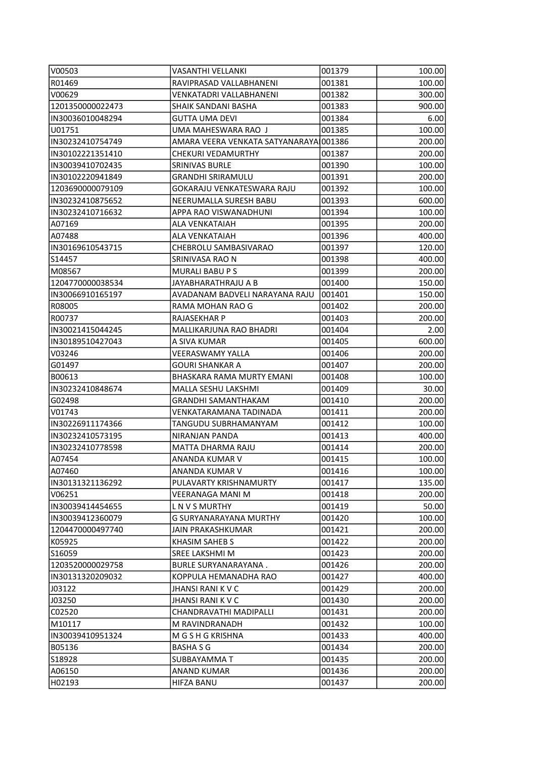| | | | |
|---|---|---|---|
| V00503 | VASANTHI VELLANKI | 001379 | 100.00 |
| R01469 | RAVIPRASAD VALLABHANENI | 001381 | 100.00 |
| V00629 | VENKATADRI VALLABHANENI | 001382 | 300.00 |
| 1201350000022473 | SHAIK SANDANI BASHA | 001383 | 900.00 |
| IN30036010048294 | GUTTA UMA DEVI | 001384 | 6.00 |
| U01751 | UMA MAHESWARA RAO J | 001385 | 100.00 |
| IN30232410754749 | AMARA VEERA VENKATA SATYANARAYA | 001386 | 200.00 |
| IN30102221351410 | CHEKURI VEDAMURTHY | 001387 | 200.00 |
| IN30039410702435 | SRINIVAS BURLE | 001390 | 100.00 |
| IN30102220941849 | GRANDHI SRIRAMULU | 001391 | 200.00 |
| 1203690000079109 | GOKARAJU VENKATESWARA RAJU | 001392 | 100.00 |
| IN30232410875652 | NEERUMALLA SURESH BABU | 001393 | 600.00 |
| IN30232410716632 | APPA RAO VISWANADHUNI | 001394 | 100.00 |
| A07169 | ALA VENKATAIAH | 001395 | 200.00 |
| A07488 | ALA VENKATAIAH | 001396 | 400.00 |
| IN30169610543715 | CHEBROLU SAMBASIVARAO | 001397 | 120.00 |
| S14457 | SRINIVASA RAO N | 001398 | 400.00 |
| M08567 | MURALI BABU P S | 001399 | 200.00 |
| 1204770000038534 | JAYABHARATHRAJU A B | 001400 | 150.00 |
| IN30066910165197 | AVADANAM BADVELI NARAYANA RAJU | 001401 | 150.00 |
| R08005 | RAMA MOHAN RAO G | 001402 | 200.00 |
| R00737 | RAJASEKHAR P | 001403 | 200.00 |
| IN30021415044245 | MALLIKARJUNA RAO BHADRI | 001404 | 2.00 |
| IN30189510427043 | A SIVA KUMAR | 001405 | 600.00 |
| V03246 | VEERASWAMY YALLA | 001406 | 200.00 |
| G01497 | GOURI SHANKAR A | 001407 | 200.00 |
| B00613 | BHASKARA RAMA MURTY EMANI | 001408 | 100.00 |
| IN30232410848674 | MALLA SESHU LAKSHMI | 001409 | 30.00 |
| G02498 | GRANDHI SAMANTHAKAM | 001410 | 200.00 |
| V01743 | VENKATARAMANA TADINADA | 001411 | 200.00 |
| IN30226911174366 | TANGUDU SUBRHAMANYAM | 001412 | 100.00 |
| IN30232410573195 | NIRANJAN PANDA | 001413 | 400.00 |
| IN30232410778598 | MATTA DHARMA RAJU | 001414 | 200.00 |
| A07454 | ANANDA KUMAR V | 001415 | 100.00 |
| A07460 | ANANDA KUMAR V | 001416 | 100.00 |
| IN30131321136292 | PULAVARTY KRISHNAMURTY | 001417 | 135.00 |
| V06251 | VEERANAGA MANI M | 001418 | 200.00 |
| IN30039414454655 | L N V S MURTHY | 001419 | 50.00 |
| IN30039412360079 | G SURYANARAYANA MURTHY | 001420 | 100.00 |
| 1204470000497740 | JAIN PRAKASHKUMAR | 001421 | 200.00 |
| K05925 | KHASIM SAHEB S | 001422 | 200.00 |
| S16059 | SREE LAKSHMI M | 001423 | 200.00 |
| 1203520000029758 | BURLE SURYANARAYANA . | 001426 | 200.00 |
| IN30131320209032 | KOPPULA HEMANADHA RAO | 001427 | 400.00 |
| J03122 | JHANSI RANI K V C | 001429 | 200.00 |
| J03250 | JHANSI RANI K V C | 001430 | 200.00 |
| C02520 | CHANDRAVATHI MADIPALLI | 001431 | 200.00 |
| M10117 | M RAVINDRANADH | 001432 | 100.00 |
| IN30039410951324 | M G S H G KRISHNA | 001433 | 400.00 |
| B05136 | BASHA S G | 001434 | 200.00 |
| S18928 | SUBBAYAMMA T | 001435 | 200.00 |
| A06150 | ANAND KUMAR | 001436 | 200.00 |
| H02193 | HIFZA BANU | 001437 | 200.00 |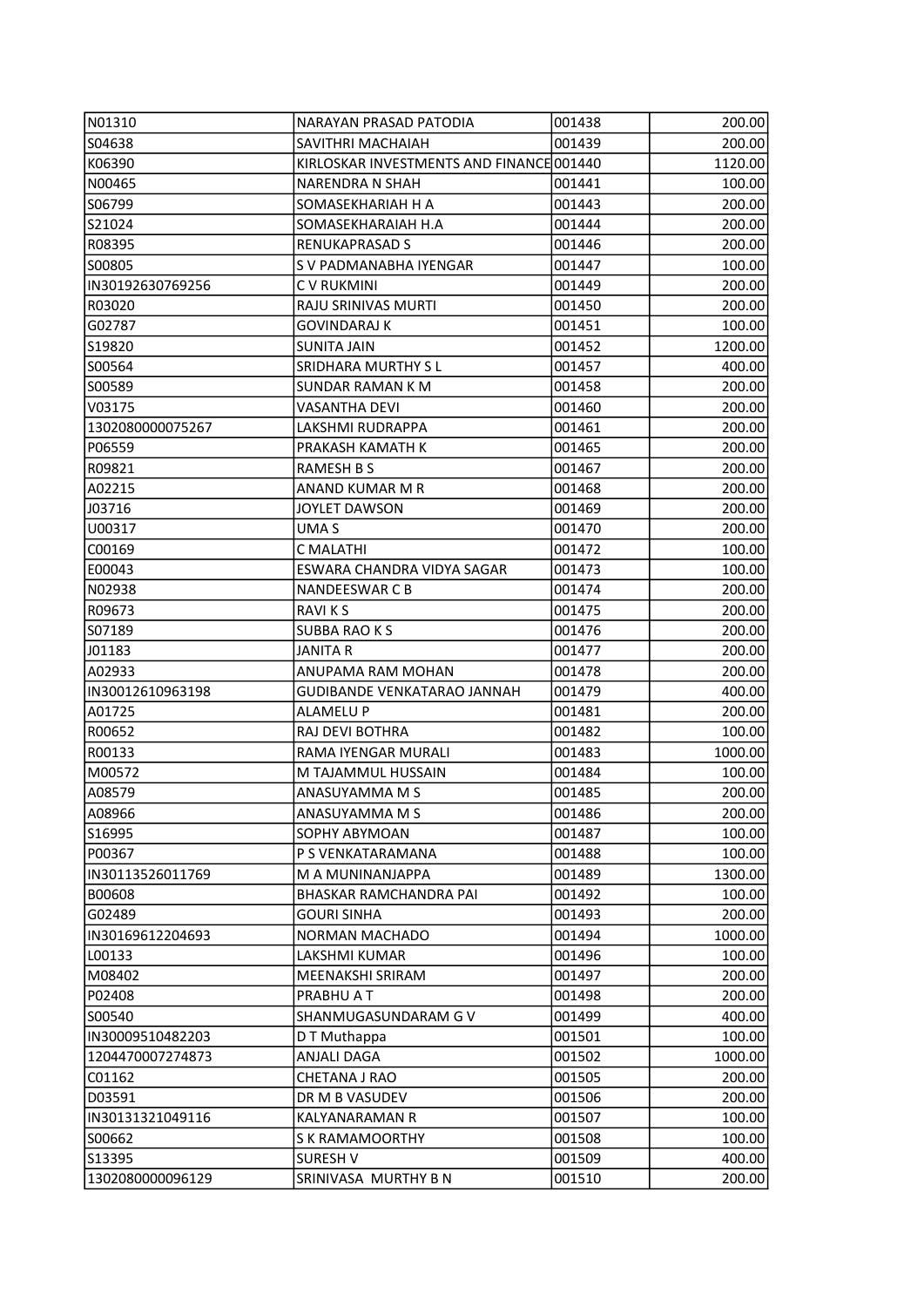| | | | |
|---|---|---|---|
| N01310 | NARAYAN PRASAD PATODIA | 001438 | 200.00 |
| S04638 | SAVITHRI MACHAIAH | 001439 | 200.00 |
| K06390 | KIRLOSKAR INVESTMENTS AND FINANCE | 001440 | 1120.00 |
| N00465 | NARENDRA N SHAH | 001441 | 100.00 |
| S06799 | SOMASEKHARIAH H A | 001443 | 200.00 |
| S21024 | SOMASEKHARAIAH H.A | 001444 | 200.00 |
| R08395 | RENUKAPRASAD S | 001446 | 200.00 |
| S00805 | S V PADMANABHA IYENGAR | 001447 | 100.00 |
| IN30192630769256 | C V RUKMINI | 001449 | 200.00 |
| R03020 | RAJU SRINIVAS MURTI | 001450 | 200.00 |
| G02787 | GOVINDARAJ K | 001451 | 100.00 |
| S19820 | SUNITA JAIN | 001452 | 1200.00 |
| S00564 | SRIDHARA MURTHY S L | 001457 | 400.00 |
| S00589 | SUNDAR RAMAN K M | 001458 | 200.00 |
| V03175 | VASANTHA DEVI | 001460 | 200.00 |
| 1302080000075267 | LAKSHMI RUDRAPPA | 001461 | 200.00 |
| P06559 | PRAKASH KAMATH K | 001465 | 200.00 |
| R09821 | RAMESH B S | 001467 | 200.00 |
| A02215 | ANAND KUMAR M R | 001468 | 200.00 |
| J03716 | JOYLET DAWSON | 001469 | 200.00 |
| U00317 | UMA S | 001470 | 200.00 |
| C00169 | C MALATHI | 001472 | 100.00 |
| E00043 | ESWARA CHANDRA VIDYA SAGAR | 001473 | 100.00 |
| N02938 | NANDEESWAR C B | 001474 | 200.00 |
| R09673 | RAVI K S | 001475 | 200.00 |
| S07189 | SUBBA RAO K S | 001476 | 200.00 |
| J01183 | JANITA R | 001477 | 200.00 |
| A02933 | ANUPAMA RAM MOHAN | 001478 | 200.00 |
| IN30012610963198 | GUDIBANDE VENKATARAO JANNAH | 001479 | 400.00 |
| A01725 | ALAMELU P | 001481 | 200.00 |
| R00652 | RAJ DEVI BOTHRA | 001482 | 100.00 |
| R00133 | RAMA IYENGAR MURALI | 001483 | 1000.00 |
| M00572 | M TAJAMMUL HUSSAIN | 001484 | 100.00 |
| A08579 | ANASUYAMMA M S | 001485 | 200.00 |
| A08966 | ANASUYAMMA M S | 001486 | 200.00 |
| S16995 | SOPHY ABYMOAN | 001487 | 100.00 |
| P00367 | P S VENKATARAMANA | 001488 | 100.00 |
| IN30113526011769 | M A MUNINANJAPPA | 001489 | 1300.00 |
| B00608 | BHASKAR RAMCHANDRA PAI | 001492 | 100.00 |
| G02489 | GOURI SINHA | 001493 | 200.00 |
| IN30169612204693 | NORMAN MACHADO | 001494 | 1000.00 |
| L00133 | LAKSHMI KUMAR | 001496 | 100.00 |
| M08402 | MEENAKSHI SRIRAM | 001497 | 200.00 |
| P02408 | PRABHU A T | 001498 | 200.00 |
| S00540 | SHANMUGASUNDARAM G V | 001499 | 400.00 |
| IN30009510482203 | D T Muthappa | 001501 | 100.00 |
| 1204470007274873 | ANJALI DAGA | 001502 | 1000.00 |
| C01162 | CHETANA J RAO | 001505 | 200.00 |
| D03591 | DR M B VASUDEV | 001506 | 200.00 |
| IN30131321049116 | KALYANARAMAN R | 001507 | 100.00 |
| S00662 | S K RAMAMOORTHY | 001508 | 100.00 |
| S13395 | SURESH V | 001509 | 400.00 |
| 1302080000096129 | SRINIVASA MURTHY B N | 001510 | 200.00 |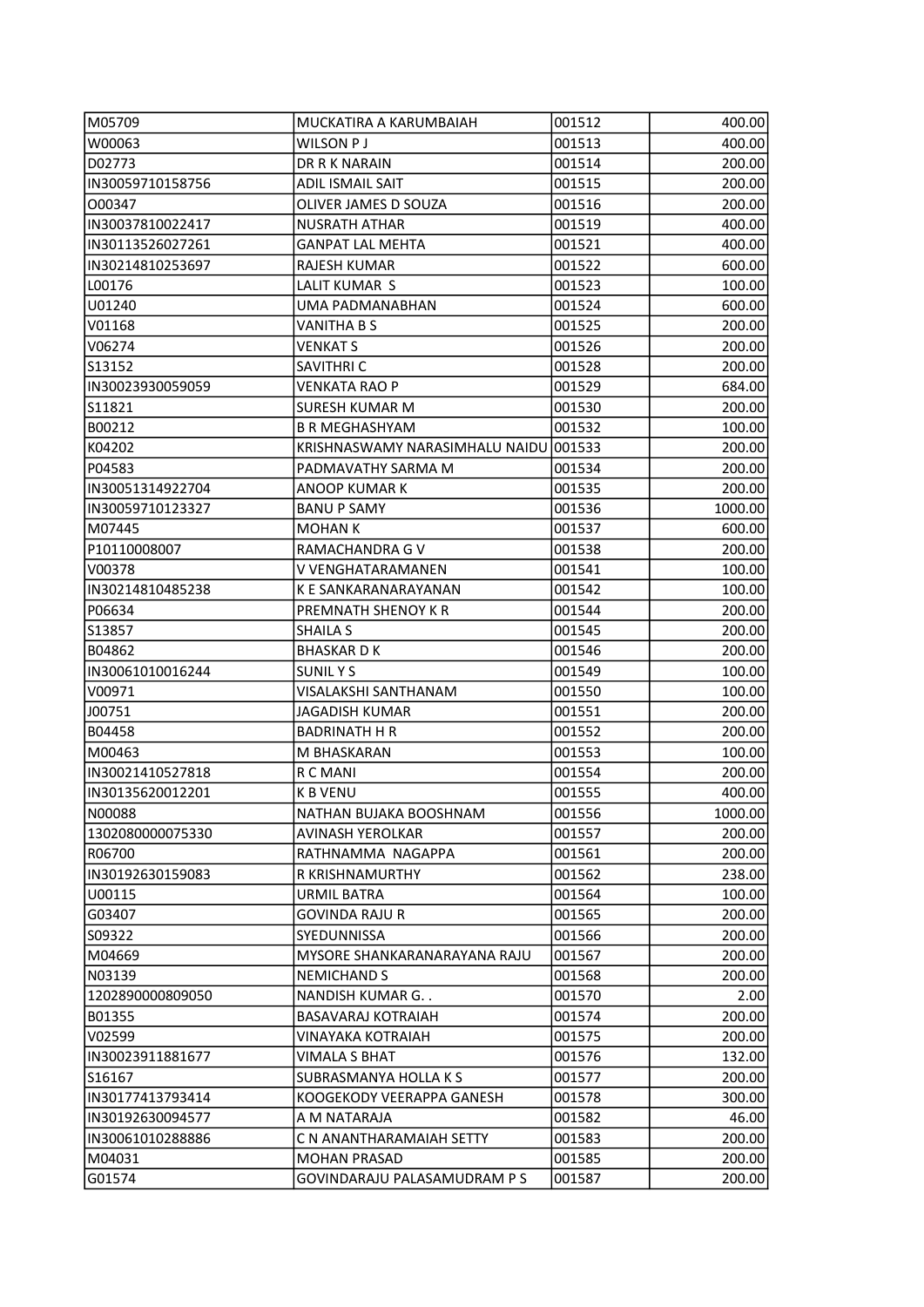| M05709 | MUCKATIRA A KARUMBAIAH | 001512 | 400.00 |
|---|---|---|---|
| W00063 | WILSON P J | 001513 | 400.00 |
| D02773 | DR R K NARAIN | 001514 | 200.00 |
| IN30059710158756 | ADIL ISMAIL SAIT | 001515 | 200.00 |
| O00347 | OLIVER JAMES D SOUZA | 001516 | 200.00 |
| IN30037810022417 | NUSRATH ATHAR | 001519 | 400.00 |
| IN30113526027261 | GANPAT LAL MEHTA | 001521 | 400.00 |
| IN30214810253697 | RAJESH KUMAR | 001522 | 600.00 |
| L00176 | LALIT KUMAR S | 001523 | 100.00 |
| U01240 | UMA PADMANABHAN | 001524 | 600.00 |
| V01168 | VANITHA B S | 001525 | 200.00 |
| V06274 | VENKAT S | 001526 | 200.00 |
| S13152 | SAVITHRI C | 001528 | 200.00 |
| IN30023930059059 | VENKATA RAO P | 001529 | 684.00 |
| S11821 | SURESH KUMAR M | 001530 | 200.00 |
| B00212 | B R MEGHASHYAM | 001532 | 100.00 |
| K04202 | KRISHNASWAMY NARASIMHALU NAIDU | 001533 | 200.00 |
| P04583 | PADMAVATHY SARMA M | 001534 | 200.00 |
| IN30051314922704 | ANOOP KUMAR K | 001535 | 200.00 |
| IN30059710123327 | BANU P SAMY | 001536 | 1000.00 |
| M07445 | MOHAN K | 001537 | 600.00 |
| P10110008007 | RAMACHANDRA G V | 001538 | 200.00 |
| V00378 | V VENGHATARAMANEN | 001541 | 100.00 |
| IN30214810485238 | K E SANKARANARAYANAN | 001542 | 100.00 |
| P06634 | PREMNATH SHENOY K R | 001544 | 200.00 |
| S13857 | SHAILA S | 001545 | 200.00 |
| B04862 | BHASKAR D K | 001546 | 200.00 |
| IN30061010016244 | SUNIL Y S | 001549 | 100.00 |
| V00971 | VISALAKSHI SANTHANAM | 001550 | 100.00 |
| J00751 | JAGADISH KUMAR | 001551 | 200.00 |
| B04458 | BADRINATH H R | 001552 | 200.00 |
| M00463 | M BHASKARAN | 001553 | 100.00 |
| IN30021410527818 | R C MANI | 001554 | 200.00 |
| IN30135620012201 | K B VENU | 001555 | 400.00 |
| N00088 | NATHAN BUJAKA BOOSHNAM | 001556 | 1000.00 |
| 1302080000075330 | AVINASH YEROLKAR | 001557 | 200.00 |
| R06700 | RATHNAMMA NAGAPPA | 001561 | 200.00 |
| IN30192630159083 | R KRISHNAMURTHY | 001562 | 238.00 |
| U00115 | URMIL BATRA | 001564 | 100.00 |
| G03407 | GOVINDA RAJU R | 001565 | 200.00 |
| S09322 | SYEDUNNISSA | 001566 | 200.00 |
| M04669 | MYSORE SHANKARANARAYANA RAJU | 001567 | 200.00 |
| N03139 | NEMICHAND S | 001568 | 200.00 |
| 1202890000809050 | NANDISH KUMAR G. . | 001570 | 2.00 |
| B01355 | BASAVARAJ KOTRAIAH | 001574 | 200.00 |
| V02599 | VINAYAKA KOTRAIAH | 001575 | 200.00 |
| IN30023911881677 | VIMALA S BHAT | 001576 | 132.00 |
| S16167 | SUBRASMANYA HOLLA K S | 001577 | 200.00 |
| IN30177413793414 | KOOGEKODY VEERAPPA GANESH | 001578 | 300.00 |
| IN30192630094577 | A M NATARAJA | 001582 | 46.00 |
| IN30061010288886 | C N ANANTHARAMAIAH SETTY | 001583 | 200.00 |
| M04031 | MOHAN PRASAD | 001585 | 200.00 |
| G01574 | GOVINDARAJU PALASAMUDRAM P S | 001587 | 200.00 |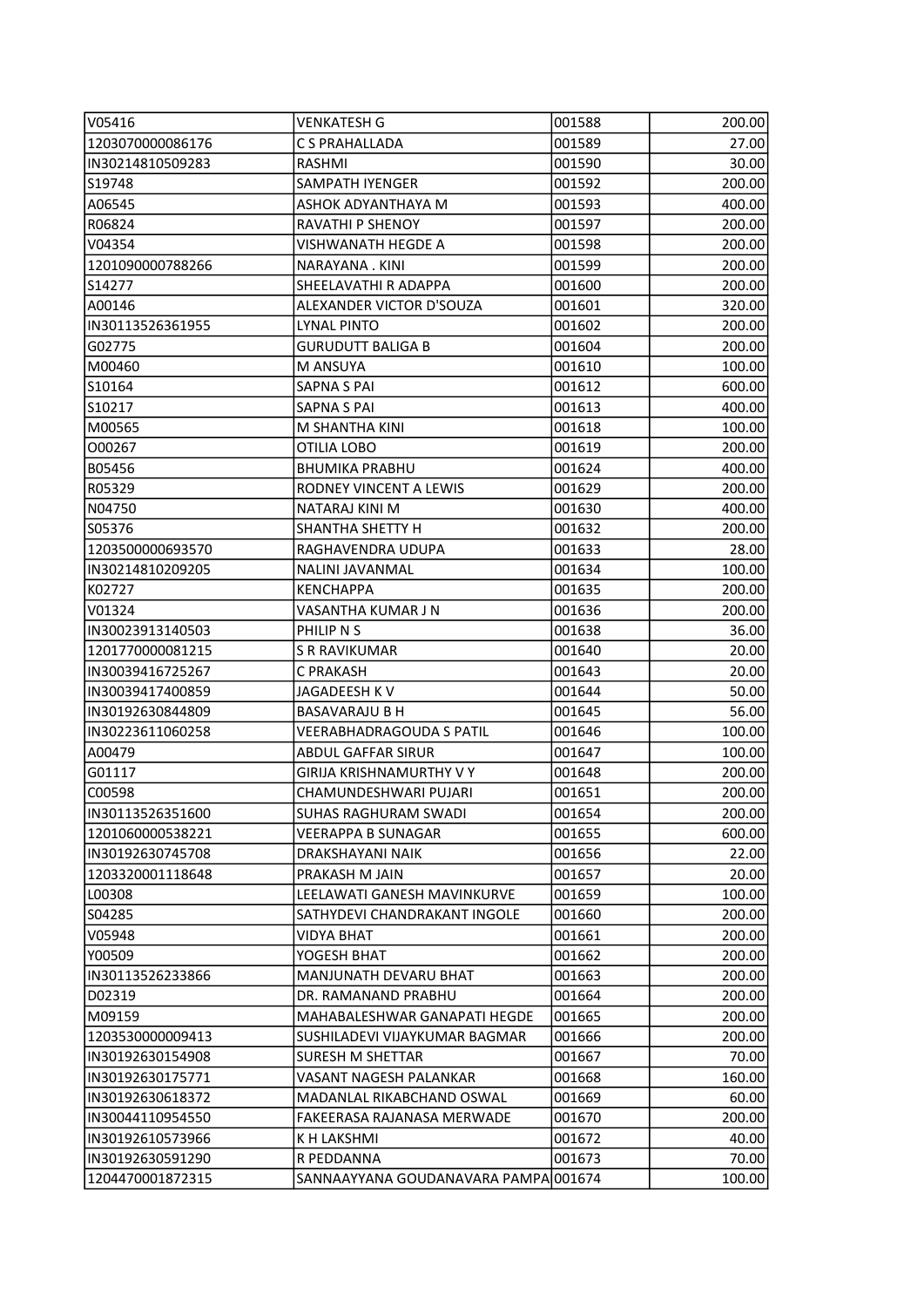| | | | |
|---|---|---|---|
| V05416 | VENKATESH G | 001588 | 200.00 |
| 1203070000086176 | C S PRAHALLADA | 001589 | 27.00 |
| IN30214810509283 | RASHMI | 001590 | 30.00 |
| S19748 | SAMPATH IYENGER | 001592 | 200.00 |
| A06545 | ASHOK ADYANTHAYA M | 001593 | 400.00 |
| R06824 | RAVATHI P SHENOY | 001597 | 200.00 |
| V04354 | VISHWANATH HEGDE A | 001598 | 200.00 |
| 1201090000788266 | NARAYANA . KINI | 001599 | 200.00 |
| S14277 | SHEELAVATHI R ADAPPA | 001600 | 200.00 |
| A00146 | ALEXANDER VICTOR D'SOUZA | 001601 | 320.00 |
| IN30113526361955 | LYNAL PINTO | 001602 | 200.00 |
| G02775 | GURUDUTT BALIGA B | 001604 | 200.00 |
| M00460 | M ANSUYA | 001610 | 100.00 |
| S10164 | SAPNA S PAI | 001612 | 600.00 |
| S10217 | SAPNA S PAI | 001613 | 400.00 |
| M00565 | M SHANTHA KINI | 001618 | 100.00 |
| O00267 | OTILIA LOBO | 001619 | 200.00 |
| B05456 | BHUMIKA PRABHU | 001624 | 400.00 |
| R05329 | RODNEY VINCENT A LEWIS | 001629 | 200.00 |
| N04750 | NATARAJ KINI M | 001630 | 400.00 |
| S05376 | SHANTHA SHETTY H | 001632 | 200.00 |
| 1203500000693570 | RAGHAVENDRA UDUPA | 001633 | 28.00 |
| IN30214810209205 | NALINI JAVANMAL | 001634 | 100.00 |
| K02727 | KENCHAPPA | 001635 | 200.00 |
| V01324 | VASANTHA KUMAR J N | 001636 | 200.00 |
| IN30023913140503 | PHILIP N S | 001638 | 36.00 |
| 1201770000081215 | S R RAVIKUMAR | 001640 | 20.00 |
| IN30039416725267 | C PRAKASH | 001643 | 20.00 |
| IN30039417400859 | JAGADEESH K V | 001644 | 50.00 |
| IN30192630844809 | BASAVARAJU B H | 001645 | 56.00 |
| IN30223611060258 | VEERABHADRAGOUDA S PATIL | 001646 | 100.00 |
| A00479 | ABDUL GAFFAR SIRUR | 001647 | 100.00 |
| G01117 | GIRIJA KRISHNAMURTHY V Y | 001648 | 200.00 |
| C00598 | CHAMUNDESHWARI PUJARI | 001651 | 200.00 |
| IN30113526351600 | SUHAS RAGHURAM SWADI | 001654 | 200.00 |
| 1201060000538221 | VEERAPPA B SUNAGAR | 001655 | 600.00 |
| IN30192630745708 | DRAKSHAYANI NAIK | 001656 | 22.00 |
| 1203320001118648 | PRAKASH M JAIN | 001657 | 20.00 |
| L00308 | LEELAWATI GANESH MAVINKURVE | 001659 | 100.00 |
| S04285 | SATHYDEVI CHANDRAKANT INGOLE | 001660 | 200.00 |
| V05948 | VIDYA BHAT | 001661 | 200.00 |
| Y00509 | YOGESH BHAT | 001662 | 200.00 |
| IN30113526233866 | MANJUNATH DEVARU BHAT | 001663 | 200.00 |
| D02319 | DR. RAMANAND PRABHU | 001664 | 200.00 |
| M09159 | MAHABALESHWAR GANAPATI HEGDE | 001665 | 200.00 |
| 1203530000009413 | SUSHILADEVI VIJAYKUMAR BAGMAR | 001666 | 200.00 |
| IN30192630154908 | SURESH M SHETTAR | 001667 | 70.00 |
| IN30192630175771 | VASANT NAGESH PALANKAR | 001668 | 160.00 |
| IN30192630618372 | MADANLAL RIKABCHAND OSWAL | 001669 | 60.00 |
| IN30044110954550 | FAKEERASA RAJANASA MERWADE | 001670 | 200.00 |
| IN30192610573966 | K H LAKSHMI | 001672 | 40.00 |
| IN30192630591290 | R PEDDANNA | 001673 | 70.00 |
| 1204470001872315 | SANNAAYYANA GOUDANAVARA PAMPA | 001674 | 100.00 |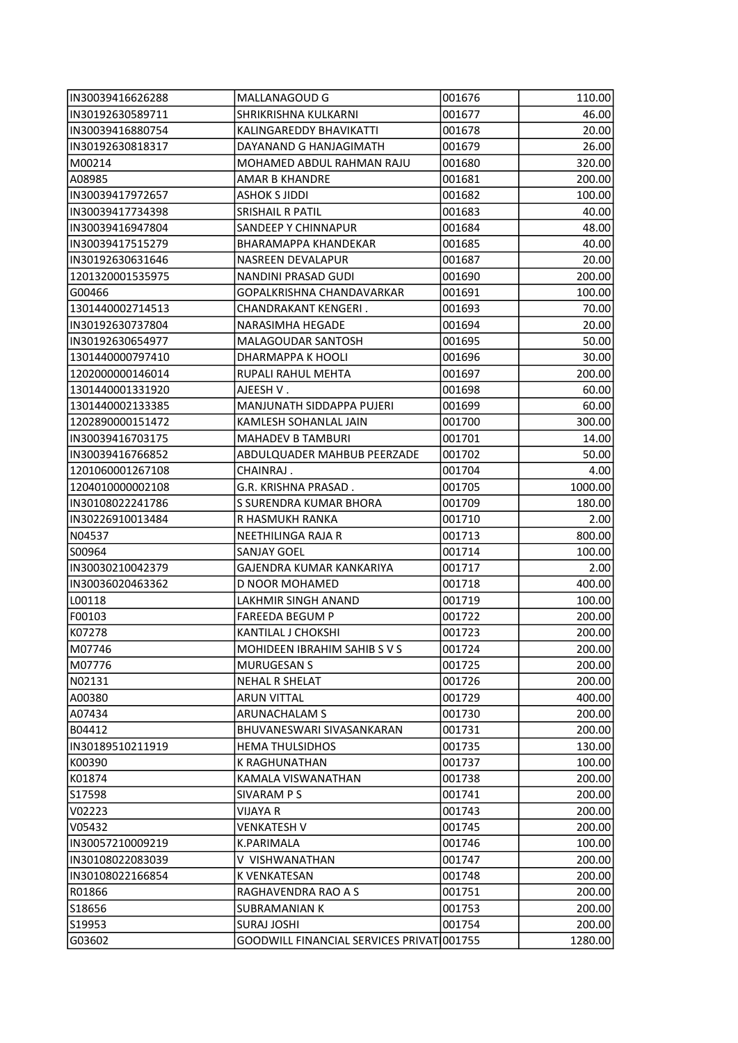| | | | |
|---|---|---|---|
| IN30039416626288 | MALLANAGOUD G | 001676 | 110.00 |
| IN30192630589711 | SHRIKRISHNA KULKARNI | 001677 | 46.00 |
| IN30039416880754 | KALINGAREDDY BHAVIKATTI | 001678 | 20.00 |
| IN30192630818317 | DAYANAND G HANJAGIMATH | 001679 | 26.00 |
| M00214 | MOHAMED ABDUL RAHMAN RAJU | 001680 | 320.00 |
| A08985 | AMAR B KHANDRE | 001681 | 200.00 |
| IN30039417972657 | ASHOK S JIDDI | 001682 | 100.00 |
| IN30039417734398 | SRISHAIL R PATIL | 001683 | 40.00 |
| IN30039416947804 | SANDEEP Y CHINNAPUR | 001684 | 48.00 |
| IN30039417515279 | BHARAMAPPA KHANDEKAR | 001685 | 40.00 |
| IN30192630631646 | NASREEN DEVALAPUR | 001687 | 20.00 |
| 1201320001535975 | NANDINI PRASAD GUDI | 001690 | 200.00 |
| G00466 | GOPALKRISHNA CHANDAVARKAR | 001691 | 100.00 |
| 1301440002714513 | CHANDRAKANT KENGERI . | 001693 | 70.00 |
| IN30192630737804 | NARASIMHA HEGADE | 001694 | 20.00 |
| IN30192630654977 | MALAGOUDAR SANTOSH | 001695 | 50.00 |
| 1301440000797410 | DHARMAPPA K HOOLI | 001696 | 30.00 |
| 1202000000146014 | RUPALI RAHUL MEHTA | 001697 | 200.00 |
| 1301440001331920 | AJEESH V . | 001698 | 60.00 |
| 1301440002133385 | MANJUNATH SIDDAPPA PUJERI | 001699 | 60.00 |
| 1202890000151472 | KAMLESH SOHANLAL JAIN | 001700 | 300.00 |
| IN30039416703175 | MAHADEV B TAMBURI | 001701 | 14.00 |
| IN30039416766852 | ABDULQUADER MAHBUB PEERZADE | 001702 | 50.00 |
| 1201060001267108 | CHAINRAJ . | 001704 | 4.00 |
| 1204010000002108 | G.R. KRISHNA PRASAD . | 001705 | 1000.00 |
| IN30108022241786 | S SURENDRA KUMAR BHORA | 001709 | 180.00 |
| IN30226910013484 | R HASMUKH RANKA | 001710 | 2.00 |
| N04537 | NEETHILINGA RAJA R | 001713 | 800.00 |
| S00964 | SANJAY GOEL | 001714 | 100.00 |
| IN30030210042379 | GAJENDRA KUMAR KANKARIYA | 001717 | 2.00 |
| IN30036020463362 | D NOOR MOHAMED | 001718 | 400.00 |
| L00118 | LAKHMIR SINGH ANAND | 001719 | 100.00 |
| F00103 | FAREEDA BEGUM P | 001722 | 200.00 |
| K07278 | KANTILAL J CHOKSHI | 001723 | 200.00 |
| M07746 | MOHIDEEN IBRAHIM SAHIB S V S | 001724 | 200.00 |
| M07776 | MURUGESAN S | 001725 | 200.00 |
| N02131 | NEHAL R SHELAT | 001726 | 200.00 |
| A00380 | ARUN VITTAL | 001729 | 400.00 |
| A07434 | ARUNACHALAM S | 001730 | 200.00 |
| B04412 | BHUVANESWARI SIVASANKARAN | 001731 | 200.00 |
| IN30189510211919 | HEMA THULSIDHOS | 001735 | 130.00 |
| K00390 | K RAGHUNATHAN | 001737 | 100.00 |
| K01874 | KAMALA VISWANATHAN | 001738 | 200.00 |
| S17598 | SIVARAM P S | 001741 | 200.00 |
| V02223 | VIJAYA R | 001743 | 200.00 |
| V05432 | VENKATESH V | 001745 | 200.00 |
| IN30057210009219 | K.PARIMALA | 001746 | 100.00 |
| IN30108022083039 | V VISHWANATHAN | 001747 | 200.00 |
| IN30108022166854 | K VENKATESAN | 001748 | 200.00 |
| R01866 | RAGHAVENDRA RAO A S | 001751 | 200.00 |
| S18656 | SUBRAMANIAN K | 001753 | 200.00 |
| S19953 | SURAJ JOSHI | 001754 | 200.00 |
| G03602 | GOODWILL FINANCIAL SERVICES PRIVAT | 001755 | 1280.00 |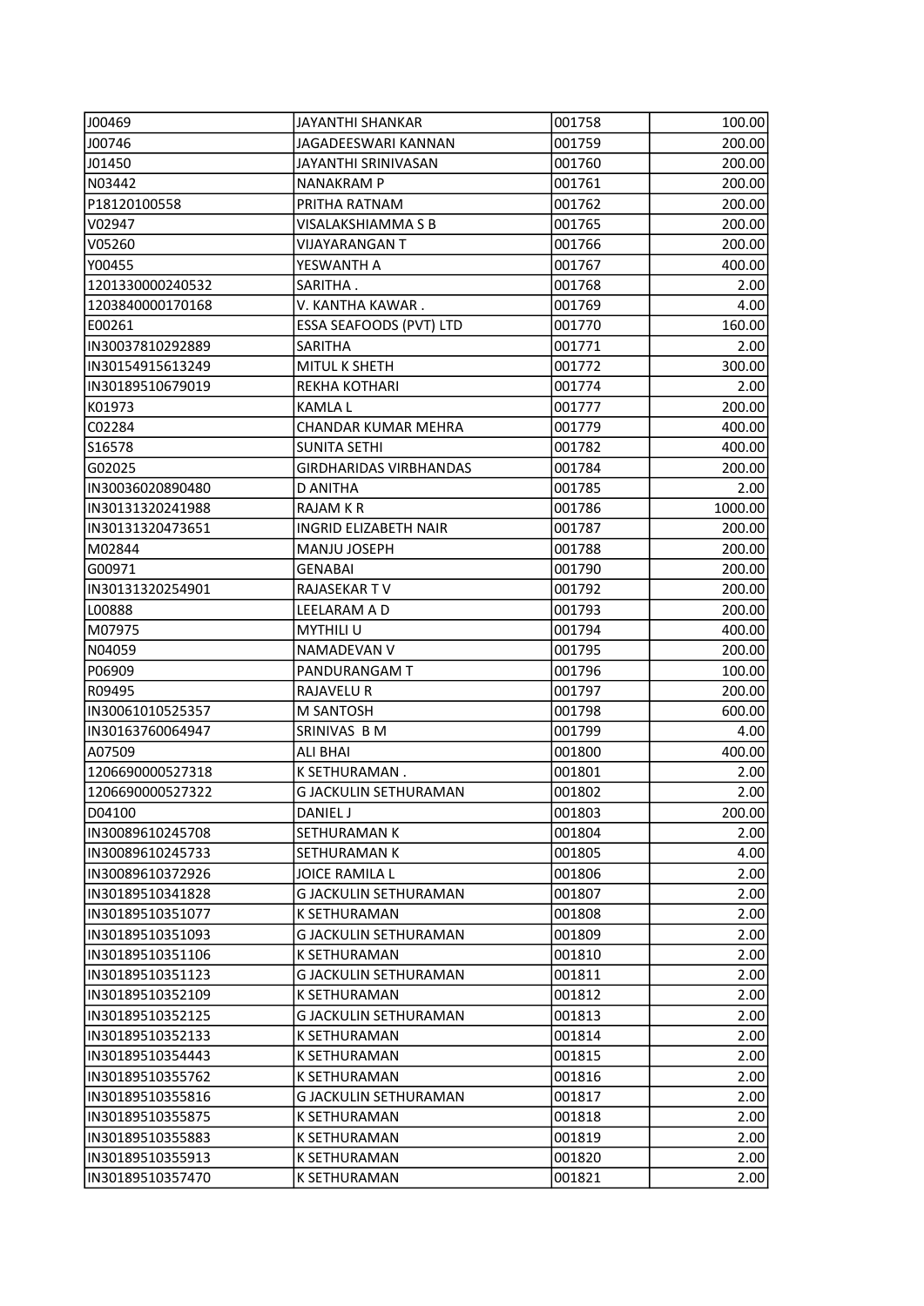| J00469 | JAYANTHI SHANKAR | 001758 | 100.00 |
|---|---|---|---|
| J00746 | JAGADEESWARI KANNAN | 001759 | 200.00 |
| J01450 | JAYANTHI SRINIVASAN | 001760 | 200.00 |
| N03442 | NANAKRAM P | 001761 | 200.00 |
| P18120100558 | PRITHA RATNAM | 001762 | 200.00 |
| V02947 | VISALAKSHIAMMA S B | 001765 | 200.00 |
| V05260 | VIJAYARANGAN T | 001766 | 200.00 |
| Y00455 | YESWANTH A | 001767 | 400.00 |
| 1201330000240532 | SARITHA . | 001768 | 2.00 |
| 1203840000170168 | V. KANTHA KAWAR . | 001769 | 4.00 |
| E00261 | ESSA SEAFOODS (PVT) LTD | 001770 | 160.00 |
| IN30037810292889 | SARITHA | 001771 | 2.00 |
| IN30154915613249 | MITUL K SHETH | 001772 | 300.00 |
| IN30189510679019 | REKHA KOTHARI | 001774 | 2.00 |
| K01973 | KAMLA L | 001777 | 200.00 |
| C02284 | CHANDAR KUMAR MEHRA | 001779 | 400.00 |
| S16578 | SUNITA SETHI | 001782 | 400.00 |
| G02025 | GIRDHARIDAS VIRBHANDAS | 001784 | 200.00 |
| IN30036020890480 | D ANITHA | 001785 | 2.00 |
| IN30131320241988 | RAJAM K R | 001786 | 1000.00 |
| IN30131320473651 | INGRID ELIZABETH NAIR | 001787 | 200.00 |
| M02844 | MANJU JOSEPH | 001788 | 200.00 |
| G00971 | GENABAI | 001790 | 200.00 |
| IN30131320254901 | RAJASEKAR T V | 001792 | 200.00 |
| L00888 | LEELARAM A D | 001793 | 200.00 |
| M07975 | MYTHILI U | 001794 | 400.00 |
| N04059 | NAMADEVAN V | 001795 | 200.00 |
| P06909 | PANDURANGAM T | 001796 | 100.00 |
| R09495 | RAJAVELU R | 001797 | 200.00 |
| IN30061010525357 | M SANTOSH | 001798 | 600.00 |
| IN30163760064947 | SRINIVAS B M | 001799 | 4.00 |
| A07509 | ALI BHAI | 001800 | 400.00 |
| 1206690000527318 | K SETHURAMAN . | 001801 | 2.00 |
| 1206690000527322 | G JACKULIN SETHURAMAN | 001802 | 2.00 |
| D04100 | DANIEL J | 001803 | 200.00 |
| IN30089610245708 | SETHURAMAN K | 001804 | 2.00 |
| IN30089610245733 | SETHURAMAN K | 001805 | 4.00 |
| IN30089610372926 | JOICE RAMILA L | 001806 | 2.00 |
| IN30189510341828 | G JACKULIN SETHURAMAN | 001807 | 2.00 |
| IN30189510351077 | K SETHURAMAN | 001808 | 2.00 |
| IN30189510351093 | G JACKULIN SETHURAMAN | 001809 | 2.00 |
| IN30189510351106 | K SETHURAMAN | 001810 | 2.00 |
| IN30189510351123 | G JACKULIN SETHURAMAN | 001811 | 2.00 |
| IN30189510352109 | K SETHURAMAN | 001812 | 2.00 |
| IN30189510352125 | G JACKULIN SETHURAMAN | 001813 | 2.00 |
| IN30189510352133 | K SETHURAMAN | 001814 | 2.00 |
| IN30189510354443 | K SETHURAMAN | 001815 | 2.00 |
| IN30189510355762 | K SETHURAMAN | 001816 | 2.00 |
| IN30189510355816 | G JACKULIN SETHURAMAN | 001817 | 2.00 |
| IN30189510355875 | K SETHURAMAN | 001818 | 2.00 |
| IN30189510355883 | K SETHURAMAN | 001819 | 2.00 |
| IN30189510355913 | K SETHURAMAN | 001820 | 2.00 |
| IN30189510357470 | K SETHURAMAN | 001821 | 2.00 |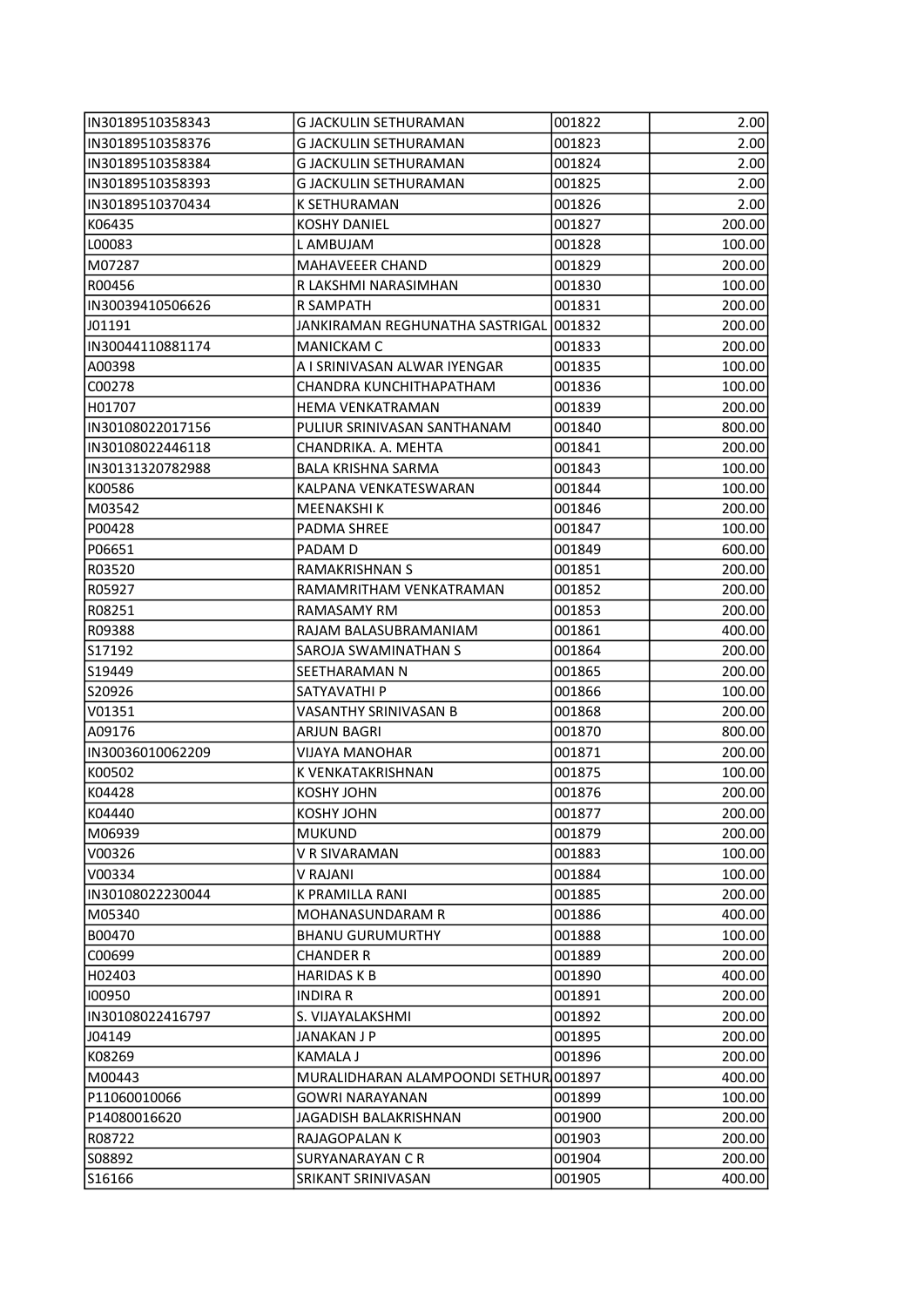| | | | |
|---|---|---|---|
| IN30189510358343 | G JACKULIN SETHURAMAN | 001822 | 2.00 |
| IN30189510358376 | G JACKULIN SETHURAMAN | 001823 | 2.00 |
| IN30189510358384 | G JACKULIN SETHURAMAN | 001824 | 2.00 |
| IN30189510358393 | G JACKULIN SETHURAMAN | 001825 | 2.00 |
| IN30189510370434 | K SETHURAMAN | 001826 | 2.00 |
| K06435 | KOSHY DANIEL | 001827 | 200.00 |
| L00083 | L AMBUJAM | 001828 | 100.00 |
| M07287 | MAHAVEEER CHAND | 001829 | 200.00 |
| R00456 | R LAKSHMI NARASIMHAN | 001830 | 100.00 |
| IN30039410506626 | R SAMPATH | 001831 | 200.00 |
| J01191 | JANKIRAMAN REGHUNATHA SASTRIGAL | 001832 | 200.00 |
| IN30044110881174 | MANICKAM C | 001833 | 200.00 |
| A00398 | A I SRINIVASAN ALWAR IYENGAR | 001835 | 100.00 |
| C00278 | CHANDRA KUNCHITHAPATHAM | 001836 | 100.00 |
| H01707 | HEMA VENKATRAMAN | 001839 | 200.00 |
| IN30108022017156 | PULIUR SRINIVASAN SANTHANAM | 001840 | 800.00 |
| IN30108022446118 | CHANDRIKA. A. MEHTA | 001841 | 200.00 |
| IN30131320782988 | BALA KRISHNA SARMA | 001843 | 100.00 |
| K00586 | KALPANA VENKATESWARAN | 001844 | 100.00 |
| M03542 | MEENAKSHI K | 001846 | 200.00 |
| P00428 | PADMA SHREE | 001847 | 100.00 |
| P06651 | PADAM D | 001849 | 600.00 |
| R03520 | RAMAKRISHNAN S | 001851 | 200.00 |
| R05927 | RAMAMRITHAM VENKATRAMAN | 001852 | 200.00 |
| R08251 | RAMASAMY RM | 001853 | 200.00 |
| R09388 | RAJAM BALASUBRAMANIAM | 001861 | 400.00 |
| S17192 | SAROJA SWAMINATHAN S | 001864 | 200.00 |
| S19449 | SEETHARAMAN N | 001865 | 200.00 |
| S20926 | SATYAVATHI P | 001866 | 100.00 |
| V01351 | VASANTHY SRINIVASAN B | 001868 | 200.00 |
| A09176 | ARJUN BAGRI | 001870 | 800.00 |
| IN30036010062209 | VIJAYA MANOHAR | 001871 | 200.00 |
| K00502 | K VENKATAKRISHNAN | 001875 | 100.00 |
| K04428 | KOSHY JOHN | 001876 | 200.00 |
| K04440 | KOSHY JOHN | 001877 | 200.00 |
| M06939 | MUKUND | 001879 | 200.00 |
| V00326 | V R SIVARAMAN | 001883 | 100.00 |
| V00334 | V RAJANI | 001884 | 100.00 |
| IN30108022230044 | K PRAMILLA RANI | 001885 | 200.00 |
| M05340 | MOHANASUNDARAM R | 001886 | 400.00 |
| B00470 | BHANU GURUMURTHY | 001888 | 100.00 |
| C00699 | CHANDER R | 001889 | 200.00 |
| H02403 | HARIDAS K B | 001890 | 400.00 |
| I00950 | INDIRA R | 001891 | 200.00 |
| IN30108022416797 | S. VIJAYALAKSHMI | 001892 | 200.00 |
| J04149 | JANAKAN J P | 001895 | 200.00 |
| K08269 | KAMALA J | 001896 | 200.00 |
| M00443 | MURALIDHARAN ALAMPOONDI SETHUR | 001897 | 400.00 |
| P11060010066 | GOWRI NARAYANAN | 001899 | 100.00 |
| P14080016620 | JAGADISH BALAKRISHNAN | 001900 | 200.00 |
| R08722 | RAJAGOPALAN K | 001903 | 200.00 |
| S08892 | SURYANARAYAN C R | 001904 | 200.00 |
| S16166 | SRIKANT SRINIVASAN | 001905 | 400.00 |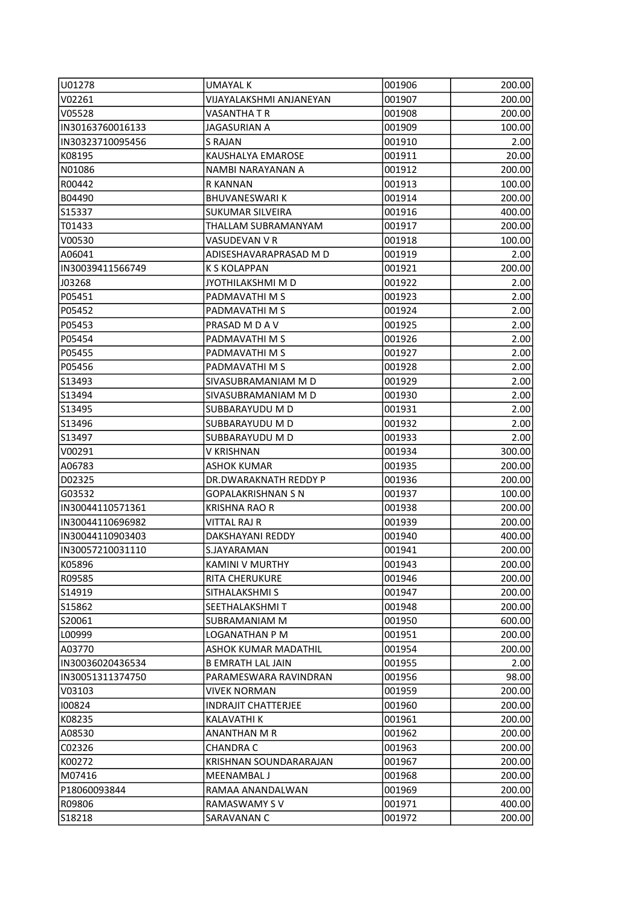| | | | |
|---|---|---|---|
| U01278 | UMAYAL K | 001906 | 200.00 |
| V02261 | VIJAYALAKSHMI ANJANEYAN | 001907 | 200.00 |
| V05528 | VASANTHA T R | 001908 | 200.00 |
| IN30163760016133 | JAGASURIAN A | 001909 | 100.00 |
| IN30323710095456 | S RAJAN | 001910 | 2.00 |
| K08195 | KAUSHALYA EMAROSE | 001911 | 20.00 |
| N01086 | NAMBI NARAYANAN A | 001912 | 200.00 |
| R00442 | R KANNAN | 001913 | 100.00 |
| B04490 | BHUVANESWARI K | 001914 | 200.00 |
| S15337 | SUKUMAR SILVEIRA | 001916 | 400.00 |
| T01433 | THALLAM SUBRAMANYAM | 001917 | 200.00 |
| V00530 | VASUDEVAN V R | 001918 | 100.00 |
| A06041 | ADISESHAVARAPRASAD M D | 001919 | 2.00 |
| IN30039411566749 | K S KOLAPPAN | 001921 | 200.00 |
| J03268 | JYOTHILAKSHMI M D | 001922 | 2.00 |
| P05451 | PADMAVATHI M S | 001923 | 2.00 |
| P05452 | PADMAVATHI M S | 001924 | 2.00 |
| P05453 | PRASAD M D A V | 001925 | 2.00 |
| P05454 | PADMAVATHI M S | 001926 | 2.00 |
| P05455 | PADMAVATHI M S | 001927 | 2.00 |
| P05456 | PADMAVATHI M S | 001928 | 2.00 |
| S13493 | SIVASUBRAMANIAM M D | 001929 | 2.00 |
| S13494 | SIVASUBRAMANIAM M D | 001930 | 2.00 |
| S13495 | SUBBARAYUDU M D | 001931 | 2.00 |
| S13496 | SUBBARAYUDU M D | 001932 | 2.00 |
| S13497 | SUBBARAYUDU M D | 001933 | 2.00 |
| V00291 | V KRISHNAN | 001934 | 300.00 |
| A06783 | ASHOK KUMAR | 001935 | 200.00 |
| D02325 | DR.DWARAKNATH REDDY P | 001936 | 200.00 |
| G03532 | GOPALAKRISHNAN S N | 001937 | 100.00 |
| IN30044110571361 | KRISHNA RAO R | 001938 | 200.00 |
| IN30044110696982 | VITTAL RAJ R | 001939 | 200.00 |
| IN30044110903403 | DAKSHAYANI REDDY | 001940 | 400.00 |
| IN30057210031110 | S.JAYARAMAN | 001941 | 200.00 |
| K05896 | KAMINI V MURTHY | 001943 | 200.00 |
| R09585 | RITA CHERUKURE | 001946 | 200.00 |
| S14919 | SITHALAKSHMI S | 001947 | 200.00 |
| S15862 | SEETHALAKSHMI T | 001948 | 200.00 |
| S20061 | SUBRAMANIAM M | 001950 | 600.00 |
| L00999 | LOGANATHAN P M | 001951 | 200.00 |
| A03770 | ASHOK KUMAR MADATHIL | 001954 | 200.00 |
| IN30036020436534 | B EMRATH LAL JAIN | 001955 | 2.00 |
| IN30051311374750 | PARAMESWARA RAVINDRAN | 001956 | 98.00 |
| V03103 | VIVEK NORMAN | 001959 | 200.00 |
| I00824 | INDRAJIT CHATTERJEE | 001960 | 200.00 |
| K08235 | KALAVATHI K | 001961 | 200.00 |
| A08530 | ANANTHAN M R | 001962 | 200.00 |
| C02326 | CHANDRA C | 001963 | 200.00 |
| K00272 | KRISHNAN SOUNDARARAJAN | 001967 | 200.00 |
| M07416 | MEENAMBAL J | 001968 | 200.00 |
| P18060093844 | RAMAA ANANDALWAN | 001969 | 200.00 |
| R09806 | RAMASWAMY S V | 001971 | 400.00 |
| S18218 | SARAVANAN C | 001972 | 200.00 |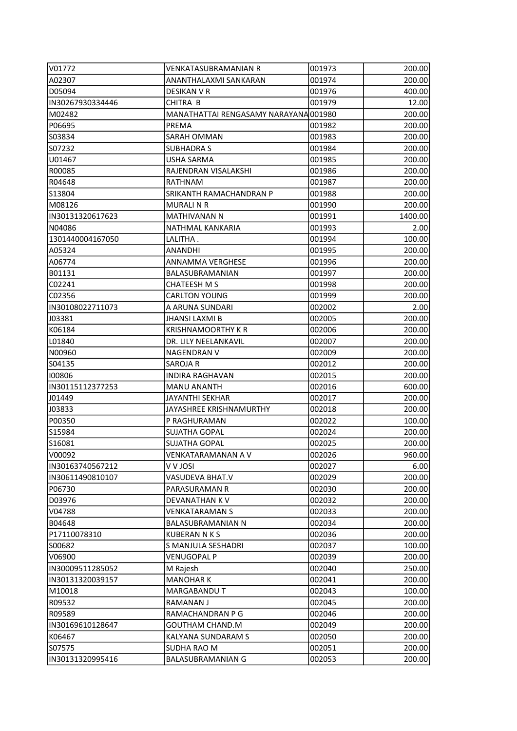| | | | |
|---|---|---|---|
| V01772 | VENKATASUBRAMANIAN R | 001973 | 200.00 |
| A02307 | ANANTHALAXMI SANKARAN | 001974 | 200.00 |
| D05094 | DESIKAN V R | 001976 | 400.00 |
| IN30267930334446 | CHITRA B | 001979 | 12.00 |
| M02482 | MANATHATTAI RENGASAMY NARAYANA | 001980 | 200.00 |
| P06695 | PREMA | 001982 | 200.00 |
| S03834 | SARAH OMMAN | 001983 | 200.00 |
| S07232 | SUBHADRA S | 001984 | 200.00 |
| U01467 | USHA SARMA | 001985 | 200.00 |
| R00085 | RAJENDRAN VISALAKSHI | 001986 | 200.00 |
| R04648 | RATHNAM | 001987 | 200.00 |
| S13804 | SRIKANTH RAMACHANDRAN P | 001988 | 200.00 |
| M08126 | MURALI N R | 001990 | 200.00 |
| IN30131320617623 | MATHIVANAN N | 001991 | 1400.00 |
| N04086 | NATHMAL KANKARIA | 001993 | 2.00 |
| 1301440004167050 | LALITHA . | 001994 | 100.00 |
| A05324 | ANANDHI | 001995 | 200.00 |
| A06774 | ANNAMMA VERGHESE | 001996 | 200.00 |
| B01131 | BALASUBRAMANIAN | 001997 | 200.00 |
| C02241 | CHATEESH M S | 001998 | 200.00 |
| C02356 | CARLTON YOUNG | 001999 | 200.00 |
| IN30108022711073 | A ARUNA SUNDARI | 002002 | 2.00 |
| J03381 | JHANSI LAXMI B | 002005 | 200.00 |
| K06184 | KRISHNAMOORTHY K R | 002006 | 200.00 |
| L01840 | DR. LILY NEELANKAVIL | 002007 | 200.00 |
| N00960 | NAGENDRAN V | 002009 | 200.00 |
| S04135 | SAROJA R | 002012 | 200.00 |
| I00806 | INDIRA RAGHAVAN | 002015 | 200.00 |
| IN30115112377253 | MANU ANANTH | 002016 | 600.00 |
| J01449 | JAYANTHI SEKHAR | 002017 | 200.00 |
| J03833 | JAYASHREE KRISHNAMURTHY | 002018 | 200.00 |
| P00350 | P RAGHURAMAN | 002022 | 100.00 |
| S15984 | SUJATHA GOPAL | 002024 | 200.00 |
| S16081 | SUJATHA GOPAL | 002025 | 200.00 |
| V00092 | VENKATARAMANAN A V | 002026 | 960.00 |
| IN30163740567212 | V V JOSI | 002027 | 6.00 |
| IN30611490810107 | VASUDEVA BHAT.V | 002029 | 200.00 |
| P06730 | PARASURAMAN R | 002030 | 200.00 |
| D03976 | DEVANATHAN K V | 002032 | 200.00 |
| V04788 | VENKATARAMAN S | 002033 | 200.00 |
| B04648 | BALASUBRAMANIAN N | 002034 | 200.00 |
| P17110078310 | KUBERAN N K S | 002036 | 200.00 |
| S00682 | S MANJULA SESHADRI | 002037 | 100.00 |
| V06900 | VENUGOPAL P | 002039 | 200.00 |
| IN30009511285052 | M Rajesh | 002040 | 250.00 |
| IN30131320039157 | MANOHAR K | 002041 | 200.00 |
| M10018 | MARGABANDU T | 002043 | 100.00 |
| R09532 | RAMANAN J | 002045 | 200.00 |
| R09589 | RAMACHANDRAN P G | 002046 | 200.00 |
| IN30169610128647 | GOUTHAM CHAND.M | 002049 | 200.00 |
| K06467 | KALYANA SUNDARAM S | 002050 | 200.00 |
| S07575 | SUDHA RAO M | 002051 | 200.00 |
| IN30131320995416 | BALASUBRAMANIAN G | 002053 | 200.00 |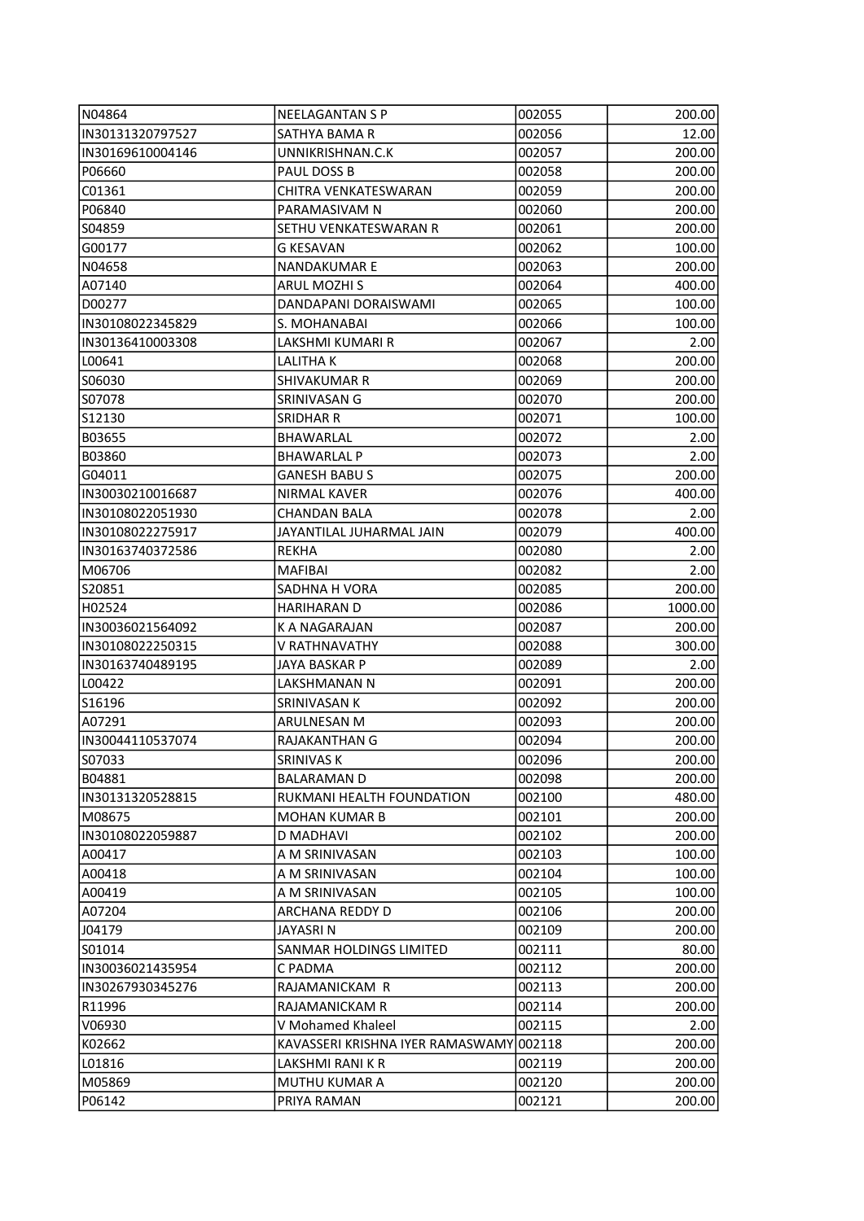| | | | |
|---|---|---|---|
| N04864 | NEELAGANTAN S P | 002055 | 200.00 |
| IN30131320797527 | SATHYA BAMA R | 002056 | 12.00 |
| IN30169610004146 | UNNIKRISHNAN.C.K | 002057 | 200.00 |
| P06660 | PAUL DOSS B | 002058 | 200.00 |
| C01361 | CHITRA VENKATESWARAN | 002059 | 200.00 |
| P06840 | PARAMASIVAM N | 002060 | 200.00 |
| S04859 | SETHU VENKATESWARAN R | 002061 | 200.00 |
| G00177 | G KESAVAN | 002062 | 100.00 |
| N04658 | NANDAKUMAR E | 002063 | 200.00 |
| A07140 | ARUL MOZHI S | 002064 | 400.00 |
| D00277 | DANDAPANI DORAISWAMI | 002065 | 100.00 |
| IN30108022345829 | S. MOHANABAI | 002066 | 100.00 |
| IN30136410003308 | LAKSHMI KUMARI R | 002067 | 2.00 |
| L00641 | LALITHA K | 002068 | 200.00 |
| S06030 | SHIVAKUMAR R | 002069 | 200.00 |
| S07078 | SRINIVASAN G | 002070 | 200.00 |
| S12130 | SRIDHAR R | 002071 | 100.00 |
| B03655 | BHAWARLAL | 002072 | 2.00 |
| B03860 | BHAWARLAL P | 002073 | 2.00 |
| G04011 | GANESH BABU S | 002075 | 200.00 |
| IN30030210016687 | NIRMAL KAVER | 002076 | 400.00 |
| IN30108022051930 | CHANDAN BALA | 002078 | 2.00 |
| IN30108022275917 | JAYANTILAL JUHARMAL JAIN | 002079 | 400.00 |
| IN30163740372586 | REKHA | 002080 | 2.00 |
| M06706 | MAFIBAI | 002082 | 2.00 |
| S20851 | SADHNA H VORA | 002085 | 200.00 |
| H02524 | HARIHARAN D | 002086 | 1000.00 |
| IN30036021564092 | K A NAGARAJAN | 002087 | 200.00 |
| IN30108022250315 | V RATHNAVATHY | 002088 | 300.00 |
| IN30163740489195 | JAYA BASKAR P | 002089 | 2.00 |
| L00422 | LAKSHMANAN N | 002091 | 200.00 |
| S16196 | SRINIVASAN K | 002092 | 200.00 |
| A07291 | ARULNESAN M | 002093 | 200.00 |
| IN30044110537074 | RAJAKANTHAN G | 002094 | 200.00 |
| S07033 | SRINIVAS K | 002096 | 200.00 |
| B04881 | BALARAMAN D | 002098 | 200.00 |
| IN30131320528815 | RUKMANI HEALTH FOUNDATION | 002100 | 480.00 |
| M08675 | MOHAN KUMAR B | 002101 | 200.00 |
| IN30108022059887 | D MADHAVI | 002102 | 200.00 |
| A00417 | A M SRINIVASAN | 002103 | 100.00 |
| A00418 | A M SRINIVASAN | 002104 | 100.00 |
| A00419 | A M SRINIVASAN | 002105 | 100.00 |
| A07204 | ARCHANA REDDY D | 002106 | 200.00 |
| J04179 | JAYASRI N | 002109 | 200.00 |
| S01014 | SANMAR HOLDINGS LIMITED | 002111 | 80.00 |
| IN30036021435954 | C PADMA | 002112 | 200.00 |
| IN30267930345276 | RAJAMANICKAM R | 002113 | 200.00 |
| R11996 | RAJAMANICKAM R | 002114 | 200.00 |
| V06930 | V Mohamed Khaleel | 002115 | 2.00 |
| K02662 | KAVASSERI KRISHNA IYER RAMASWAMY | 002118 | 200.00 |
| L01816 | LAKSHMI RANI K R | 002119 | 200.00 |
| M05869 | MUTHU KUMAR A | 002120 | 200.00 |
| P06142 | PRIYA RAMAN | 002121 | 200.00 |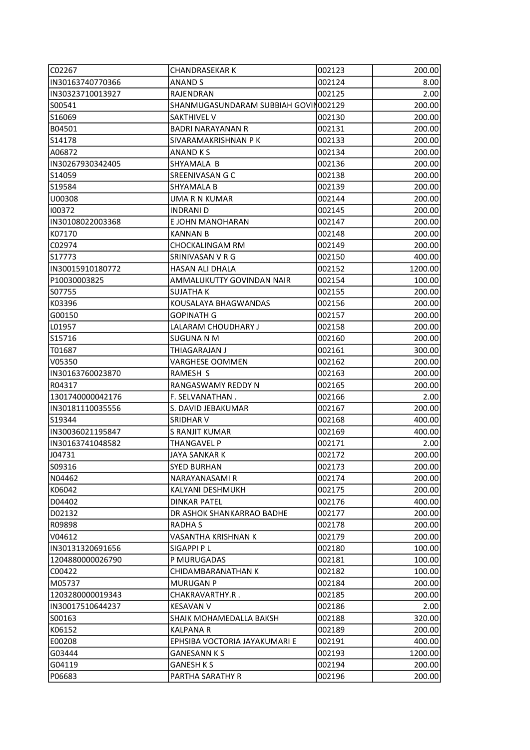| | | | |
|---|---|---|---|
| C02267 | CHANDRASEKAR K | 002123 | 200.00 |
| IN30163740770366 | ANAND S | 002124 | 8.00 |
| IN30323710013927 | RAJENDRAN | 002125 | 2.00 |
| S00541 | SHANMUGASUNDARAM SUBBIAH GOVIN | 002129 | 200.00 |
| S16069 | SAKTHIVEL V | 002130 | 200.00 |
| B04501 | BADRI NARAYANAN R | 002131 | 200.00 |
| S14178 | SIVARAMAKRISHNAN P K | 002133 | 200.00 |
| A06872 | ANAND K S | 002134 | 200.00 |
| IN30267930342405 | SHYAMALA B | 002136 | 200.00 |
| S14059 | SREENIVASAN G C | 002138 | 200.00 |
| S19584 | SHYAMALA B | 002139 | 200.00 |
| U00308 | UMA R N KUMAR | 002144 | 200.00 |
| I00372 | INDRANI D | 002145 | 200.00 |
| IN30108022003368 | E JOHN MANOHARAN | 002147 | 200.00 |
| K07170 | KANNAN B | 002148 | 200.00 |
| C02974 | CHOCKALINGAM RM | 002149 | 200.00 |
| S17773 | SRINIVASAN V R G | 002150 | 400.00 |
| IN30015910180772 | HASAN ALI DHALA | 002152 | 1200.00 |
| P10030003825 | AMMALUKUTTY GOVINDAN NAIR | 002154 | 100.00 |
| S07755 | SUJATHA K | 002155 | 200.00 |
| K03396 | KOUSALAYA BHAGWANDAS | 002156 | 200.00 |
| G00150 | GOPINATH G | 002157 | 200.00 |
| L01957 | LALARAM CHOUDHARY J | 002158 | 200.00 |
| S15716 | SUGUNA N M | 002160 | 200.00 |
| T01687 | THIAGARAJAN J | 002161 | 300.00 |
| V05350 | VARGHESE OOMMEN | 002162 | 200.00 |
| IN30163760023870 | RAMESH S | 002163 | 200.00 |
| R04317 | RANGASWAMY REDDY N | 002165 | 200.00 |
| 1301740000042176 | F. SELVANATHAN . | 002166 | 2.00 |
| IN30181110035556 | S. DAVID JEBAKUMAR | 002167 | 200.00 |
| S19344 | SRIDHAR V | 002168 | 400.00 |
| IN30036021195847 | S RANJIT KUMAR | 002169 | 400.00 |
| IN30163741048582 | THANGAVEL P | 002171 | 2.00 |
| J04731 | JAYA SANKAR K | 002172 | 200.00 |
| S09316 | SYED BURHAN | 002173 | 200.00 |
| N04462 | NARAYANASAMI R | 002174 | 200.00 |
| K06042 | KALYANI DESHMUKH | 002175 | 200.00 |
| D04402 | DINKAR PATEL | 002176 | 400.00 |
| D02132 | DR ASHOK SHANKARRAO BADHE | 002177 | 200.00 |
| R09898 | RADHA S | 002178 | 200.00 |
| V04612 | VASANTHA KRISHNAN K | 002179 | 200.00 |
| IN30131320691656 | SIGAPPI P L | 002180 | 100.00 |
| 1204880000026790 | P MURUGADAS | 002181 | 100.00 |
| C00422 | CHIDAMBARANATHAN K | 002182 | 100.00 |
| M05737 | MURUGAN P | 002184 | 200.00 |
| 1203280000019343 | CHAKRAVARTHY.R . | 002185 | 200.00 |
| IN30017510644237 | KESAVAN V | 002186 | 2.00 |
| S00163 | SHAIK MOHAMEDALLA BAKSH | 002188 | 320.00 |
| K06152 | KALPANA R | 002189 | 200.00 |
| E00208 | EPHSIBA VOCTORIA JAYAKUMARI E | 002191 | 400.00 |
| G03444 | GANESANN K S | 002193 | 1200.00 |
| G04119 | GANESH K S | 002194 | 200.00 |
| P06683 | PARTHA SARATHY R | 002196 | 200.00 |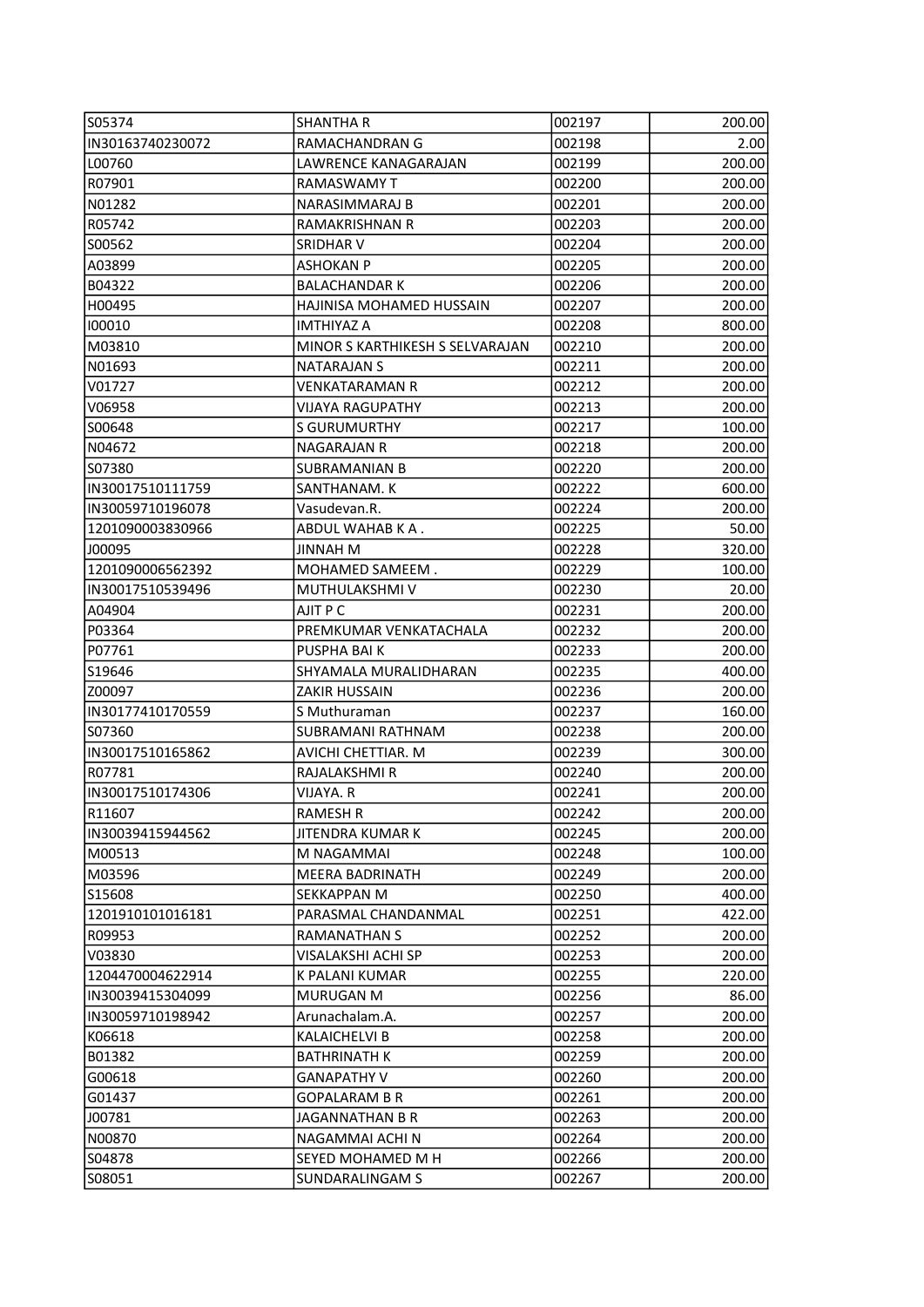| | | | |
|---|---|---|---|
| S05374 | SHANTHA R | 002197 | 200.00 |
| IN30163740230072 | RAMACHANDRAN G | 002198 | 2.00 |
| L00760 | LAWRENCE KANAGARAJAN | 002199 | 200.00 |
| R07901 | RAMASWAMY T | 002200 | 200.00 |
| N01282 | NARASIMMARAJ B | 002201 | 200.00 |
| R05742 | RAMAKRISHNAN R | 002203 | 200.00 |
| S00562 | SRIDHAR V | 002204 | 200.00 |
| A03899 | ASHOKAN P | 002205 | 200.00 |
| B04322 | BALACHANDAR K | 002206 | 200.00 |
| H00495 | HAJINISA MOHAMED HUSSAIN | 002207 | 200.00 |
| I00010 | IMTHIYAZ A | 002208 | 800.00 |
| M03810 | MINOR S KARTHIKESH S SELVARAJAN | 002210 | 200.00 |
| N01693 | NATARAJAN S | 002211 | 200.00 |
| V01727 | VENKATARAMAN R | 002212 | 200.00 |
| V06958 | VIJAYA RAGUPATHY | 002213 | 200.00 |
| S00648 | S GURUMURTHY | 002217 | 100.00 |
| N04672 | NAGARAJAN R | 002218 | 200.00 |
| S07380 | SUBRAMANIAN B | 002220 | 200.00 |
| IN30017510111759 | SANTHANAM. K | 002222 | 600.00 |
| IN30059710196078 | Vasudevan.R. | 002224 | 200.00 |
| 1201090003830966 | ABDUL WAHAB K A . | 002225 | 50.00 |
| J00095 | JINNAH M | 002228 | 320.00 |
| 1201090006562392 | MOHAMED SAMEEM . | 002229 | 100.00 |
| IN30017510539496 | MUTHULAKSHMI V | 002230 | 20.00 |
| A04904 | AJIT P C | 002231 | 200.00 |
| P03364 | PREMKUMAR VENKATACHALA | 002232 | 200.00 |
| P07761 | PUSPHA BAI K | 002233 | 200.00 |
| S19646 | SHYAMALA MURALIDHARAN | 002235 | 400.00 |
| Z00097 | ZAKIR HUSSAIN | 002236 | 200.00 |
| IN30177410170559 | S Muthuraman | 002237 | 160.00 |
| S07360 | SUBRAMANI RATHNAM | 002238 | 200.00 |
| IN30017510165862 | AVICHI CHETTIAR. M | 002239 | 300.00 |
| R07781 | RAJALAKSHMI R | 002240 | 200.00 |
| IN30017510174306 | VIJAYA. R | 002241 | 200.00 |
| R11607 | RAMESH R | 002242 | 200.00 |
| IN30039415944562 | JITENDRA KUMAR K | 002245 | 200.00 |
| M00513 | M NAGAMMAI | 002248 | 100.00 |
| M03596 | MEERA BADRINATH | 002249 | 200.00 |
| S15608 | SEKKAPPAN M | 002250 | 400.00 |
| 1201910101016181 | PARASMAL CHANDANMAL | 002251 | 422.00 |
| R09953 | RAMANATHAN S | 002252 | 200.00 |
| V03830 | VISALAKSHI ACHI SP | 002253 | 200.00 |
| 1204470004622914 | K PALANI KUMAR | 002255 | 220.00 |
| IN30039415304099 | MURUGAN M | 002256 | 86.00 |
| IN30059710198942 | Arunachalam.A. | 002257 | 200.00 |
| K06618 | KALAICHELVI B | 002258 | 200.00 |
| B01382 | BATHRINATH K | 002259 | 200.00 |
| G00618 | GANAPATHY V | 002260 | 200.00 |
| G01437 | GOPALARAM B R | 002261 | 200.00 |
| J00781 | JAGANNATHAN B R | 002263 | 200.00 |
| N00870 | NAGAMMAI ACHI N | 002264 | 200.00 |
| S04878 | SEYED MOHAMED M H | 002266 | 200.00 |
| S08051 | SUNDARALINGAM S | 002267 | 200.00 |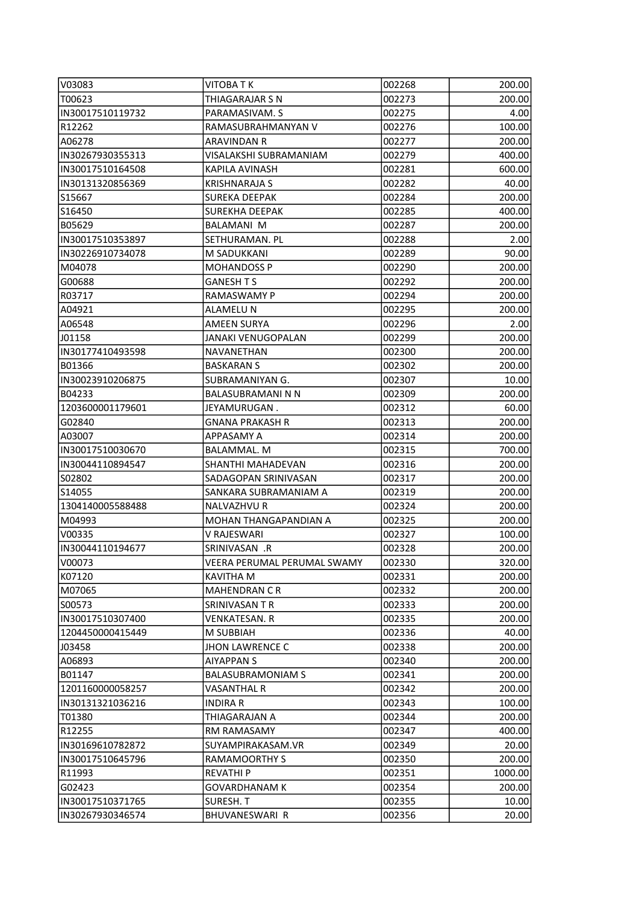| | | | |
|---|---|---|---|
| V03083 | VITOBA T K | 002268 | 200.00 |
| T00623 | THIAGARAJAR S N | 002273 | 200.00 |
| IN30017510119732 | PARAMASIVAM. S | 002275 | 4.00 |
| R12262 | RAMASUBRAHMANYAN V | 002276 | 100.00 |
| A06278 | ARAVINDAN R | 002277 | 200.00 |
| IN30267930355313 | VISALAKSHI SUBRAMANIAM | 002279 | 400.00 |
| IN30017510164508 | KAPILA AVINASH | 002281 | 600.00 |
| IN30131320856369 | KRISHNARAJA S | 002282 | 40.00 |
| S15667 | SUREKA DEEPAK | 002284 | 200.00 |
| S16450 | SUREKHA DEEPAK | 002285 | 400.00 |
| B05629 | BALAMANI M | 002287 | 200.00 |
| IN30017510353897 | SETHURAMAN. PL | 002288 | 2.00 |
| IN30226910734078 | M SADUKKANI | 002289 | 90.00 |
| M04078 | MOHANDOSS P | 002290 | 200.00 |
| G00688 | GANESH T S | 002292 | 200.00 |
| R03717 | RAMASWAMY P | 002294 | 200.00 |
| A04921 | ALAMELU N | 002295 | 200.00 |
| A06548 | AMEEN SURYA | 002296 | 2.00 |
| J01158 | JANAKI VENUGOPALAN | 002299 | 200.00 |
| IN30177410493598 | NAVANETHAN | 002300 | 200.00 |
| B01366 | BASKARAN S | 002302 | 200.00 |
| IN30023910206875 | SUBRAMANIYAN G. | 002307 | 10.00 |
| B04233 | BALASUBRAMANI N N | 002309 | 200.00 |
| 1203600001179601 | JEYAMURUGAN . | 002312 | 60.00 |
| G02840 | GNANA PRAKASH R | 002313 | 200.00 |
| A03007 | APPASAMY A | 002314 | 200.00 |
| IN30017510030670 | BALAMMAL. M | 002315 | 700.00 |
| IN30044110894547 | SHANTHI MAHADEVAN | 002316 | 200.00 |
| S02802 | SADAGOPAN SRINIVASAN | 002317 | 200.00 |
| S14055 | SANKARA SUBRAMANIAM A | 002319 | 200.00 |
| 1304140005588488 | NALVAZHVU R | 002324 | 200.00 |
| M04993 | MOHAN THANGAPANDIAN A | 002325 | 200.00 |
| V00335 | V RAJESWARI | 002327 | 100.00 |
| IN30044110194677 | SRINIVASAN .R | 002328 | 200.00 |
| V00073 | VEERA PERUMAL PERUMAL SWAMY | 002330 | 320.00 |
| K07120 | KAVITHA M | 002331 | 200.00 |
| M07065 | MAHENDRAN C R | 002332 | 200.00 |
| S00573 | SRINIVASAN T R | 002333 | 200.00 |
| IN30017510307400 | VENKATESAN. R | 002335 | 200.00 |
| 1204450000415449 | M SUBBIAH | 002336 | 40.00 |
| J03458 | JHON LAWRENCE C | 002338 | 200.00 |
| A06893 | AIYAPPAN S | 002340 | 200.00 |
| B01147 | BALASUBRAMONIAM S | 002341 | 200.00 |
| 1201160000058257 | VASANTHAL R | 002342 | 200.00 |
| IN30131321036216 | INDIRA R | 002343 | 100.00 |
| T01380 | THIAGARAJAN A | 002344 | 200.00 |
| R12255 | RM RAMASAMY | 002347 | 400.00 |
| IN30169610782872 | SUYAMPIRAKASAM.VR | 002349 | 20.00 |
| IN30017510645796 | RAMAMOORTHY S | 002350 | 200.00 |
| R11993 | REVATHI P | 002351 | 1000.00 |
| G02423 | GOVARDHANAM K | 002354 | 200.00 |
| IN30017510371765 | SURESH. T | 002355 | 10.00 |
| IN30267930346574 | BHUVANESWARI R | 002356 | 20.00 |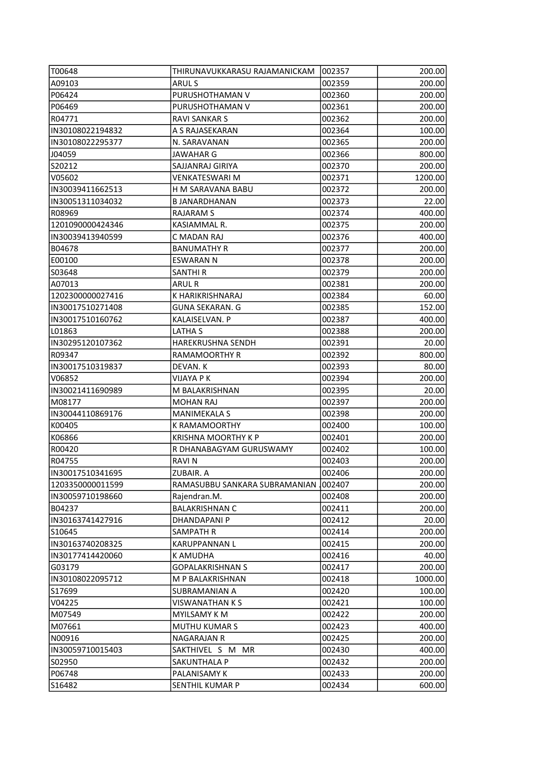| | | | |
|---|---|---|---|
| T00648 | THIRUNAVUKKARASU RAJAMANICKAM | 002357 | 200.00 |
| A09103 | ARUL S | 002359 | 200.00 |
| P06424 | PURUSHOTHAMAN V | 002360 | 200.00 |
| P06469 | PURUSHOTHAMAN V | 002361 | 200.00 |
| R04771 | RAVI SANKAR S | 002362 | 200.00 |
| IN30108022194832 | A S RAJASEKARAN | 002364 | 100.00 |
| IN30108022295377 | N. SARAVANAN | 002365 | 200.00 |
| J04059 | JAWAHAR G | 002366 | 800.00 |
| S20212 | SAJJANRAJ GIRIYA | 002370 | 200.00 |
| V05602 | VENKATESWARI M | 002371 | 1200.00 |
| IN30039411662513 | H M SARAVANA BABU | 002372 | 200.00 |
| IN30051311034032 | B JANARDHANAN | 002373 | 22.00 |
| R08969 | RAJARAM S | 002374 | 400.00 |
| 1201090000424346 | KASIAMMAL R. | 002375 | 200.00 |
| IN30039413940599 | C MADAN RAJ | 002376 | 400.00 |
| B04678 | BANUMATHY R | 002377 | 200.00 |
| E00100 | ESWARAN N | 002378 | 200.00 |
| S03648 | SANTHI R | 002379 | 200.00 |
| A07013 | ARUL R | 002381 | 200.00 |
| 1202300000027416 | K HARIKRISHNARAJ | 002384 | 60.00 |
| IN30017510271408 | GUNA SEKARAN. G | 002385 | 152.00 |
| IN30017510160762 | KALAISELVAN. P | 002387 | 400.00 |
| L01863 | LATHA S | 002388 | 200.00 |
| IN30295120107362 | HAREKRUSHNA SENDH | 002391 | 20.00 |
| R09347 | RAMAMOORTHY R | 002392 | 800.00 |
| IN30017510319837 | DEVAN. K | 002393 | 80.00 |
| V06852 | VIJAYA P K | 002394 | 200.00 |
| IN30021411690989 | M BALAKRISHNAN | 002395 | 20.00 |
| M08177 | MOHAN RAJ | 002397 | 200.00 |
| IN30044110869176 | MANIMEKALA S | 002398 | 200.00 |
| K00405 | K RAMAMOORTHY | 002400 | 100.00 |
| K06866 | KRISHNA MOORTHY K P | 002401 | 200.00 |
| R00420 | R DHANABAGYAM GURUSWAMY | 002402 | 100.00 |
| R04755 | RAVI N | 002403 | 200.00 |
| IN30017510341695 | ZUBAIR. A | 002406 | 200.00 |
| 1203350000011599 | RAMASUBBU SANKARA SUBRAMANIAN . | 002407 | 200.00 |
| IN30059710198660 | Rajendran.M. | 002408 | 200.00 |
| B04237 | BALAKRISHNAN C | 002411 | 200.00 |
| IN30163741427916 | DHANDAPANI P | 002412 | 20.00 |
| S10645 | SAMPATH R | 002414 | 200.00 |
| IN30163740208325 | KARUPPANNAN L | 002415 | 200.00 |
| IN30177414420060 | K AMUDHA | 002416 | 40.00 |
| G03179 | GOPALAKRISHNAN S | 002417 | 200.00 |
| IN30108022095712 | M P BALAKRISHNAN | 002418 | 1000.00 |
| S17699 | SUBRAMANIAN A | 002420 | 100.00 |
| V04225 | VISWANATHAN K S | 002421 | 100.00 |
| M07549 | MYILSAMY K M | 002422 | 200.00 |
| M07661 | MUTHU KUMAR S | 002423 | 400.00 |
| N00916 | NAGARAJAN R | 002425 | 200.00 |
| IN30059710015403 | SAKTHIVEL S M MR | 002430 | 400.00 |
| S02950 | SAKUNTHALA P | 002432 | 200.00 |
| P06748 | PALANISAMY K | 002433 | 200.00 |
| S16482 | SENTHIL KUMAR P | 002434 | 600.00 |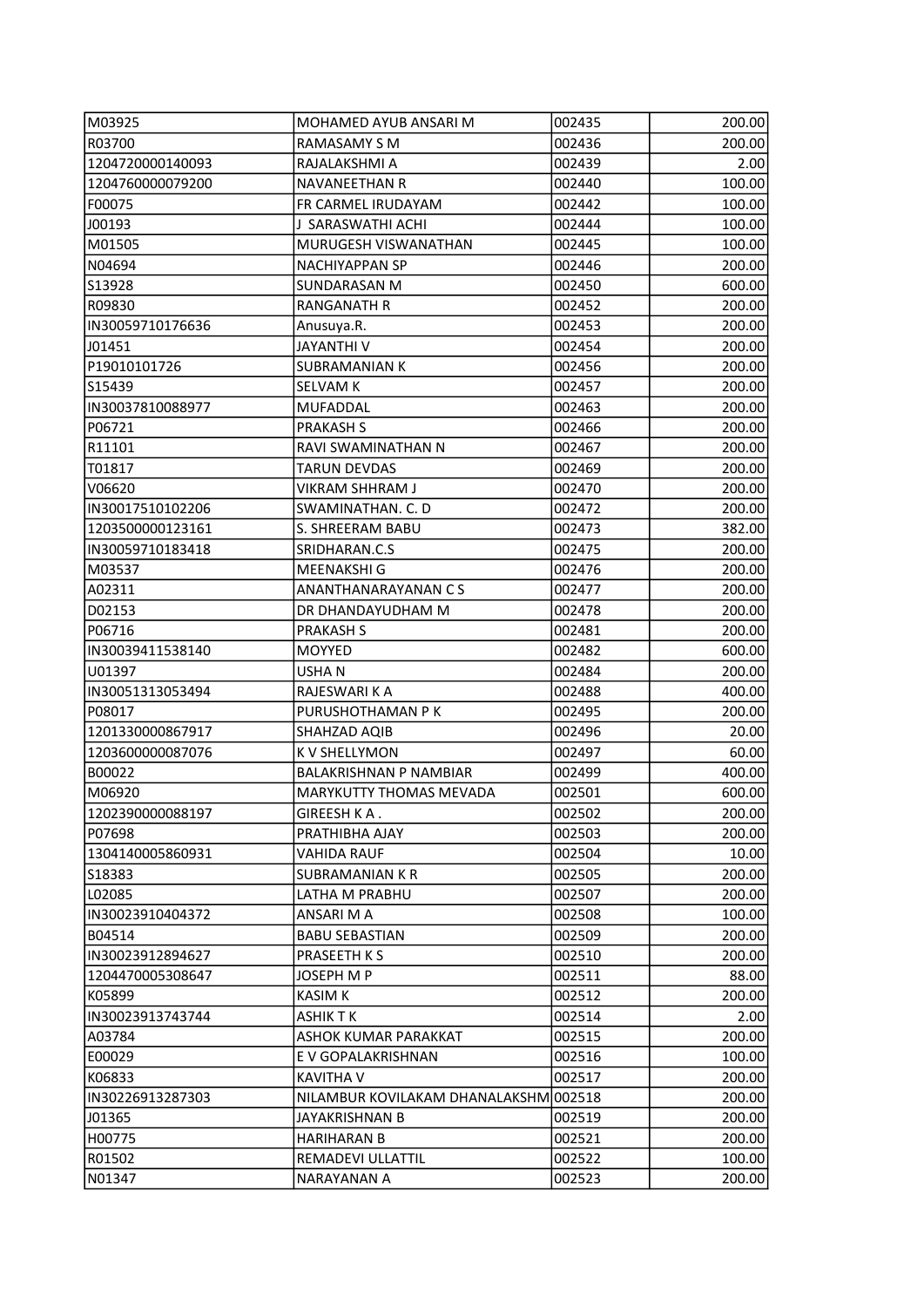| | | | |
|---|---|---|---|
| M03925 | MOHAMED AYUB ANSARI M | 002435 | 200.00 |
| R03700 | RAMASAMY S M | 002436 | 200.00 |
| 1204720000140093 | RAJALAKSHMI A | 002439 | 2.00 |
| 1204760000079200 | NAVANEETHAN R | 002440 | 100.00 |
| F00075 | FR CARMEL IRUDAYAM | 002442 | 100.00 |
| J00193 | J SARASWATHI ACHI | 002444 | 100.00 |
| M01505 | MURUGESH VISWANATHAN | 002445 | 100.00 |
| N04694 | NACHIYAPPAN SP | 002446 | 200.00 |
| S13928 | SUNDARASAN M | 002450 | 600.00 |
| R09830 | RANGANATH R | 002452 | 200.00 |
| IN30059710176636 | Anusuya.R. | 002453 | 200.00 |
| J01451 | JAYANTHI V | 002454 | 200.00 |
| P19010101726 | SUBRAMANIAN K | 002456 | 200.00 |
| S15439 | SELVAM K | 002457 | 200.00 |
| IN30037810088977 | MUFADDAL | 002463 | 200.00 |
| P06721 | PRAKASH S | 002466 | 200.00 |
| R11101 | RAVI SWAMINATHAN N | 002467 | 200.00 |
| T01817 | TARUN DEVDAS | 002469 | 200.00 |
| V06620 | VIKRAM SHHRAM J | 002470 | 200.00 |
| IN30017510102206 | SWAMINATHAN. C. D | 002472 | 200.00 |
| 1203500000123161 | S. SHREERAM BABU | 002473 | 382.00 |
| IN30059710183418 | SRIDHARAN.C.S | 002475 | 200.00 |
| M03537 | MEENAKSHI G | 002476 | 200.00 |
| A02311 | ANANTHANARAYANAN C S | 002477 | 200.00 |
| D02153 | DR DHANDAYUDHAM M | 002478 | 200.00 |
| P06716 | PRAKASH S | 002481 | 200.00 |
| IN30039411538140 | MOYYED | 002482 | 600.00 |
| U01397 | USHA N | 002484 | 200.00 |
| IN30051313053494 | RAJESWARI K A | 002488 | 400.00 |
| P08017 | PURUSHOTHAMAN P K | 002495 | 200.00 |
| 1201330000867917 | SHAHZAD AQIB | 002496 | 20.00 |
| 1203600000087076 | K V SHELLYMON | 002497 | 60.00 |
| B00022 | BALAKRISHNAN P NAMBIAR | 002499 | 400.00 |
| M06920 | MARYKUTTY THOMAS MEVADA | 002501 | 600.00 |
| 1202390000088197 | GIREESH K A . | 002502 | 200.00 |
| P07698 | PRATHIBHA AJAY | 002503 | 200.00 |
| 1304140005860931 | VAHIDA RAUF | 002504 | 10.00 |
| S18383 | SUBRAMANIAN K R | 002505 | 200.00 |
| L02085 | LATHA M PRABHU | 002507 | 200.00 |
| IN30023910404372 | ANSARI M A | 002508 | 100.00 |
| B04514 | BABU SEBASTIAN | 002509 | 200.00 |
| IN30023912894627 | PRASEETH K S | 002510 | 200.00 |
| 1204470005308647 | JOSEPH M P | 002511 | 88.00 |
| K05899 | KASIM K | 002512 | 200.00 |
| IN30023913743744 | ASHIK T K | 002514 | 2.00 |
| A03784 | ASHOK KUMAR PARAKKAT | 002515 | 200.00 |
| E00029 | E V GOPALAKRISHNAN | 002516 | 100.00 |
| K06833 | KAVITHA V | 002517 | 200.00 |
| IN30226913287303 | NILAMBUR KOVILAKAM DHANALAKSHM | 002518 | 200.00 |
| J01365 | JAYAKRISHNAN B | 002519 | 200.00 |
| H00775 | HARIHARAN B | 002521 | 200.00 |
| R01502 | REMADEVI ULLATTIL | 002522 | 100.00 |
| N01347 | NARAYANAN A | 002523 | 200.00 |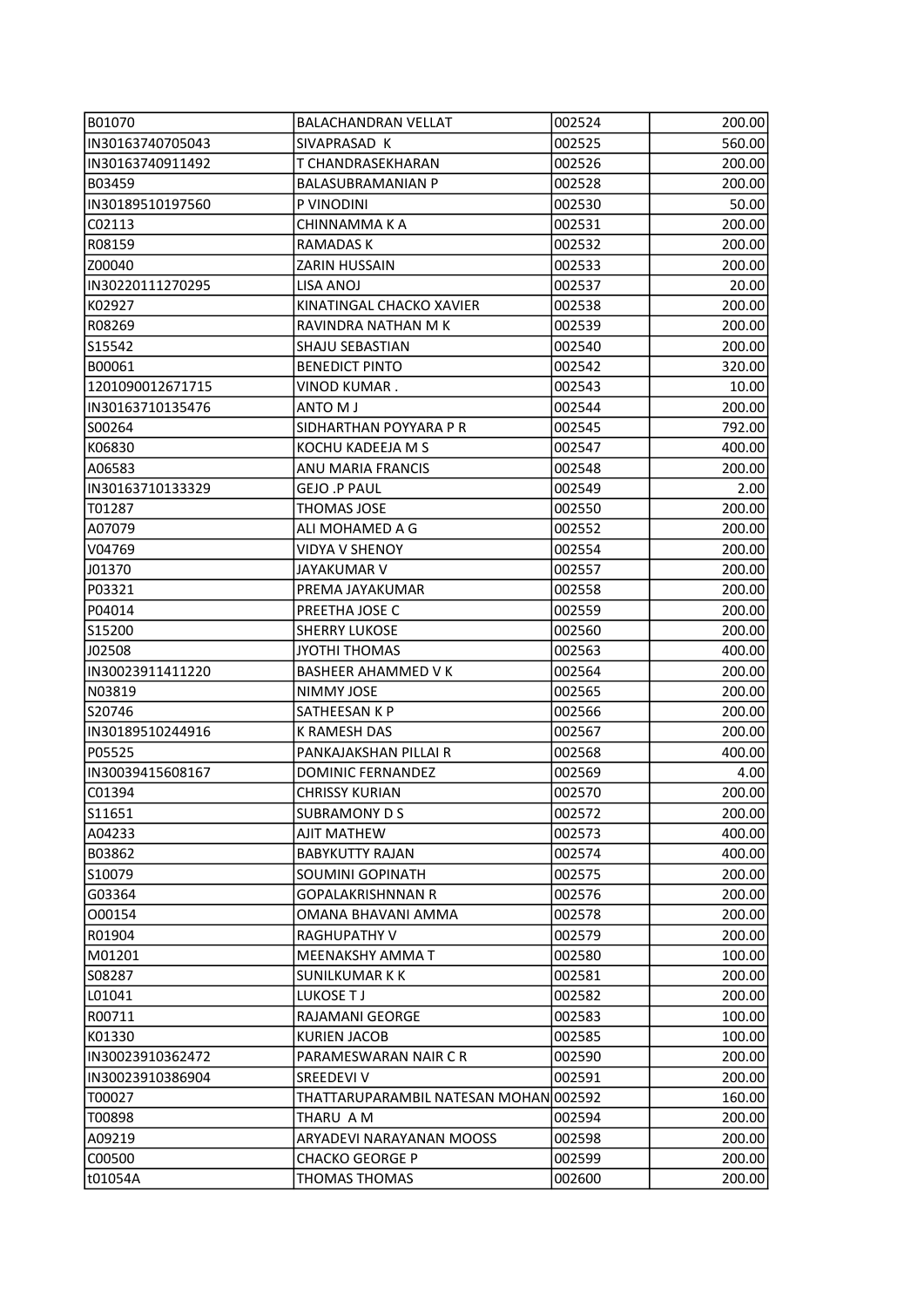| | | | |
|---|---|---|---|
| B01070 | BALACHANDRAN VELLAT | 002524 | 200.00 |
| IN30163740705043 | SIVAPRASAD K | 002525 | 560.00 |
| IN30163740911492 | T CHANDRASEKHARAN | 002526 | 200.00 |
| B03459 | BALASUBRAMANIAN P | 002528 | 200.00 |
| IN30189510197560 | P VINODINI | 002530 | 50.00 |
| C02113 | CHINNAMMA K A | 002531 | 200.00 |
| R08159 | RAMADAS K | 002532 | 200.00 |
| Z00040 | ZARIN HUSSAIN | 002533 | 200.00 |
| IN30220111270295 | LISA ANOJ | 002537 | 20.00 |
| K02927 | KINATINGAL CHACKO XAVIER | 002538 | 200.00 |
| R08269 | RAVINDRA NATHAN M K | 002539 | 200.00 |
| S15542 | SHAJU SEBASTIAN | 002540 | 200.00 |
| B00061 | BENEDICT PINTO | 002542 | 320.00 |
| 1201090012671715 | VINOD KUMAR . | 002543 | 10.00 |
| IN30163710135476 | ANTO M J | 002544 | 200.00 |
| S00264 | SIDHARTHAN POYYARA P R | 002545 | 792.00 |
| K06830 | KOCHU KADEEJA M S | 002547 | 400.00 |
| A06583 | ANU MARIA FRANCIS | 002548 | 200.00 |
| IN30163710133329 | GEJO .P PAUL | 002549 | 2.00 |
| T01287 | THOMAS JOSE | 002550 | 200.00 |
| A07079 | ALI MOHAMED A G | 002552 | 200.00 |
| V04769 | VIDYA V SHENOY | 002554 | 200.00 |
| J01370 | JAYAKUMAR V | 002557 | 200.00 |
| P03321 | PREMA JAYAKUMAR | 002558 | 200.00 |
| P04014 | PREETHA JOSE C | 002559 | 200.00 |
| S15200 | SHERRY LUKOSE | 002560 | 200.00 |
| J02508 | JYOTHI THOMAS | 002563 | 400.00 |
| IN30023911411220 | BASHEER AHAMMED V K | 002564 | 200.00 |
| N03819 | NIMMY JOSE | 002565 | 200.00 |
| S20746 | SATHEESAN K P | 002566 | 200.00 |
| IN30189510244916 | K RAMESH DAS | 002567 | 200.00 |
| P05525 | PANKAJAKSHAN PILLAI R | 002568 | 400.00 |
| IN30039415608167 | DOMINIC FERNANDEZ | 002569 | 4.00 |
| C01394 | CHRISSY KURIAN | 002570 | 200.00 |
| S11651 | SUBRAMONY D S | 002572 | 200.00 |
| A04233 | AJIT MATHEW | 002573 | 400.00 |
| B03862 | BABYKUTTY RAJAN | 002574 | 400.00 |
| S10079 | SOUMINI GOPINATH | 002575 | 200.00 |
| G03364 | GOPALAKRISHNNAN R | 002576 | 200.00 |
| O00154 | OMANA BHAVANI AMMA | 002578 | 200.00 |
| R01904 | RAGHUPATHY V | 002579 | 200.00 |
| M01201 | MEENAKSHY AMMA T | 002580 | 100.00 |
| S08287 | SUNILKUMAR K K | 002581 | 200.00 |
| L01041 | LUKOSE T J | 002582 | 200.00 |
| R00711 | RAJAMANI GEORGE | 002583 | 100.00 |
| K01330 | KURIEN JACOB | 002585 | 100.00 |
| IN30023910362472 | PARAMESWARAN NAIR C R | 002590 | 200.00 |
| IN30023910386904 | SREEDEVI V | 002591 | 200.00 |
| T00027 | THATTARUPARAMBIL NATESAN MOHAN | 002592 | 160.00 |
| T00898 | THARU A M | 002594 | 200.00 |
| A09219 | ARYADEVI NARAYANAN MOOSS | 002598 | 200.00 |
| C00500 | CHACKO GEORGE P | 002599 | 200.00 |
| t01054A | THOMAS THOMAS | 002600 | 200.00 |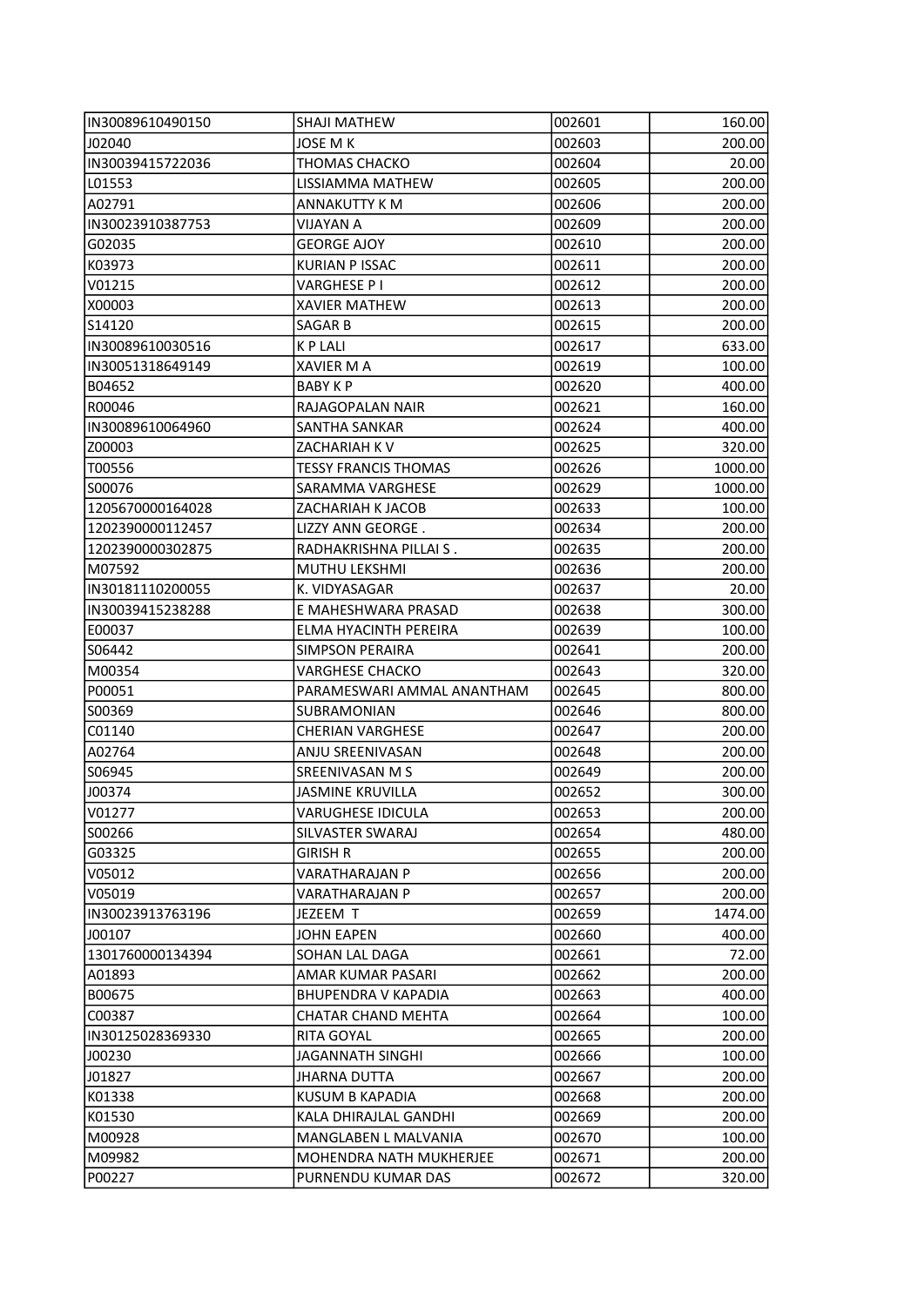| | | | |
|---|---|---|---|
| IN30089610490150 | SHAJI MATHEW | 002601 | 160.00 |
| J02040 | JOSE M K | 002603 | 200.00 |
| IN30039415722036 | THOMAS CHACKO | 002604 | 20.00 |
| L01553 | LISSIAMMA MATHEW | 002605 | 200.00 |
| A02791 | ANNAKUTTY K M | 002606 | 200.00 |
| IN30023910387753 | VIJAYAN A | 002609 | 200.00 |
| G02035 | GEORGE AJOY | 002610 | 200.00 |
| K03973 | KURIAN P ISSAC | 002611 | 200.00 |
| V01215 | VARGHESE P I | 002612 | 200.00 |
| X00003 | XAVIER MATHEW | 002613 | 200.00 |
| S14120 | SAGAR B | 002615 | 200.00 |
| IN30089610030516 | K P LALI | 002617 | 633.00 |
| IN30051318649149 | XAVIER M A | 002619 | 100.00 |
| B04652 | BABY K P | 002620 | 400.00 |
| R00046 | RAJAGOPALAN NAIR | 002621 | 160.00 |
| IN30089610064960 | SANTHA SANKAR | 002624 | 400.00 |
| Z00003 | ZACHARIAH K V | 002625 | 320.00 |
| T00556 | TESSY FRANCIS THOMAS | 002626 | 1000.00 |
| S00076 | SARAMMA VARGHESE | 002629 | 1000.00 |
| 1205670000164028 | ZACHARIAH K JACOB | 002633 | 100.00 |
| 1202390000112457 | LIZZY ANN GEORGE . | 002634 | 200.00 |
| 1202390000302875 | RADHAKRISHNA PILLAI S . | 002635 | 200.00 |
| M07592 | MUTHU LEKSHMI | 002636 | 200.00 |
| IN30181110200055 | K. VIDYASAGAR | 002637 | 20.00 |
| IN30039415238288 | E MAHESHWARA PRASAD | 002638 | 300.00 |
| E00037 | ELMA HYACINTH PEREIRA | 002639 | 100.00 |
| S06442 | SIMPSON PERAIRA | 002641 | 200.00 |
| M00354 | VARGHESE CHACKO | 002643 | 320.00 |
| P00051 | PARAMESWARI AMMAL ANANTHAM | 002645 | 800.00 |
| S00369 | SUBRAMONIAN | 002646 | 800.00 |
| C01140 | CHERIAN VARGHESE | 002647 | 200.00 |
| A02764 | ANJU SREENIVASAN | 002648 | 200.00 |
| S06945 | SREENIVASAN M S | 002649 | 200.00 |
| J00374 | JASMINE KRUVILLA | 002652 | 300.00 |
| V01277 | VARUGHESE IDICULA | 002653 | 200.00 |
| S00266 | SILVASTER SWARAJ | 002654 | 480.00 |
| G03325 | GIRISH R | 002655 | 200.00 |
| V05012 | VARATHARAJAN P | 002656 | 200.00 |
| V05019 | VARATHARAJAN P | 002657 | 200.00 |
| IN30023913763196 | JEZEEM T | 002659 | 1474.00 |
| J00107 | JOHN EAPEN | 002660 | 400.00 |
| 1301760000134394 | SOHAN LAL DAGA | 002661 | 72.00 |
| A01893 | AMAR KUMAR PASARI | 002662 | 200.00 |
| B00675 | BHUPENDRA V KAPADIA | 002663 | 400.00 |
| C00387 | CHATAR CHAND MEHTA | 002664 | 100.00 |
| IN30125028369330 | RITA GOYAL | 002665 | 200.00 |
| J00230 | JAGANNATH SINGHI | 002666 | 100.00 |
| J01827 | JHARNA DUTTA | 002667 | 200.00 |
| K01338 | KUSUM B KAPADIA | 002668 | 200.00 |
| K01530 | KALA DHIRAJLAL GANDHI | 002669 | 200.00 |
| M00928 | MANGLABEN L MALVANIA | 002670 | 100.00 |
| M09982 | MOHENDRA NATH MUKHERJEE | 002671 | 200.00 |
| P00227 | PURNENDU KUMAR DAS | 002672 | 320.00 |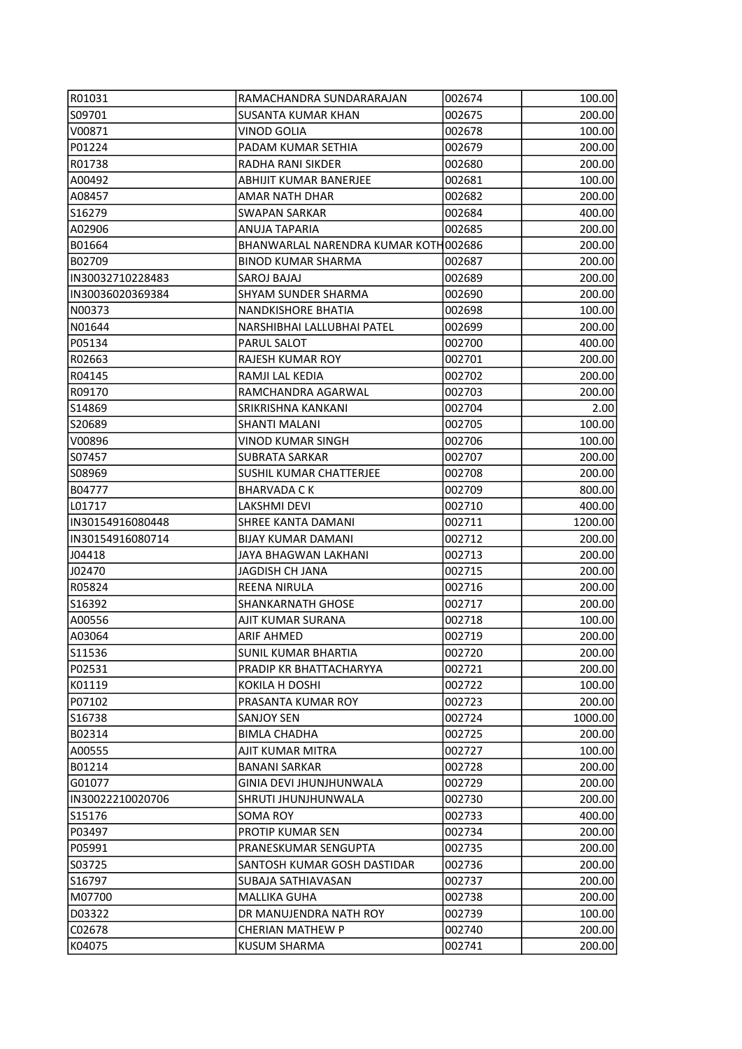| | | | |
|---|---|---|---|
| R01031 | RAMACHANDRA SUNDARARAJAN | 002674 | 100.00 |
| S09701 | SUSANTA KUMAR KHAN | 002675 | 200.00 |
| V00871 | VINOD GOLIA | 002678 | 100.00 |
| P01224 | PADAM KUMAR SETHIA | 002679 | 200.00 |
| R01738 | RADHA RANI SIKDER | 002680 | 200.00 |
| A00492 | ABHIJIT KUMAR BANERJEE | 002681 | 100.00 |
| A08457 | AMAR NATH DHAR | 002682 | 200.00 |
| S16279 | SWAPAN SARKAR | 002684 | 400.00 |
| A02906 | ANUJA TAPARIA | 002685 | 200.00 |
| B01664 | BHANWARLAL NARENDRA KUMAR KOTH | 002686 | 200.00 |
| B02709 | BINOD KUMAR SHARMA | 002687 | 200.00 |
| IN30032710228483 | SAROJ BAJAJ | 002689 | 200.00 |
| IN30036020369384 | SHYAM SUNDER SHARMA | 002690 | 200.00 |
| N00373 | NANDKISHORE BHATIA | 002698 | 100.00 |
| N01644 | NARSHIBHAI LALLUBHAI PATEL | 002699 | 200.00 |
| P05134 | PARUL SALOT | 002700 | 400.00 |
| R02663 | RAJESH KUMAR ROY | 002701 | 200.00 |
| R04145 | RAMJI LAL KEDIA | 002702 | 200.00 |
| R09170 | RAMCHANDRA AGARWAL | 002703 | 200.00 |
| S14869 | SRIKRISHNA KANKANI | 002704 | 2.00 |
| S20689 | SHANTI MALANI | 002705 | 100.00 |
| V00896 | VINOD KUMAR SINGH | 002706 | 100.00 |
| S07457 | SUBRATA SARKAR | 002707 | 200.00 |
| S08969 | SUSHIL KUMAR CHATTERJEE | 002708 | 200.00 |
| B04777 | BHARVADA C K | 002709 | 800.00 |
| L01717 | LAKSHMI DEVI | 002710 | 400.00 |
| IN30154916080448 | SHREE KANTA DAMANI | 002711 | 1200.00 |
| IN30154916080714 | BIJAY KUMAR DAMANI | 002712 | 200.00 |
| J04418 | JAYA BHAGWAN LAKHANI | 002713 | 200.00 |
| J02470 | JAGDISH CH JANA | 002715 | 200.00 |
| R05824 | REENA NIRULA | 002716 | 200.00 |
| S16392 | SHANKARNATH GHOSE | 002717 | 200.00 |
| A00556 | AJIT KUMAR SURANA | 002718 | 100.00 |
| A03064 | ARIF AHMED | 002719 | 200.00 |
| S11536 | SUNIL KUMAR BHARTIA | 002720 | 200.00 |
| P02531 | PRADIP KR BHATTACHARYYA | 002721 | 200.00 |
| K01119 | KOKILA H DOSHI | 002722 | 100.00 |
| P07102 | PRASANTA KUMAR ROY | 002723 | 200.00 |
| S16738 | SANJOY SEN | 002724 | 1000.00 |
| B02314 | BIMLA CHADHA | 002725 | 200.00 |
| A00555 | AJIT KUMAR MITRA | 002727 | 100.00 |
| B01214 | BANANI SARKAR | 002728 | 200.00 |
| G01077 | GINIA DEVI JHUNJHUNWALA | 002729 | 200.00 |
| IN30022210020706 | SHRUTI JHUNJHUNWALA | 002730 | 200.00 |
| S15176 | SOMA ROY | 002733 | 400.00 |
| P03497 | PROTIP KUMAR SEN | 002734 | 200.00 |
| P05991 | PRANESKUMAR SENGUPTA | 002735 | 200.00 |
| S03725 | SANTOSH KUMAR GOSH DASTIDAR | 002736 | 200.00 |
| S16797 | SUBAJA SATHIAVASAN | 002737 | 200.00 |
| M07700 | MALLIKA GUHA | 002738 | 200.00 |
| D03322 | DR MANUJENDRA NATH ROY | 002739 | 100.00 |
| C02678 | CHERIAN MATHEW P | 002740 | 200.00 |
| K04075 | KUSUM SHARMA | 002741 | 200.00 |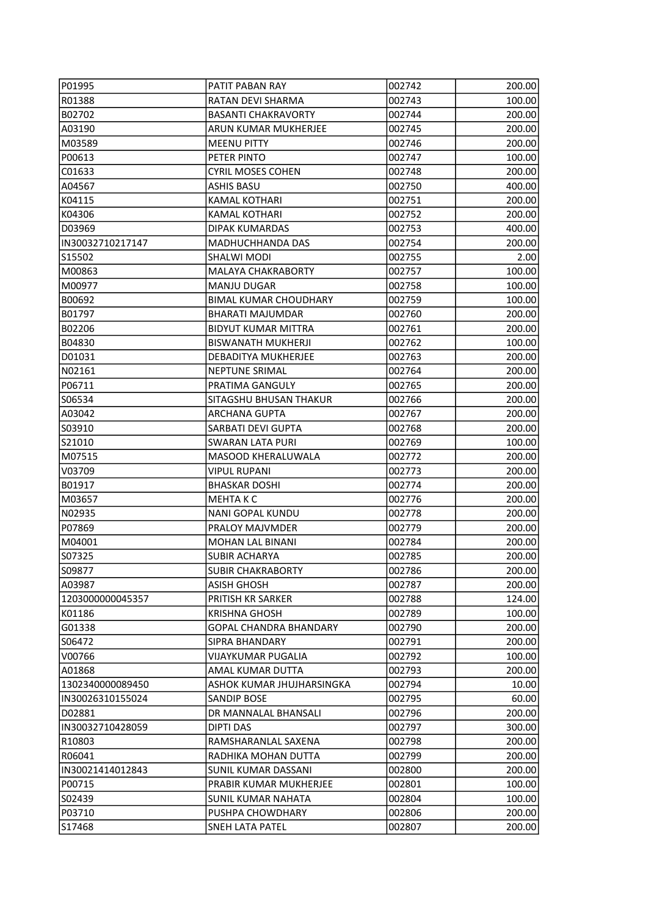| | | | |
|---|---|---|---|
| P01995 | PATIT PABAN RAY | 002742 | 200.00 |
| R01388 | RATAN DEVI SHARMA | 002743 | 100.00 |
| B02702 | BASANTI CHAKRAVORTY | 002744 | 200.00 |
| A03190 | ARUN KUMAR MUKHERJEE | 002745 | 200.00 |
| M03589 | MEENU PITTY | 002746 | 200.00 |
| P00613 | PETER PINTO | 002747 | 100.00 |
| C01633 | CYRIL MOSES COHEN | 002748 | 200.00 |
| A04567 | ASHIS BASU | 002750 | 400.00 |
| K04115 | KAMAL KOTHARI | 002751 | 200.00 |
| K04306 | KAMAL KOTHARI | 002752 | 200.00 |
| D03969 | DIPAK KUMARDAS | 002753 | 400.00 |
| IN30032710217147 | MADHUCHHANDA DAS | 002754 | 200.00 |
| S15502 | SHALWI MODI | 002755 | 2.00 |
| M00863 | MALAYA CHAKRABORTY | 002757 | 100.00 |
| M00977 | MANJU DUGAR | 002758 | 100.00 |
| B00692 | BIMAL KUMAR CHOUDHARY | 002759 | 100.00 |
| B01797 | BHARATI MAJUMDAR | 002760 | 200.00 |
| B02206 | BIDYUT KUMAR MITTRA | 002761 | 200.00 |
| B04830 | BISWANATH MUKHERJI | 002762 | 100.00 |
| D01031 | DEBADITYA MUKHERJEE | 002763 | 200.00 |
| N02161 | NEPTUNE SRIMAL | 002764 | 200.00 |
| P06711 | PRATIMA GANGULY | 002765 | 200.00 |
| S06534 | SITAGSHU BHUSAN THAKUR | 002766 | 200.00 |
| A03042 | ARCHANA GUPTA | 002767 | 200.00 |
| S03910 | SARBATI DEVI GUPTA | 002768 | 200.00 |
| S21010 | SWARAN LATA PURI | 002769 | 100.00 |
| M07515 | MASOOD KHERALUWALA | 002772 | 200.00 |
| V03709 | VIPUL RUPANI | 002773 | 200.00 |
| B01917 | BHASKAR DOSHI | 002774 | 200.00 |
| M03657 | MEHTA K C | 002776 | 200.00 |
| N02935 | NANI GOPAL KUNDU | 002778 | 200.00 |
| P07869 | PRALOY MAJVMDER | 002779 | 200.00 |
| M04001 | MOHAN LAL BINANI | 002784 | 200.00 |
| S07325 | SUBIR ACHARYA | 002785 | 200.00 |
| S09877 | SUBIR CHAKRABORTY | 002786 | 200.00 |
| A03987 | ASISH GHOSH | 002787 | 200.00 |
| 1203000000045357 | PRITISH KR SARKER | 002788 | 124.00 |
| K01186 | KRISHNA GHOSH | 002789 | 100.00 |
| G01338 | GOPAL CHANDRA BHANDARY | 002790 | 200.00 |
| S06472 | SIPRA BHANDARY | 002791 | 200.00 |
| V00766 | VIJAYKUMAR PUGALIA | 002792 | 100.00 |
| A01868 | AMAL KUMAR DUTTA | 002793 | 200.00 |
| 1302340000089450 | ASHOK KUMAR JHUJHARSINGKA | 002794 | 10.00 |
| IN30026310155024 | SANDIP BOSE | 002795 | 60.00 |
| D02881 | DR MANNALAL BHANSALI | 002796 | 200.00 |
| IN30032710428059 | DIPTI DAS | 002797 | 300.00 |
| R10803 | RAMSHARANLAL SAXENA | 002798 | 200.00 |
| R06041 | RADHIKA MOHAN DUTTA | 002799 | 200.00 |
| IN30021414012843 | SUNIL KUMAR DASSANI | 002800 | 200.00 |
| P00715 | PRABIR KUMAR MUKHERJEE | 002801 | 100.00 |
| S02439 | SUNIL KUMAR NAHATA | 002804 | 100.00 |
| P03710 | PUSHPA CHOWDHARY | 002806 | 200.00 |
| S17468 | SNEH LATA PATEL | 002807 | 200.00 |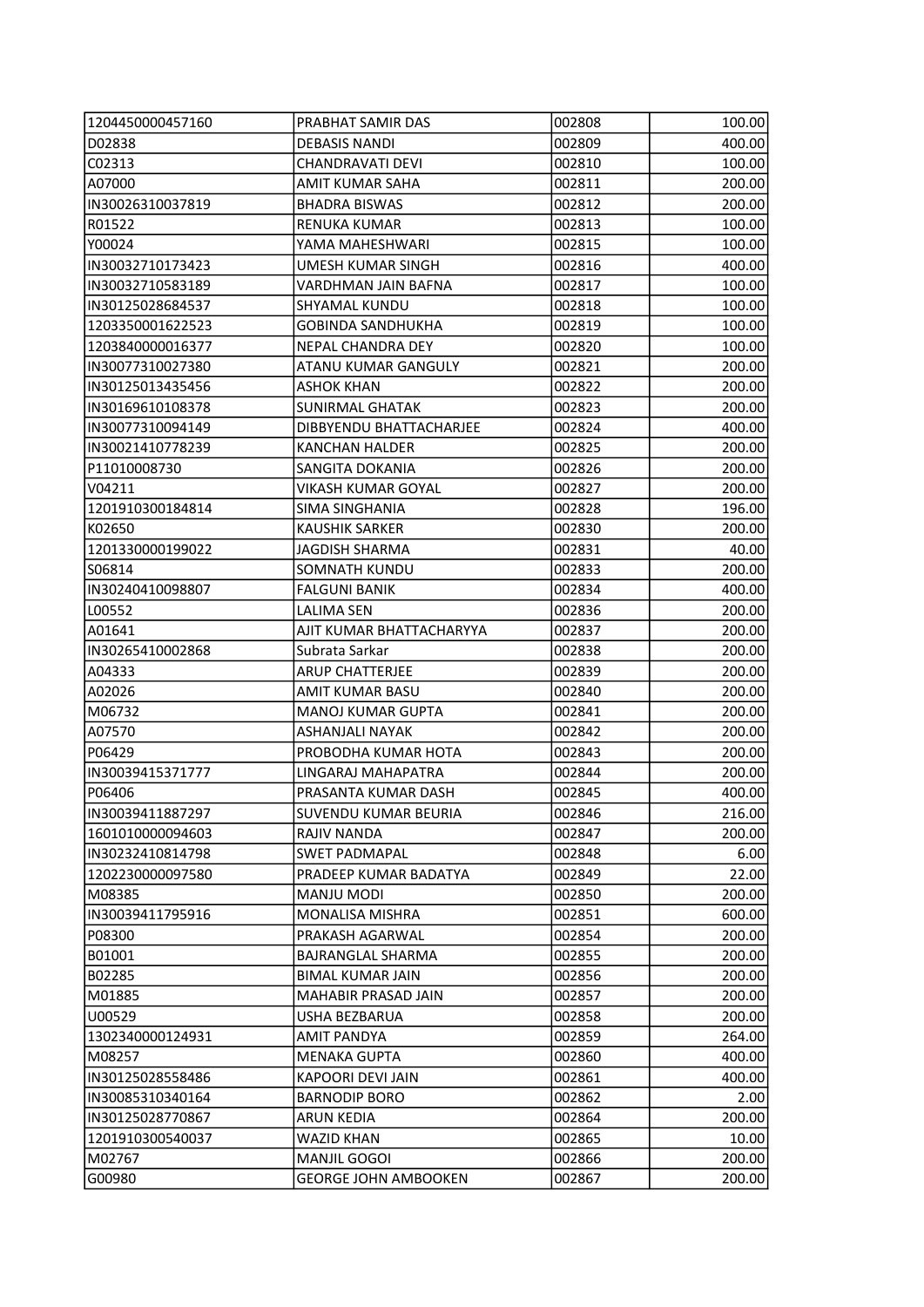| | | | |
|---|---|---|---|
| 1204450000457160 | PRABHAT SAMIR DAS | 002808 | 100.00 |
| D02838 | DEBASIS NANDI | 002809 | 400.00 |
| C02313 | CHANDRAVATI DEVI | 002810 | 100.00 |
| A07000 | AMIT KUMAR SAHA | 002811 | 200.00 |
| IN30026310037819 | BHADRA BISWAS | 002812 | 200.00 |
| R01522 | RENUKA KUMAR | 002813 | 100.00 |
| Y00024 | YAMA MAHESHWARI | 002815 | 100.00 |
| IN30032710173423 | UMESH KUMAR SINGH | 002816 | 400.00 |
| IN30032710583189 | VARDHMAN JAIN BAFNA | 002817 | 100.00 |
| IN30125028684537 | SHYAMAL KUNDU | 002818 | 100.00 |
| 1203350001622523 | GOBINDA SANDHUKHA | 002819 | 100.00 |
| 1203840000016377 | NEPAL CHANDRA DEY | 002820 | 100.00 |
| IN30077310027380 | ATANU KUMAR GANGULY | 002821 | 200.00 |
| IN30125013435456 | ASHOK KHAN | 002822 | 200.00 |
| IN30169610108378 | SUNIRMAL GHATAK | 002823 | 200.00 |
| IN30077310094149 | DIBBYENDU BHATTACHARJEE | 002824 | 400.00 |
| IN30021410778239 | KANCHAN HALDER | 002825 | 200.00 |
| P11010008730 | SANGITA DOKANIA | 002826 | 200.00 |
| V04211 | VIKASH KUMAR GOYAL | 002827 | 200.00 |
| 1201910300184814 | SIMA SINGHANIA | 002828 | 196.00 |
| K02650 | KAUSHIK SARKER | 002830 | 200.00 |
| 1201330000199022 | JAGDISH SHARMA | 002831 | 40.00 |
| S06814 | SOMNATH KUNDU | 002833 | 200.00 |
| IN30240410098807 | FALGUNI BANIK | 002834 | 400.00 |
| L00552 | LALIMA SEN | 002836 | 200.00 |
| A01641 | AJIT KUMAR BHATTACHARYYA | 002837 | 200.00 |
| IN30265410002868 | Subrata Sarkar | 002838 | 200.00 |
| A04333 | ARUP CHATTERJEE | 002839 | 200.00 |
| A02026 | AMIT KUMAR BASU | 002840 | 200.00 |
| M06732 | MANOJ KUMAR GUPTA | 002841 | 200.00 |
| A07570 | ASHANJALI NAYAK | 002842 | 200.00 |
| P06429 | PROBODHA KUMAR HOTA | 002843 | 200.00 |
| IN30039415371777 | LINGARAJ MAHAPATRA | 002844 | 200.00 |
| P06406 | PRASANTA KUMAR DASH | 002845 | 400.00 |
| IN30039411887297 | SUVENDU KUMAR BEURIA | 002846 | 216.00 |
| 1601010000094603 | RAJIV NANDA | 002847 | 200.00 |
| IN30232410814798 | SWET PADMAPAL | 002848 | 6.00 |
| 1202230000097580 | PRADEEP KUMAR BADATYA | 002849 | 22.00 |
| M08385 | MANJU MODI | 002850 | 200.00 |
| IN30039411795916 | MONALISA MISHRA | 002851 | 600.00 |
| P08300 | PRAKASH AGARWAL | 002854 | 200.00 |
| B01001 | BAJRANGLAL SHARMA | 002855 | 200.00 |
| B02285 | BIMAL KUMAR JAIN | 002856 | 200.00 |
| M01885 | MAHABIR PRASAD JAIN | 002857 | 200.00 |
| U00529 | USHA BEZBARUA | 002858 | 200.00 |
| 1302340000124931 | AMIT PANDYA | 002859 | 264.00 |
| M08257 | MENAKA GUPTA | 002860 | 400.00 |
| IN30125028558486 | KAPOORI DEVI JAIN | 002861 | 400.00 |
| IN30085310340164 | BARNODIP BORO | 002862 | 2.00 |
| IN30125028770867 | ARUN KEDIA | 002864 | 200.00 |
| 1201910300540037 | WAZID KHAN | 002865 | 10.00 |
| M02767 | MANJIL GOGOI | 002866 | 200.00 |
| G00980 | GEORGE JOHN AMBOOKEN | 002867 | 200.00 |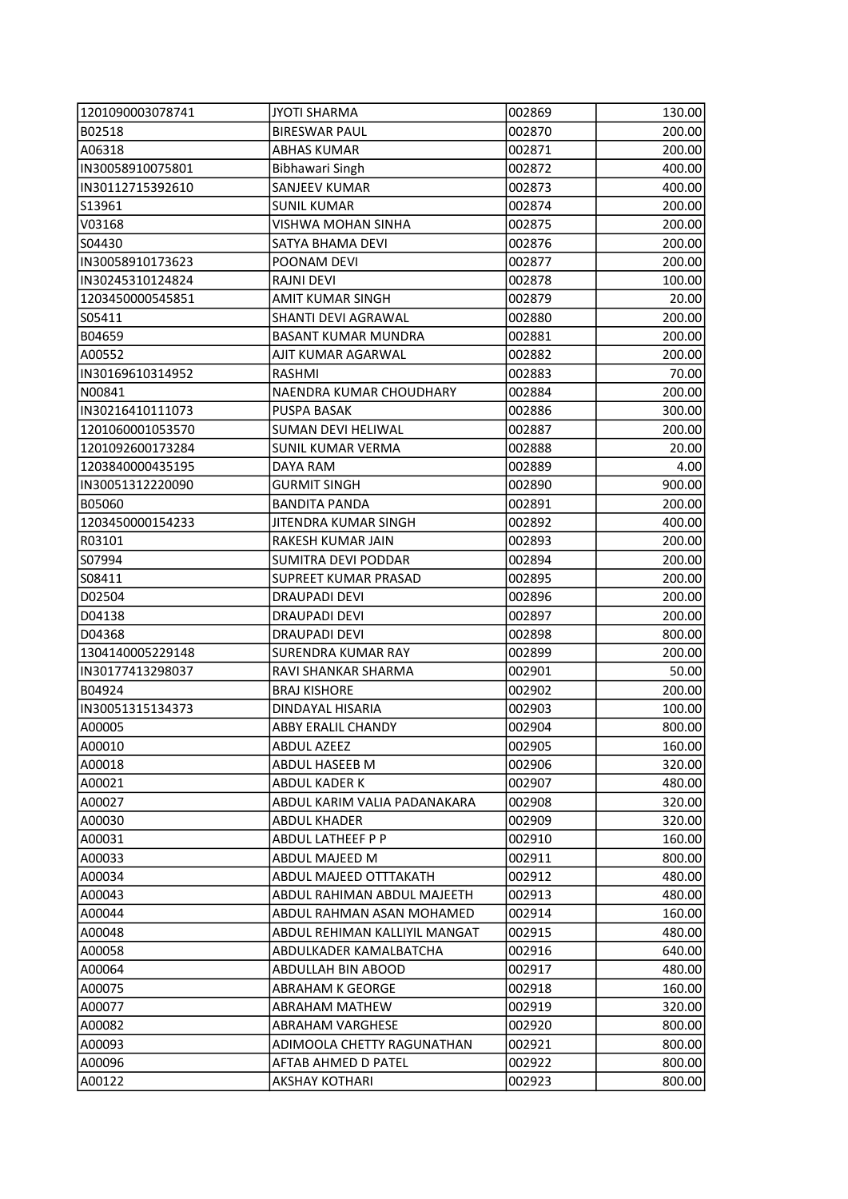| | | | |
|---|---|---|---|
| 1201090003078741 | JYOTI SHARMA | 002869 | 130.00 |
| B02518 | BIRESWAR PAUL | 002870 | 200.00 |
| A06318 | ABHAS KUMAR | 002871 | 200.00 |
| IN30058910075801 | Bibhawari Singh | 002872 | 400.00 |
| IN30112715392610 | SANJEEV KUMAR | 002873 | 400.00 |
| S13961 | SUNIL KUMAR | 002874 | 200.00 |
| V03168 | VISHWA MOHAN SINHA | 002875 | 200.00 |
| S04430 | SATYA BHAMA DEVI | 002876 | 200.00 |
| IN30058910173623 | POONAM DEVI | 002877 | 200.00 |
| IN30245310124824 | RAJNI DEVI | 002878 | 100.00 |
| 1203450000545851 | AMIT KUMAR SINGH | 002879 | 20.00 |
| S05411 | SHANTI DEVI AGRAWAL | 002880 | 200.00 |
| B04659 | BASANT KUMAR MUNDRA | 002881 | 200.00 |
| A00552 | AJIT KUMAR AGARWAL | 002882 | 200.00 |
| IN30169610314952 | RASHMI | 002883 | 70.00 |
| N00841 | NAENDRA KUMAR CHOUDHARY | 002884 | 200.00 |
| IN30216410111073 | PUSPA BASAK | 002886 | 300.00 |
| 1201060001053570 | SUMAN DEVI HELIWAL | 002887 | 200.00 |
| 1201092600173284 | SUNIL KUMAR VERMA | 002888 | 20.00 |
| 1203840000435195 | DAYA RAM | 002889 | 4.00 |
| IN30051312220090 | GURMIT SINGH | 002890 | 900.00 |
| B05060 | BANDITA PANDA | 002891 | 200.00 |
| 1203450000154233 | JITENDRA KUMAR SINGH | 002892 | 400.00 |
| R03101 | RAKESH KUMAR JAIN | 002893 | 200.00 |
| S07994 | SUMITRA DEVI PODDAR | 002894 | 200.00 |
| S08411 | SUPREET KUMAR PRASAD | 002895 | 200.00 |
| D02504 | DRAUPADI DEVI | 002896 | 200.00 |
| D04138 | DRAUPADI DEVI | 002897 | 200.00 |
| D04368 | DRAUPADI DEVI | 002898 | 800.00 |
| 1304140005229148 | SURENDRA KUMAR RAY | 002899 | 200.00 |
| IN30177413298037 | RAVI SHANKAR SHARMA | 002901 | 50.00 |
| B04924 | BRAJ KISHORE | 002902 | 200.00 |
| IN30051315134373 | DINDAYAL HISARIA | 002903 | 100.00 |
| A00005 | ABBY ERALIL CHANDY | 002904 | 800.00 |
| A00010 | ABDUL AZEEZ | 002905 | 160.00 |
| A00018 | ABDUL HASEEB M | 002906 | 320.00 |
| A00021 | ABDUL KADER K | 002907 | 480.00 |
| A00027 | ABDUL KARIM VALIA PADANAKARA | 002908 | 320.00 |
| A00030 | ABDUL KHADER | 002909 | 320.00 |
| A00031 | ABDUL LATHEEF P P | 002910 | 160.00 |
| A00033 | ABDUL MAJEED M | 002911 | 800.00 |
| A00034 | ABDUL MAJEED OTTTAKATH | 002912 | 480.00 |
| A00043 | ABDUL RAHIMAN ABDUL MAJEETH | 002913 | 480.00 |
| A00044 | ABDUL RAHMAN ASAN MOHAMED | 002914 | 160.00 |
| A00048 | ABDUL REHIMAN KALLIYIL MANGAT | 002915 | 480.00 |
| A00058 | ABDULKADER KAMALBATCHA | 002916 | 640.00 |
| A00064 | ABDULLAH BIN ABOOD | 002917 | 480.00 |
| A00075 | ABRAHAM K GEORGE | 002918 | 160.00 |
| A00077 | ABRAHAM MATHEW | 002919 | 320.00 |
| A00082 | ABRAHAM VARGHESE | 002920 | 800.00 |
| A00093 | ADIMOOLA CHETTY RAGUNATHAN | 002921 | 800.00 |
| A00096 | AFTAB AHMED D PATEL | 002922 | 800.00 |
| A00122 | AKSHAY KOTHARI | 002923 | 800.00 |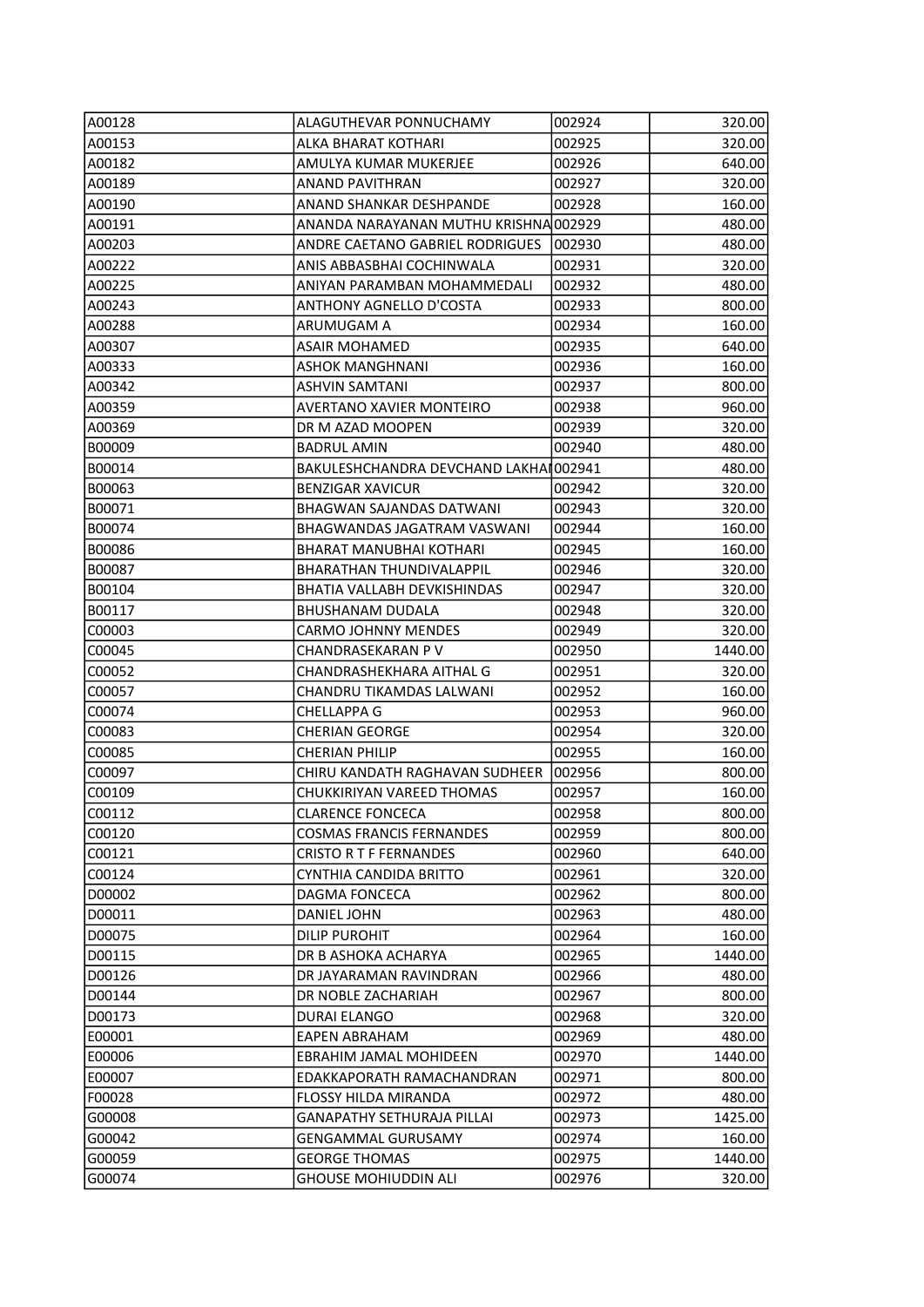| | | | |
|---|---|---|---|
| A00128 | ALAGUTHEVAR PONNUCHAMY | 002924 | 320.00 |
| A00153 | ALKA BHARAT KOTHARI | 002925 | 320.00 |
| A00182 | AMULYA KUMAR MUKERJEE | 002926 | 640.00 |
| A00189 | ANAND PAVITHRAN | 002927 | 320.00 |
| A00190 | ANAND SHANKAR DESHPANDE | 002928 | 160.00 |
| A00191 | ANANDA NARAYANAN MUTHU KRISHNA | 002929 | 480.00 |
| A00203 | ANDRE CAETANO GABRIEL RODRIGUES | 002930 | 480.00 |
| A00222 | ANIS ABBASBHAI COCHINWALA | 002931 | 320.00 |
| A00225 | ANIYAN PARAMBAN MOHAMMEDALI | 002932 | 480.00 |
| A00243 | ANTHONY AGNELLO D'COSTA | 002933 | 800.00 |
| A00288 | ARUMUGAM A | 002934 | 160.00 |
| A00307 | ASAIR MOHAMED | 002935 | 640.00 |
| A00333 | ASHOK MANGHNANI | 002936 | 160.00 |
| A00342 | ASHVIN SAMTANI | 002937 | 800.00 |
| A00359 | AVERTANO XAVIER MONTEIRO | 002938 | 960.00 |
| A00369 | DR M AZAD MOOPEN | 002939 | 320.00 |
| B00009 | BADRUL AMIN | 002940 | 480.00 |
| B00014 | BAKULESHCHANDRA DEVCHAND LAKHAI | 002941 | 480.00 |
| B00063 | BENZIGAR XAVICUR | 002942 | 320.00 |
| B00071 | BHAGWAN SAJANDAS DATWANI | 002943 | 320.00 |
| B00074 | BHAGWANDAS JAGATRAM VASWANI | 002944 | 160.00 |
| B00086 | BHARAT MANUBHAI KOTHARI | 002945 | 160.00 |
| B00087 | BHARATHAN THUNDIVALAPPIL | 002946 | 320.00 |
| B00104 | BHATIA VALLABH DEVKISHINDAS | 002947 | 320.00 |
| B00117 | BHUSHANAM DUDALA | 002948 | 320.00 |
| C00003 | CARMO JOHNNY MENDES | 002949 | 320.00 |
| C00045 | CHANDRASEKARAN P V | 002950 | 1440.00 |
| C00052 | CHANDRASHEKHARA AITHAL G | 002951 | 320.00 |
| C00057 | CHANDRU TIKAMDAS LALWANI | 002952 | 160.00 |
| C00074 | CHELLAPPA G | 002953 | 960.00 |
| C00083 | CHERIAN GEORGE | 002954 | 320.00 |
| C00085 | CHERIAN PHILIP | 002955 | 160.00 |
| C00097 | CHIRU KANDATH RAGHAVAN SUDHEER | 002956 | 800.00 |
| C00109 | CHUKKIRIYAN VAREED THOMAS | 002957 | 160.00 |
| C00112 | CLARENCE FONCECA | 002958 | 800.00 |
| C00120 | COSMAS FRANCIS FERNANDES | 002959 | 800.00 |
| C00121 | CRISTO R T F FERNANDES | 002960 | 640.00 |
| C00124 | CYNTHIA CANDIDA BRITTO | 002961 | 320.00 |
| D00002 | DAGMA FONCECA | 002962 | 800.00 |
| D00011 | DANIEL JOHN | 002963 | 480.00 |
| D00075 | DILIP PUROHIT | 002964 | 160.00 |
| D00115 | DR B ASHOKA ACHARYA | 002965 | 1440.00 |
| D00126 | DR JAYARAMAN RAVINDRAN | 002966 | 480.00 |
| D00144 | DR NOBLE ZACHARIAH | 002967 | 800.00 |
| D00173 | DURAI ELANGO | 002968 | 320.00 |
| E00001 | EAPEN ABRAHAM | 002969 | 480.00 |
| E00006 | EBRAHIM JAMAL MOHIDEEN | 002970 | 1440.00 |
| E00007 | EDAKKAPORATH RAMACHANDRAN | 002971 | 800.00 |
| F00028 | FLOSSY HILDA MIRANDA | 002972 | 480.00 |
| G00008 | GANAPATHY SETHURAJA PILLAI | 002973 | 1425.00 |
| G00042 | GENGAMMAL GURUSAMY | 002974 | 160.00 |
| G00059 | GEORGE THOMAS | 002975 | 1440.00 |
| G00074 | GHOUSE MOHIUDDIN ALI | 002976 | 320.00 |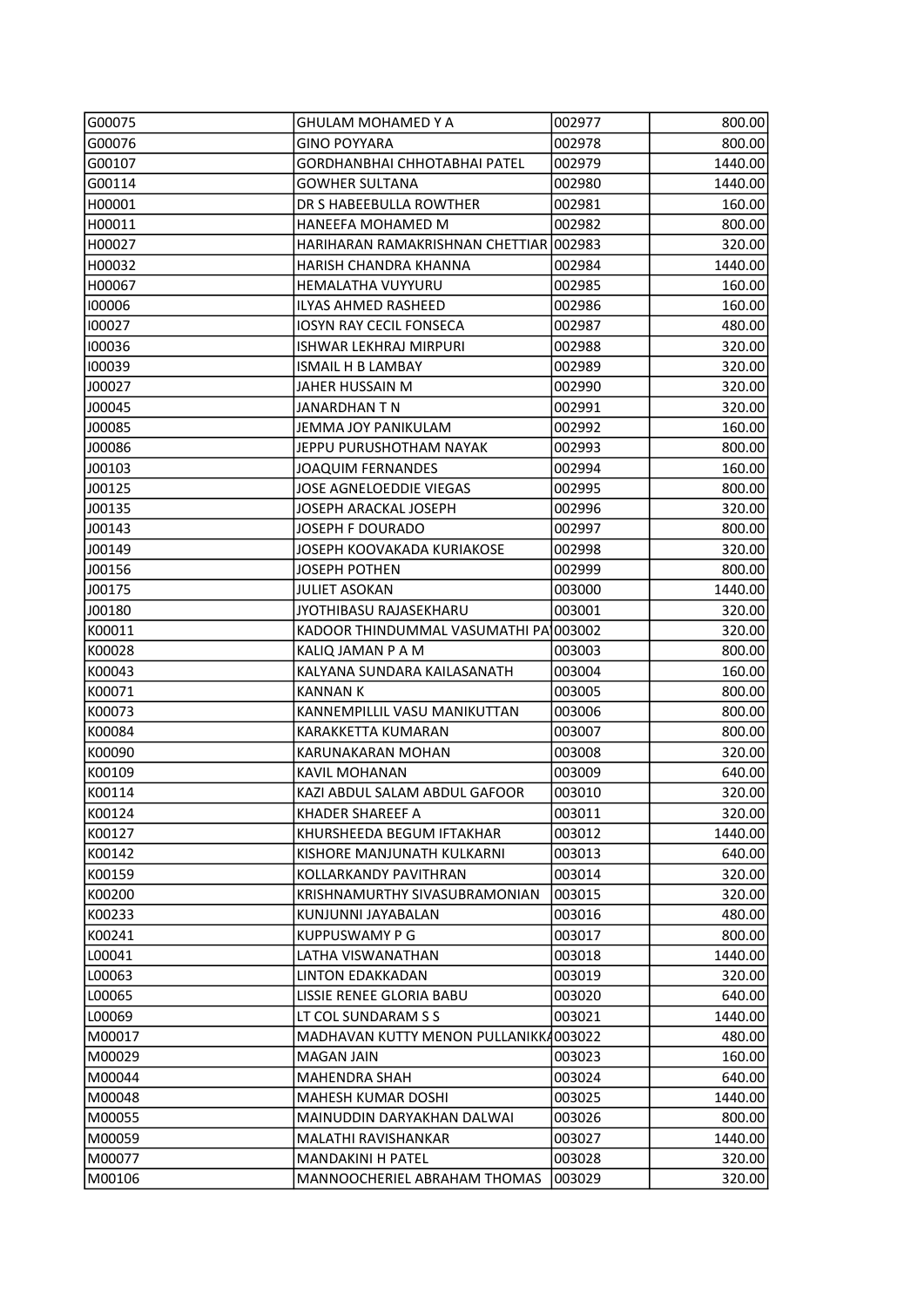| | | | |
|---|---|---|---|
| G00075 | GHULAM MOHAMED Y A | 002977 | 800.00 |
| G00076 | GINO POYYARA | 002978 | 800.00 |
| G00107 | GORDHANBHAI CHHOTABHAI PATEL | 002979 | 1440.00 |
| G00114 | GOWHER SULTANA | 002980 | 1440.00 |
| H00001 | DR S HABEEBULLA ROWTHER | 002981 | 160.00 |
| H00011 | HANEEFA MOHAMED M | 002982 | 800.00 |
| H00027 | HARIHARAN RAMAKRISHNAN CHETTIAR | 002983 | 320.00 |
| H00032 | HARISH CHANDRA KHANNA | 002984 | 1440.00 |
| H00067 | HEMALATHA VUYYURU | 002985 | 160.00 |
| I00006 | ILYAS AHMED RASHEED | 002986 | 160.00 |
| I00027 | IOSYN RAY CECIL FONSECA | 002987 | 480.00 |
| I00036 | ISHWAR LEKHRAJ MIRPURI | 002988 | 320.00 |
| I00039 | ISMAIL H B LAMBAY | 002989 | 320.00 |
| J00027 | JAHER HUSSAIN M | 002990 | 320.00 |
| J00045 | JANARDHAN T N | 002991 | 320.00 |
| J00085 | JEMMA JOY PANIKULAM | 002992 | 160.00 |
| J00086 | JEPPU PURUSHOTHAM NAYAK | 002993 | 800.00 |
| J00103 | JOAQUIM FERNANDES | 002994 | 160.00 |
| J00125 | JOSE AGNELOEDDIE VIEGAS | 002995 | 800.00 |
| J00135 | JOSEPH ARACKAL JOSEPH | 002996 | 320.00 |
| J00143 | JOSEPH F DOURADO | 002997 | 800.00 |
| J00149 | JOSEPH KOOVAKADA KURIAKOSE | 002998 | 320.00 |
| J00156 | JOSEPH POTHEN | 002999 | 800.00 |
| J00175 | JULIET ASOKAN | 003000 | 1440.00 |
| J00180 | JYOTHIBASU RAJASEKHARU | 003001 | 320.00 |
| K00011 | KADOOR THINDUMMAL VASUMATHI PA | 003002 | 320.00 |
| K00028 | KALIQ JAMAN P A M | 003003 | 800.00 |
| K00043 | KALYANA SUNDARA KAILASANATH | 003004 | 160.00 |
| K00071 | KANNAN K | 003005 | 800.00 |
| K00073 | KANNEMPILLIL VASU MANIKUTTAN | 003006 | 800.00 |
| K00084 | KARAKKETTA KUMARAN | 003007 | 800.00 |
| K00090 | KARUNAKARAN MOHAN | 003008 | 320.00 |
| K00109 | KAVIL MOHANAN | 003009 | 640.00 |
| K00114 | KAZI ABDUL SALAM ABDUL GAFOOR | 003010 | 320.00 |
| K00124 | KHADER SHAREEF A | 003011 | 320.00 |
| K00127 | KHURSHEEDA BEGUM IFTAKHAR | 003012 | 1440.00 |
| K00142 | KISHORE MANJUNATH KULKARNI | 003013 | 640.00 |
| K00159 | KOLLARKANDY PAVITHRAN | 003014 | 320.00 |
| K00200 | KRISHNAMURTHY SIVASUBRAMONIAN | 003015 | 320.00 |
| K00233 | KUNJUNNI JAYABALAN | 003016 | 480.00 |
| K00241 | KUPPUSWAMY P G | 003017 | 800.00 |
| L00041 | LATHA VISWANATHAN | 003018 | 1440.00 |
| L00063 | LINTON EDAKKADAN | 003019 | 320.00 |
| L00065 | LISSIE RENEE GLORIA BABU | 003020 | 640.00 |
| L00069 | LT COL SUNDARAM S S | 003021 | 1440.00 |
| M00017 | MADHAVAN KUTTY MENON PULLANIKKA | 003022 | 480.00 |
| M00029 | MAGAN JAIN | 003023 | 160.00 |
| M00044 | MAHENDRA SHAH | 003024 | 640.00 |
| M00048 | MAHESH KUMAR DOSHI | 003025 | 1440.00 |
| M00055 | MAINUDDIN DARYAKHAN DALWAI | 003026 | 800.00 |
| M00059 | MALATHI RAVISHANKAR | 003027 | 1440.00 |
| M00077 | MANDAKINI H PATEL | 003028 | 320.00 |
| M00106 | MANNOOCHERIEL ABRAHAM THOMAS | 003029 | 320.00 |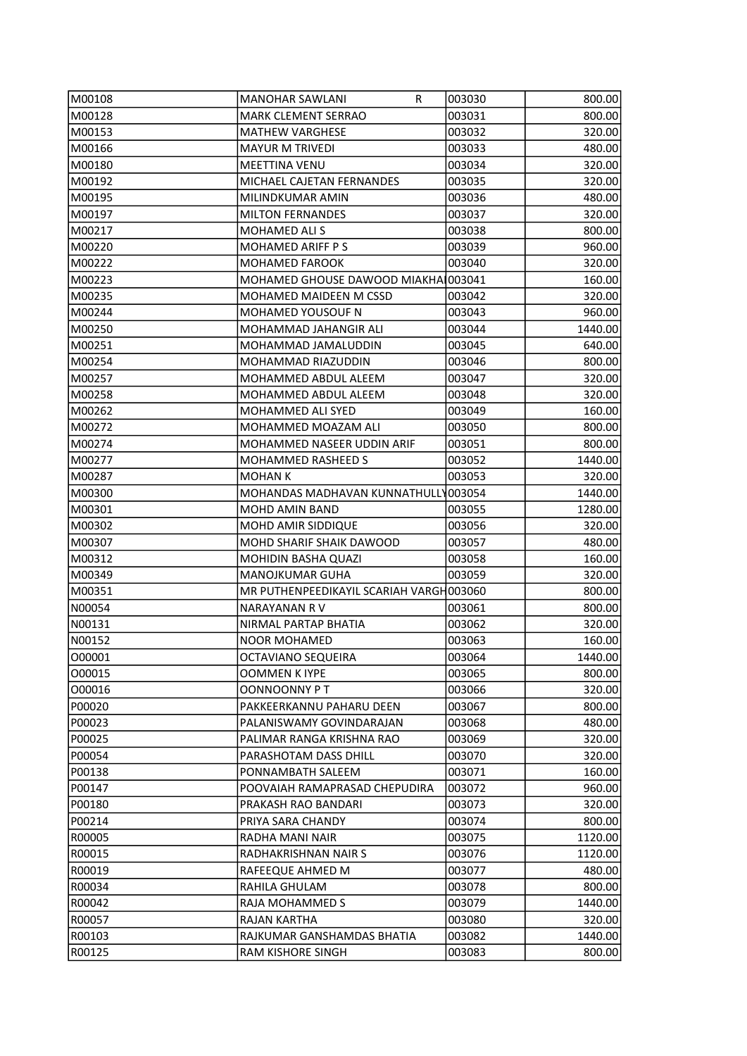| M00108 | MANOHAR SAWLANI R | 003030 | 800.00 |
|---|---|---|---|
| M00128 | MARK CLEMENT SERRAO | 003031 | 800.00 |
| M00153 | MATHEW VARGHESE | 003032 | 320.00 |
| M00166 | MAYUR M TRIVEDI | 003033 | 480.00 |
| M00180 | MEETTINA VENU | 003034 | 320.00 |
| M00192 | MICHAEL CAJETAN FERNANDES | 003035 | 320.00 |
| M00195 | MILINDKUMAR AMIN | 003036 | 480.00 |
| M00197 | MILTON FERNANDES | 003037 | 320.00 |
| M00217 | MOHAMED ALI S | 003038 | 800.00 |
| M00220 | MOHAMED ARIFF P S | 003039 | 960.00 |
| M00222 | MOHAMED FAROOK | 003040 | 320.00 |
| M00223 | MOHAMED GHOUSE DAWOOD MIAKHA | 003041 | 160.00 |
| M00235 | MOHAMED MAIDEEN M CSSD | 003042 | 320.00 |
| M00244 | MOHAMED YOUSOUF N | 003043 | 960.00 |
| M00250 | MOHAMMAD JAHANGIR ALI | 003044 | 1440.00 |
| M00251 | MOHAMMAD JAMALUDDIN | 003045 | 640.00 |
| M00254 | MOHAMMAD RIAZUDDIN | 003046 | 800.00 |
| M00257 | MOHAMMED ABDUL ALEEM | 003047 | 320.00 |
| M00258 | MOHAMMED ABDUL ALEEM | 003048 | 320.00 |
| M00262 | MOHAMMED ALI SYED | 003049 | 160.00 |
| M00272 | MOHAMMED MOAZAM ALI | 003050 | 800.00 |
| M00274 | MOHAMMED NASEER UDDIN ARIF | 003051 | 800.00 |
| M00277 | MOHAMMED RASHEED S | 003052 | 1440.00 |
| M00287 | MOHAN K | 003053 | 320.00 |
| M00300 | MOHANDAS MADHAVAN KUNNATHULLY | 003054 | 1440.00 |
| M00301 | MOHD AMIN BAND | 003055 | 1280.00 |
| M00302 | MOHD AMIR SIDDIQUE | 003056 | 320.00 |
| M00307 | MOHD SHARIF SHAIK DAWOOD | 003057 | 480.00 |
| M00312 | MOHIDIN BASHA QUAZI | 003058 | 160.00 |
| M00349 | MANOJKUMAR GUHA | 003059 | 320.00 |
| M00351 | MR PUTHENPEEDIKAYIL SCARIAH VARGH | 003060 | 800.00 |
| N00054 | NARAYANAN R V | 003061 | 800.00 |
| N00131 | NIRMAL PARTAP BHATIA | 003062 | 320.00 |
| N00152 | NOOR MOHAMED | 003063 | 160.00 |
| O00001 | OCTAVIANO SEQUEIRA | 003064 | 1440.00 |
| O00015 | OOMMEN K IYPE | 003065 | 800.00 |
| O00016 | OONNOONNY P T | 003066 | 320.00 |
| P00020 | PAKKEERKANNU PAHARU DEEN | 003067 | 800.00 |
| P00023 | PALANISWAMY GOVINDARAJAN | 003068 | 480.00 |
| P00025 | PALIMAR RANGA KRISHNA RAO | 003069 | 320.00 |
| P00054 | PARASHOTAM DASS DHILL | 003070 | 320.00 |
| P00138 | PONNAMBATH SALEEM | 003071 | 160.00 |
| P00147 | POOVAIAH RAMAPRASAD CHEPUDIRA | 003072 | 960.00 |
| P00180 | PRAKASH RAO BANDARI | 003073 | 320.00 |
| P00214 | PRIYA SARA CHANDY | 003074 | 800.00 |
| R00005 | RADHA MANI NAIR | 003075 | 1120.00 |
| R00015 | RADHAKRISHNAN NAIR S | 003076 | 1120.00 |
| R00019 | RAFEEQUE AHMED M | 003077 | 480.00 |
| R00034 | RAHILA GHULAM | 003078 | 800.00 |
| R00042 | RAJA MOHAMMED S | 003079 | 1440.00 |
| R00057 | RAJAN KARTHA | 003080 | 320.00 |
| R00103 | RAJKUMAR GANSHAMDAS BHATIA | 003082 | 1440.00 |
| R00125 | RAM KISHORE SINGH | 003083 | 800.00 |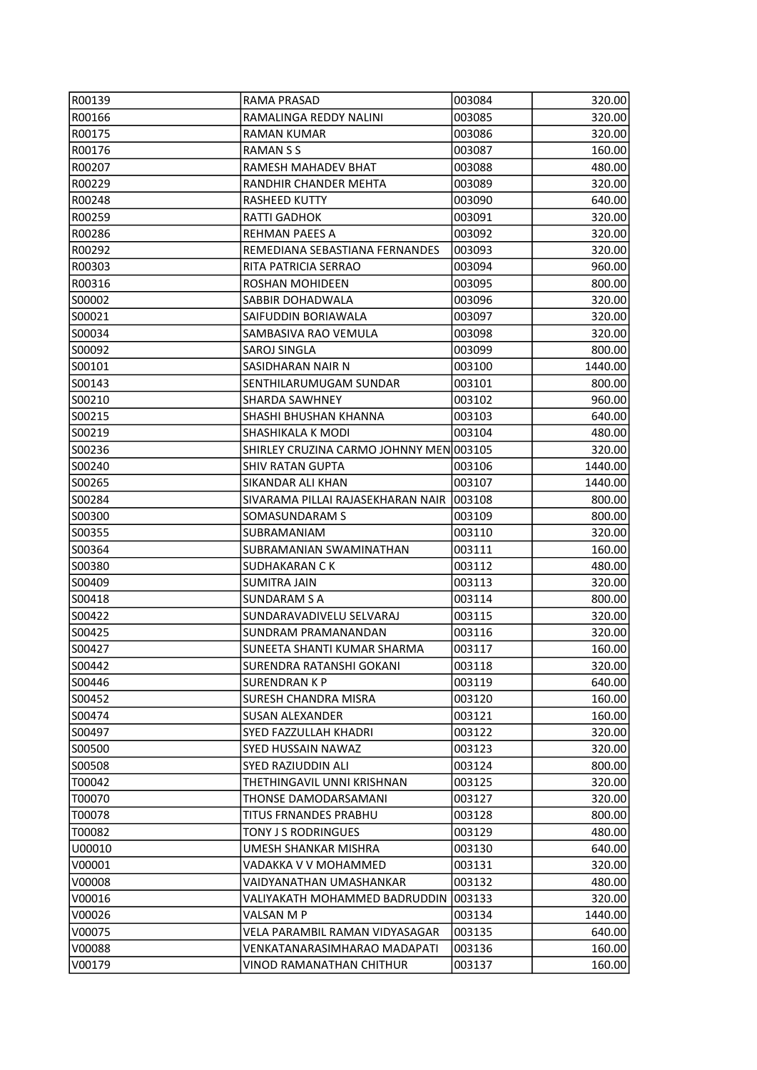| R00139 | RAMA PRASAD | 003084 | 320.00 |
|---|---|---|---|
| R00166 | RAMALINGA REDDY NALINI | 003085 | 320.00 |
| R00175 | RAMAN KUMAR | 003086 | 320.00 |
| R00176 | RAMAN S S | 003087 | 160.00 |
| R00207 | RAMESH MAHADEV BHAT | 003088 | 480.00 |
| R00229 | RANDHIR CHANDER MEHTA | 003089 | 320.00 |
| R00248 | RASHEED KUTTY | 003090 | 640.00 |
| R00259 | RATTI GADHOK | 003091 | 320.00 |
| R00286 | REHMAN PAEES A | 003092 | 320.00 |
| R00292 | REMEDIANA SEBASTIANA FERNANDES | 003093 | 320.00 |
| R00303 | RITA PATRICIA SERRAO | 003094 | 960.00 |
| R00316 | ROSHAN MOHIDEEN | 003095 | 800.00 |
| S00002 | SABBIR DOHADWALA | 003096 | 320.00 |
| S00021 | SAIFUDDIN BORIAWALA | 003097 | 320.00 |
| S00034 | SAMBASIVA RAO VEMULA | 003098 | 320.00 |
| S00092 | SAROJ SINGLA | 003099 | 800.00 |
| S00101 | SASIDHARAN NAIR N | 003100 | 1440.00 |
| S00143 | SENTHILARUMUGAM SUNDAR | 003101 | 800.00 |
| S00210 | SHARDA SAWHNEY | 003102 | 960.00 |
| S00215 | SHASHI BHUSHAN KHANNA | 003103 | 640.00 |
| S00219 | SHASHIKALA K MODI | 003104 | 480.00 |
| S00236 | SHIRLEY CRUZINA CARMO JOHNNY MEN | 003105 | 320.00 |
| S00240 | SHIV RATAN GUPTA | 003106 | 1440.00 |
| S00265 | SIKANDAR ALI KHAN | 003107 | 1440.00 |
| S00284 | SIVARAMA PILLAI RAJASEKHARAN NAIR | 003108 | 800.00 |
| S00300 | SOMASUNDARAM S | 003109 | 800.00 |
| S00355 | SUBRAMANIAM | 003110 | 320.00 |
| S00364 | SUBRAMANIAN SWAMINATHAN | 003111 | 160.00 |
| S00380 | SUDHAKARAN C K | 003112 | 480.00 |
| S00409 | SUMITRA JAIN | 003113 | 320.00 |
| S00418 | SUNDARAM S A | 003114 | 800.00 |
| S00422 | SUNDARAVADIVELU SELVARAJ | 003115 | 320.00 |
| S00425 | SUNDRAM PRAMANANDAN | 003116 | 320.00 |
| S00427 | SUNEETA SHANTI KUMAR SHARMA | 003117 | 160.00 |
| S00442 | SURENDRA RATANSHI GOKANI | 003118 | 320.00 |
| S00446 | SURENDRAN K P | 003119 | 640.00 |
| S00452 | SURESH CHANDRA MISRA | 003120 | 160.00 |
| S00474 | SUSAN ALEXANDER | 003121 | 160.00 |
| S00497 | SYED FAZZULLAH KHADRI | 003122 | 320.00 |
| S00500 | SYED HUSSAIN NAWAZ | 003123 | 320.00 |
| S00508 | SYED RAZIUDDIN ALI | 003124 | 800.00 |
| T00042 | THETHINGAVIL UNNI KRISHNAN | 003125 | 320.00 |
| T00070 | THONSE DAMODARSAMANI | 003127 | 320.00 |
| T00078 | TITUS FRNANDES PRABHU | 003128 | 800.00 |
| T00082 | TONY J S RODRINGUES | 003129 | 480.00 |
| U00010 | UMESH SHANKAR MISHRA | 003130 | 640.00 |
| V00001 | VADAKKA V V MOHAMMED | 003131 | 320.00 |
| V00008 | VAIDYANATHAN UMASHANKAR | 003132 | 480.00 |
| V00016 | VALIYAKATH MOHAMMED BADRUDDIN | 003133 | 320.00 |
| V00026 | VALSAN M P | 003134 | 1440.00 |
| V00075 | VELA PARAMBIL RAMAN VIDYASAGAR | 003135 | 640.00 |
| V00088 | VENKATANARASIMHARAO MADAPATI | 003136 | 160.00 |
| V00179 | VINOD RAMANATHAN CHITHUR | 003137 | 160.00 |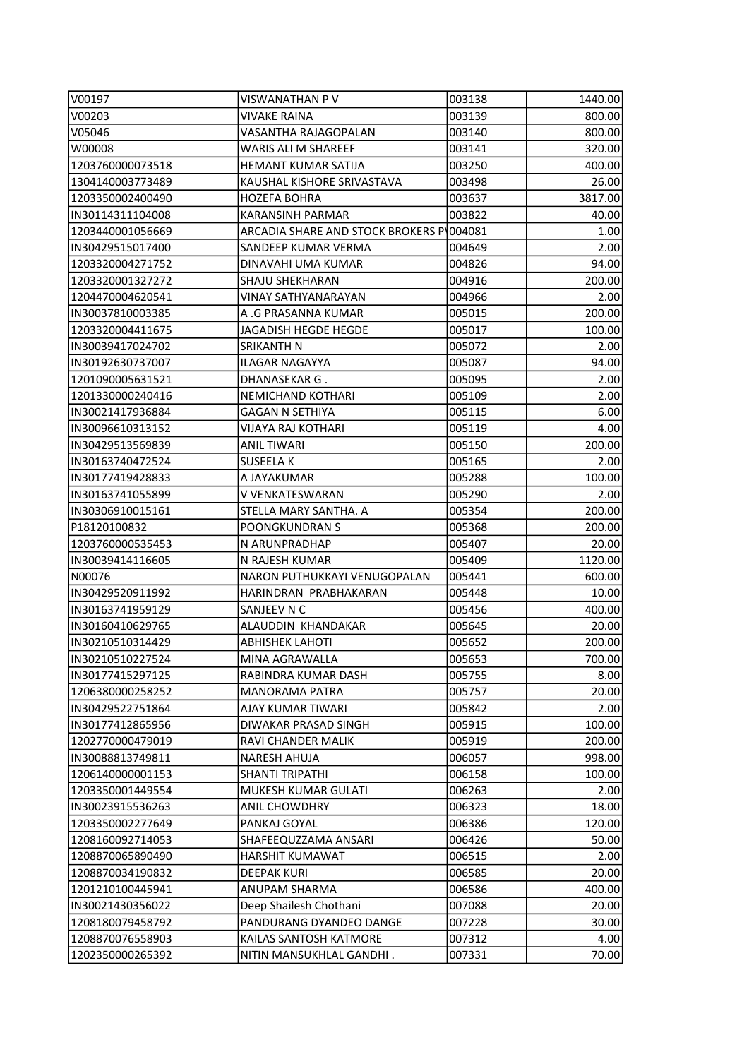| | | | |
|---|---|---|---|
| V00197 | VISWANATHAN P V | 003138 | 1440.00 |
| V00203 | VIVAKE RAINA | 003139 | 800.00 |
| V05046 | VASANTHA RAJAGOPALAN | 003140 | 800.00 |
| W00008 | WARIS ALI M SHAREEF | 003141 | 320.00 |
| 1203760000073518 | HEMANT KUMAR SATIJA | 003250 | 400.00 |
| 1304140003773489 | KAUSHAL KISHORE SRIVASTAVA | 003498 | 26.00 |
| 1203350002400490 | HOZEFA BOHRA | 003637 | 3817.00 |
| IN30114311104008 | KARANSINH PARMAR | 003822 | 40.00 |
| 1203440001056669 | ARCADIA SHARE AND STOCK BROKERS P | 004081 | 1.00 |
| IN30429515017400 | SANDEEP KUMAR VERMA | 004649 | 2.00 |
| 1203320004271752 | DINAVAHI UMA KUMAR | 004826 | 94.00 |
| 1203320001327272 | SHAJU SHEKHARAN | 004916 | 200.00 |
| 1204470004620541 | VINAY SATHYANARAYAN | 004966 | 2.00 |
| IN30037810003385 | A .G PRASANNA KUMAR | 005015 | 200.00 |
| 1203320004411675 | JAGADISH HEGDE HEGDE | 005017 | 100.00 |
| IN30039417024702 | SRIKANTH N | 005072 | 2.00 |
| IN30192630737007 | ILAGAR NAGAYYA | 005087 | 94.00 |
| 1201090005631521 | DHANASEKAR G . | 005095 | 2.00 |
| 1201330000240416 | NEMICHAND KOTHARI | 005109 | 2.00 |
| IN30021417936884 | GAGAN N SETHIYA | 005115 | 6.00 |
| IN30096610313152 | VIJAYA RAJ KOTHARI | 005119 | 4.00 |
| IN30429513569839 | ANIL TIWARI | 005150 | 200.00 |
| IN30163740472524 | SUSEELA K | 005165 | 2.00 |
| IN30177419428833 | A JAYAKUMAR | 005288 | 100.00 |
| IN30163741055899 | V VENKATESWARAN | 005290 | 2.00 |
| IN30306910015161 | STELLA MARY SANTHA. A | 005354 | 200.00 |
| P18120100832 | POONGKUNDRAN S | 005368 | 200.00 |
| 1203760000535453 | N ARUNPRADHAP | 005407 | 20.00 |
| IN30039414116605 | N RAJESH KUMAR | 005409 | 1120.00 |
| N00076 | NARON PUTHUKKAYI VENUGOPALAN | 005441 | 600.00 |
| IN30429520911992 | HARINDRAN PRABHAKARAN | 005448 | 10.00 |
| IN30163741959129 | SANJEEV N C | 005456 | 400.00 |
| IN30160410629765 | ALAUDDIN KHANDAKAR | 005645 | 20.00 |
| IN30210510314429 | ABHISHEK LAHOTI | 005652 | 200.00 |
| IN30210510227524 | MINA AGRAWALLA | 005653 | 700.00 |
| IN30177415297125 | RABINDRA KUMAR DASH | 005755 | 8.00 |
| 1206380000258252 | MANORAMA PATRA | 005757 | 20.00 |
| IN30429522751864 | AJAY KUMAR TIWARI | 005842 | 2.00 |
| IN30177412865956 | DIWAKAR PRASAD SINGH | 005915 | 100.00 |
| 1202770000479019 | RAVI CHANDER MALIK | 005919 | 200.00 |
| IN30088813749811 | NARESH AHUJA | 006057 | 998.00 |
| 1206140000001153 | SHANTI TRIPATHI | 006158 | 100.00 |
| 1203350001449554 | MUKESH KUMAR GULATI | 006263 | 2.00 |
| IN30023915536263 | ANIL CHOWDHRY | 006323 | 18.00 |
| 1203350002277649 | PANKAJ GOYAL | 006386 | 120.00 |
| 1208160092714053 | SHAFEEQUZZAMA ANSARI | 006426 | 50.00 |
| 1208870065890490 | HARSHIT KUMAWAT | 006515 | 2.00 |
| 1208870034190832 | DEEPAK KURI | 006585 | 20.00 |
| 1201210100445941 | ANUPAM SHARMA | 006586 | 400.00 |
| IN30021430356022 | Deep Shailesh Chothani | 007088 | 20.00 |
| 1208180079458792 | PANDURANG DYANDEO DANGE | 007228 | 30.00 |
| 1208870076558903 | KAILAS SANTOSH KATMORE | 007312 | 4.00 |
| 1202350000265392 | NITIN MANSUKHLAL GANDHI . | 007331 | 70.00 |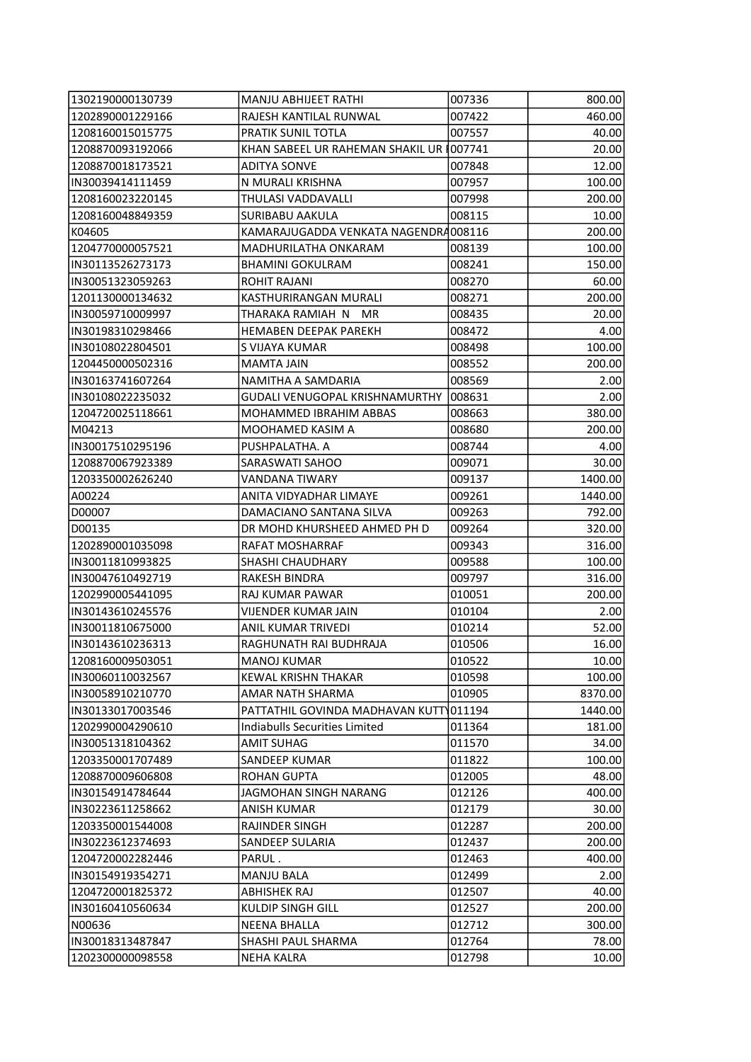| | | | |
|---|---|---|---|
| 1302190000130739 | MANJU ABHIJEET RATHI | 007336 | 800.00 |
| 1202890001229166 | RAJESH KANTILAL RUNWAL | 007422 | 460.00 |
| 1208160015015775 | PRATIK SUNIL TOTLA | 007557 | 40.00 |
| 1208870093192066 | KHAN SABEEL UR RAHEMAN SHAKIL UR I | 007741 | 20.00 |
| 1208870018173521 | ADITYA SONVE | 007848 | 12.00 |
| IN30039414111459 | N MURALI KRISHNA | 007957 | 100.00 |
| 1208160023220145 | THULASI VADDAVALLI | 007998 | 200.00 |
| 1208160048849359 | SURIBABU AAKULA | 008115 | 10.00 |
| K04605 | KAMARAJUGADDA VENKATA NAGENDRA | 008116 | 200.00 |
| 1204770000057521 | MADHURILATHA ONKARAM | 008139 | 100.00 |
| IN30113526273173 | BHAMINI GOKULRAM | 008241 | 150.00 |
| IN30051323059263 | ROHIT RAJANI | 008270 | 60.00 |
| 1201130000134632 | KASTHURIRANGAN MURALI | 008271 | 200.00 |
| IN30059710009997 | THARAKA RAMIAH N MR | 008435 | 20.00 |
| IN30198310298466 | HEMABEN DEEPAK PAREKH | 008472 | 4.00 |
| IN30108022804501 | S VIJAYA KUMAR | 008498 | 100.00 |
| 1204450000502316 | MAMTA JAIN | 008552 | 200.00 |
| IN30163741607264 | NAMITHA A SAMDARIA | 008569 | 2.00 |
| IN30108022235032 | GUDALI VENUGOPAL KRISHNAMURTHY | 008631 | 2.00 |
| 1204720025118661 | MOHAMMED IBRAHIM ABBAS | 008663 | 380.00 |
| M04213 | MOOHAMED KASIM A | 008680 | 200.00 |
| IN30017510295196 | PUSHPALATHA. A | 008744 | 4.00 |
| 1208870067923389 | SARASWATI SAHOO | 009071 | 30.00 |
| 1203350002626240 | VANDANA TIWARY | 009137 | 1400.00 |
| A00224 | ANITA VIDYADHAR LIMAYE | 009261 | 1440.00 |
| D00007 | DAMACIANO SANTANA SILVA | 009263 | 792.00 |
| D00135 | DR MOHD KHURSHEED AHMED PH D | 009264 | 320.00 |
| 1202890001035098 | RAFAT MOSHARRAF | 009343 | 316.00 |
| IN30011810993825 | SHASHI CHAUDHARY | 009588 | 100.00 |
| IN30047610492719 | RAKESH BINDRA | 009797 | 316.00 |
| 1202990005441095 | RAJ KUMAR PAWAR | 010051 | 200.00 |
| IN30143610245576 | VIJENDER KUMAR JAIN | 010104 | 2.00 |
| IN30011810675000 | ANIL KUMAR TRIVEDI | 010214 | 52.00 |
| IN30143610236313 | RAGHUNATH RAI BUDHRAJA | 010506 | 16.00 |
| 1208160009503051 | MANOJ KUMAR | 010522 | 10.00 |
| IN30060110032567 | KEWAL KRISHN THAKAR | 010598 | 100.00 |
| IN30058910210770 | AMAR NATH SHARMA | 010905 | 8370.00 |
| IN30133017003546 | PATTATHIL GOVINDA MADHAVAN KUTTY | 011194 | 1440.00 |
| 1202990004290610 | Indiabulls Securities Limited | 011364 | 181.00 |
| IN30051318104362 | AMIT SUHAG | 011570 | 34.00 |
| 1203350001707489 | SANDEEP KUMAR | 011822 | 100.00 |
| 1208870009606808 | ROHAN GUPTA | 012005 | 48.00 |
| IN30154914784644 | JAGMOHAN SINGH NARANG | 012126 | 400.00 |
| IN30223611258662 | ANISH KUMAR | 012179 | 30.00 |
| 1203350001544008 | RAJINDER SINGH | 012287 | 200.00 |
| IN30223612374693 | SANDEEP SULARIA | 012437 | 200.00 |
| 1204720002282446 | PARUL . | 012463 | 400.00 |
| IN30154919354271 | MANJU BALA | 012499 | 2.00 |
| 1204720001825372 | ABHISHEK RAJ | 012507 | 40.00 |
| IN30160410560634 | KULDIP SINGH GILL | 012527 | 200.00 |
| N00636 | NEENA BHALLA | 012712 | 300.00 |
| IN30018313487847 | SHASHI PAUL SHARMA | 012764 | 78.00 |
| 1202300000098558 | NEHA KALRA | 012798 | 10.00 |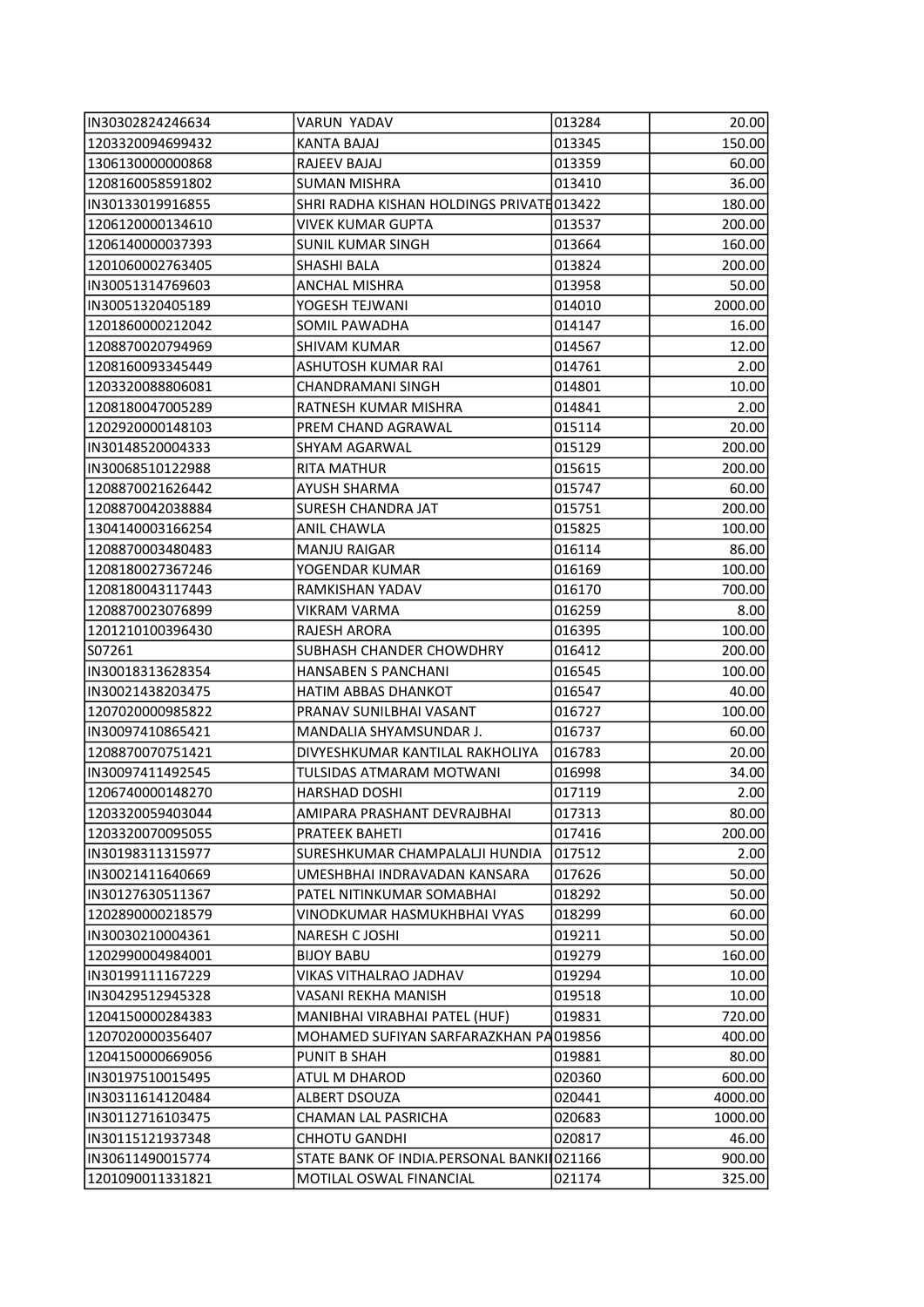| | | | |
|---|---|---|---|
| IN30302824246634 | VARUN YADAV | 013284 | 20.00 |
| 1203320094699432 | KANTA BAJAJ | 013345 | 150.00 |
| 1306130000000868 | RAJEEV BAJAJ | 013359 | 60.00 |
| 1208160058591802 | SUMAN MISHRA | 013410 | 36.00 |
| IN30133019916855 | SHRI RADHA KISHAN HOLDINGS PRIVATE | 013422 | 180.00 |
| 1206120000134610 | VIVEK KUMAR GUPTA | 013537 | 200.00 |
| 1206140000037393 | SUNIL KUMAR SINGH | 013664 | 160.00 |
| 1201060002763405 | SHASHI BALA | 013824 | 200.00 |
| IN30051314769603 | ANCHAL MISHRA | 013958 | 50.00 |
| IN30051320405189 | YOGESH TEJWANI | 014010 | 2000.00 |
| 1201860000212042 | SOMIL PAWADHA | 014147 | 16.00 |
| 1208870020794969 | SHIVAM KUMAR | 014567 | 12.00 |
| 1208160093345449 | ASHUTOSH KUMAR RAI | 014761 | 2.00 |
| 1203320088806081 | CHANDRAMANI SINGH | 014801 | 10.00 |
| 1208180047005289 | RATNESH KUMAR MISHRA | 014841 | 2.00 |
| 1202920000148103 | PREM CHAND AGRAWAL | 015114 | 20.00 |
| IN30148520004333 | SHYAM AGARWAL | 015129 | 200.00 |
| IN30068510122988 | RITA MATHUR | 015615 | 200.00 |
| 1208870021626442 | AYUSH SHARMA | 015747 | 60.00 |
| 1208870042038884 | SURESH CHANDRA JAT | 015751 | 200.00 |
| 1304140003166254 | ANIL CHAWLA | 015825 | 100.00 |
| 1208870003480483 | MANJU RAIGAR | 016114 | 86.00 |
| 1208180027367246 | YOGENDAR KUMAR | 016169 | 100.00 |
| 1208180043117443 | RAMKISHAN YADAV | 016170 | 700.00 |
| 1208870023076899 | VIKRAM VARMA | 016259 | 8.00 |
| 1201210100396430 | RAJESH ARORA | 016395 | 100.00 |
| S07261 | SUBHASH CHANDER CHOWDHRY | 016412 | 200.00 |
| IN30018313628354 | HANSABEN S PANCHANI | 016545 | 100.00 |
| IN30021438203475 | HATIM ABBAS DHANKOT | 016547 | 40.00 |
| 1207020000985822 | PRANAV SUNILBHAI VASANT | 016727 | 100.00 |
| IN30097410865421 | MANDALIA SHYAMSUNDAR J. | 016737 | 60.00 |
| 1208870070751421 | DIVYESHKUMAR KANTILAL RAKHOLIYA | 016783 | 20.00 |
| IN30097411492545 | TULSIDAS ATMARAM MOTWANI | 016998 | 34.00 |
| 1206740000148270 | HARSHAD DOSHI | 017119 | 2.00 |
| 1203320059403044 | AMIPARA PRASHANT DEVRAJBHAI | 017313 | 80.00 |
| 1203320070095055 | PRATEEK BAHETI | 017416 | 200.00 |
| IN30198311315977 | SURESHKUMAR CHAMPALALJI HUNDIA | 017512 | 2.00 |
| IN30021411640669 | UMESHBHAI INDRAVADAN KANSARA | 017626 | 50.00 |
| IN30127630511367 | PATEL NITINKUMAR SOMABHAI | 018292 | 50.00 |
| 1202890000218579 | VINODKUMAR HASMUKHBHAI VYAS | 018299 | 60.00 |
| IN30030210004361 | NARESH C JOSHI | 019211 | 50.00 |
| 1202990004984001 | BIJOY BABU | 019279 | 160.00 |
| IN30199111167229 | VIKAS VITHALRAO JADHAV | 019294 | 10.00 |
| IN30429512945328 | VASANI REKHA MANISH | 019518 | 10.00 |
| 1204150000284383 | MANIBHAI VIRABHAI PATEL (HUF) | 019831 | 720.00 |
| 1207020000356407 | MOHAMED SUFIYAN SARFARAZKHAN PA | 019856 | 400.00 |
| 1204150000669056 | PUNIT B SHAH | 019881 | 80.00 |
| IN30197510015495 | ATUL M DHAROD | 020360 | 600.00 |
| IN30311614120484 | ALBERT DSOUZA | 020441 | 4000.00 |
| IN30112716103475 | CHAMAN LAL PASRICHA | 020683 | 1000.00 |
| IN30115121937348 | CHHOTU GANDHI | 020817 | 46.00 |
| IN30611490015774 | STATE BANK OF INDIA.PERSONAL BANKI | 021166 | 900.00 |
| 1201090011331821 | MOTILAL OSWAL FINANCIAL | 021174 | 325.00 |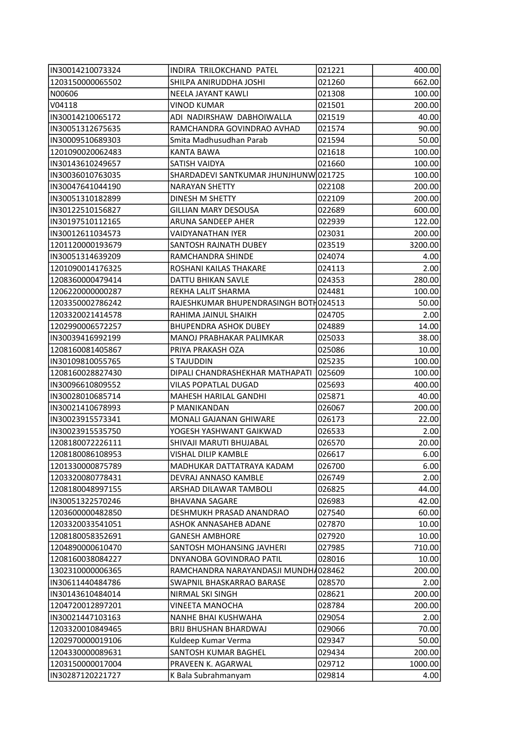| | | | |
|---|---|---|---|
| IN30014210073324 | INDIRA TRILOKCHAND PATEL | 021221 | 400.00 |
| 1203150000065502 | SHILPA ANIRUDDHA JOSHI | 021260 | 662.00 |
| N00606 | NEELA JAYANT KAWLI | 021308 | 100.00 |
| V04118 | VINOD KUMAR | 021501 | 200.00 |
| IN30014210065172 | ADI NADIRSHAW DABHOIWALLA | 021519 | 40.00 |
| IN30051312675635 | RAMCHANDRA GOVINDRAO AVHAD | 021574 | 90.00 |
| IN30009510689303 | Smita Madhusudhan Parab | 021594 | 50.00 |
| 1201090020062483 | KANTA BAWA | 021618 | 100.00 |
| IN30143610249657 | SATISH VAIDYA | 021660 | 100.00 |
| IN30036010763035 | SHARDADEVI SANTKUMAR JHUNJHUNW | 021725 | 100.00 |
| IN30047641044190 | NARAYAN SHETTY | 022108 | 200.00 |
| IN30051310182899 | DINESH M SHETTY | 022109 | 200.00 |
| IN30122510156827 | GILLIAN MARY DESOUSA | 022689 | 600.00 |
| IN30197510112165 | ARUNA SANDEEP AHER | 022939 | 122.00 |
| IN30012611034573 | VAIDYANATHAN IYER | 023031 | 200.00 |
| 1201120000193679 | SANTOSH RAJNATH DUBEY | 023519 | 3200.00 |
| IN30051314639209 | RAMCHANDRA SHINDE | 024074 | 4.00 |
| 1201090014176325 | ROSHANI KAILAS THAKARE | 024113 | 2.00 |
| 1208360000479414 | DATTU BHIKAN SAVLE | 024353 | 280.00 |
| 1206220000000287 | REKHA LALIT SHARMA | 024481 | 100.00 |
| 1203350002786242 | RAJESHKUMAR BHUPENDRASINGH BOTH | 024513 | 50.00 |
| 1203320021414578 | RAHIMA JAINUL SHAIKH | 024705 | 2.00 |
| 1202990006572257 | BHUPENDRA ASHOK DUBEY | 024889 | 14.00 |
| IN30039416992199 | MANOJ PRABHAKAR PALIMKAR | 025033 | 38.00 |
| 1208160081405867 | PRIYA PRAKASH OZA | 025086 | 10.00 |
| IN30109810055765 | S TAJUDDIN | 025235 | 100.00 |
| 1208160028827430 | DIPALI CHANDRASHEKHAR MATHAPATI | 025609 | 100.00 |
| IN30096610809552 | VILAS POPATLAL DUGAD | 025693 | 400.00 |
| IN30028010685714 | MAHESH HARILAL GANDHI | 025871 | 40.00 |
| IN30021410678993 | P MANIKANDAN | 026067 | 200.00 |
| IN30023915573341 | MONALI GAJANAN GHIWARE | 026173 | 22.00 |
| IN30023915535750 | YOGESH YASHWANT GAIKWAD | 026533 | 2.00 |
| 1208180072226111 | SHIVAJI MARUTI BHUJABAL | 026570 | 20.00 |
| 1208180086108953 | VISHAL DILIP KAMBLE | 026617 | 6.00 |
| 1201330000875789 | MADHUKAR DATTATRAYA KADAM | 026700 | 6.00 |
| 1203320080778431 | DEVRAJ ANNASO KAMBLE | 026749 | 2.00 |
| 1208180048997155 | ARSHAD DILAWAR TAMBOLI | 026825 | 44.00 |
| IN30051322570246 | BHAVANA SAGARE | 026983 | 42.00 |
| 1203600000482850 | DESHMUKH PRASAD ANANDRAO | 027540 | 60.00 |
| 1203320033541051 | ASHOK ANNASAHEB ADANE | 027870 | 10.00 |
| 1208180058352691 | GANESH AMBHORE | 027920 | 10.00 |
| 1204890000610470 | SANTOSH MOHANSING JAVHERI | 027985 | 710.00 |
| 1208160038084227 | DNYANOBA GOVINDRAO PATIL | 028016 | 10.00 |
| 1302310000006365 | RAMCHANDRA NARAYANDASJI MUNDHA | 028462 | 200.00 |
| IN30611440484786 | SWAPNIL BHASKARRAO BARASE | 028570 | 2.00 |
| IN30143610484014 | NIRMAL SKI SINGH | 028621 | 200.00 |
| 1204720012897201 | VINEETA MANOCHA | 028784 | 200.00 |
| IN30021447103163 | NANHE BHAI KUSHWAHA | 029054 | 2.00 |
| 1203320010849465 | BRIJ BHUSHAN BHARDWAJ | 029066 | 70.00 |
| 1202970000019106 | Kuldeep Kumar Verma | 029347 | 50.00 |
| 1204330000089631 | SANTOSH KUMAR BAGHEL | 029434 | 200.00 |
| 1203150000017004 | PRAVEEN K. AGARWAL | 029712 | 1000.00 |
| IN30287120221727 | K Bala Subrahmanyam | 029814 | 4.00 |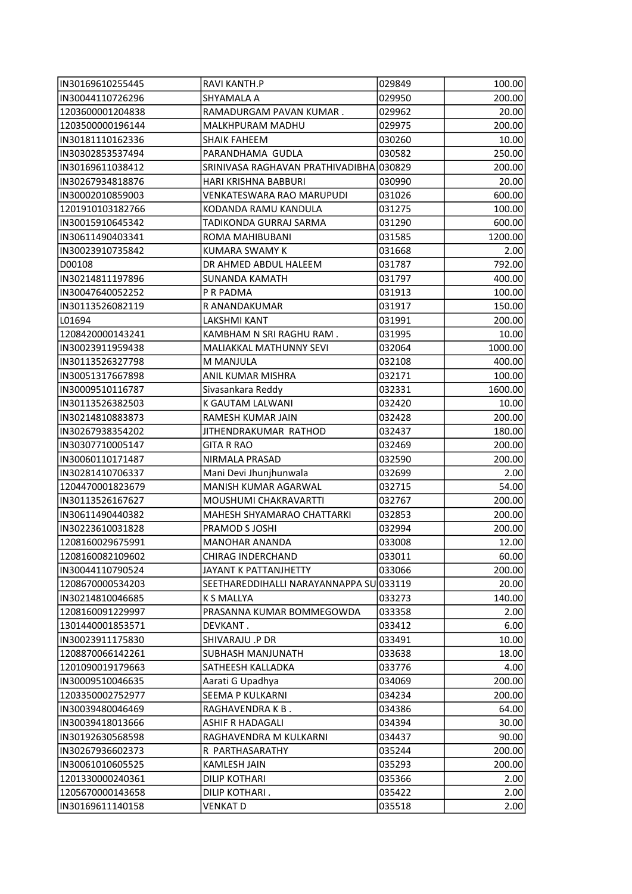| | | | |
|---|---|---|---|
| IN30169610255445 | RAVI KANTH.P | 029849 | 100.00 |
| IN30044110726296 | SHYAMALA A | 029950 | 200.00 |
| 1203600001204838 | RAMADURGAM PAVAN KUMAR . | 029962 | 20.00 |
| 1203500000196144 | MALKHPURAM MADHU | 029975 | 200.00 |
| IN30181110162336 | SHAIK FAHEEM | 030260 | 10.00 |
| IN30302853537494 | PARANDHAMA GUDLA | 030582 | 250.00 |
| IN30169611038412 | SRINIVASA RAGHAVAN PRATHIVADIBHA | 030829 | 200.00 |
| IN30267934818876 | HARI KRISHNA BABBURI | 030990 | 20.00 |
| IN30002010859003 | VENKATESWARA RAO MARUPUDI | 031026 | 600.00 |
| 1201910103182766 | KODANDA RAMU KANDULA | 031275 | 100.00 |
| IN30015910645342 | TADIKONDA GURRAJ SARMA | 031290 | 600.00 |
| IN30611490403341 | ROMA MAHIBUBANI | 031585 | 1200.00 |
| IN30023910735842 | KUMARA SWAMY K | 031668 | 2.00 |
| D00108 | DR AHMED ABDUL HALEEM | 031787 | 792.00 |
| IN30214811197896 | SUNANDA KAMATH | 031797 | 400.00 |
| IN30047640052252 | P R PADMA | 031913 | 100.00 |
| IN30113526082119 | R ANANDAKUMAR | 031917 | 150.00 |
| L01694 | LAKSHMI KANT | 031991 | 200.00 |
| 1208420000143241 | KAMBHAM N SRI RAGHU RAM . | 031995 | 10.00 |
| IN30023911959438 | MALIAKKAL MATHUNNY SEVI | 032064 | 1000.00 |
| IN30113526327798 | M MANJULA | 032108 | 400.00 |
| IN30051317667898 | ANIL KUMAR MISHRA | 032171 | 100.00 |
| IN30009510116787 | Sivasankara Reddy | 032331 | 1600.00 |
| IN30113526382503 | K GAUTAM LALWANI | 032420 | 10.00 |
| IN30214810883873 | RAMESH KUMAR JAIN | 032428 | 200.00 |
| IN30267938354202 | JITHENDRAKUMAR RATHOD | 032437 | 180.00 |
| IN30307710005147 | GITA R RAO | 032469 | 200.00 |
| IN30060110171487 | NIRMALA PRASAD | 032590 | 200.00 |
| IN30281410706337 | Mani Devi Jhunjhunwala | 032699 | 2.00 |
| 1204470001823679 | MANISH KUMAR AGARWAL | 032715 | 54.00 |
| IN30113526167627 | MOUSHUMI CHAKRAVARTTI | 032767 | 200.00 |
| IN30611490440382 | MAHESH SHYAMARAO CHATTARKI | 032853 | 200.00 |
| IN30223610031828 | PRAMOD S JOSHI | 032994 | 200.00 |
| 1208160029675991 | MANOHAR ANANDA | 033008 | 12.00 |
| 1208160082109602 | CHIRAG INDERCHAND | 033011 | 60.00 |
| IN30044110790524 | JAYANT K PATTANJHETTY | 033066 | 200.00 |
| 1208670000534203 | SEETHAREDDIHALLI NARAYANNAPPA SU | 033119 | 20.00 |
| IN30214810046685 | K S MALLYA | 033273 | 140.00 |
| 1208160091229997 | PRASANNA KUMAR BOMMEGOWDA | 033358 | 2.00 |
| 1301440001853571 | DEVKANT . | 033412 | 6.00 |
| IN30023911175830 | SHIVARAJU .P DR | 033491 | 10.00 |
| 1208870066142261 | SUBHASH MANJUNATH | 033638 | 18.00 |
| 1201090019179663 | SATHEESH KALLADKA | 033776 | 4.00 |
| IN30009510046635 | Aarati G Upadhya | 034069 | 200.00 |
| 1203350002752977 | SEEMA P KULKARNI | 034234 | 200.00 |
| IN30039480046469 | RAGHAVENDRA K B . | 034386 | 64.00 |
| IN30039418013666 | ASHIF R HADAGALI | 034394 | 30.00 |
| IN30192630568598 | RAGHAVENDRA M KULKARNI | 034437 | 90.00 |
| IN30267936602373 | R PARTHASARATHY | 035244 | 200.00 |
| IN30061010605525 | KAMLESH JAIN | 035293 | 200.00 |
| 1201330000240361 | DILIP KOTHARI | 035366 | 2.00 |
| 1205670000143658 | DILIP KOTHARI . | 035422 | 2.00 |
| IN30169611140158 | VENKAT D | 035518 | 2.00 |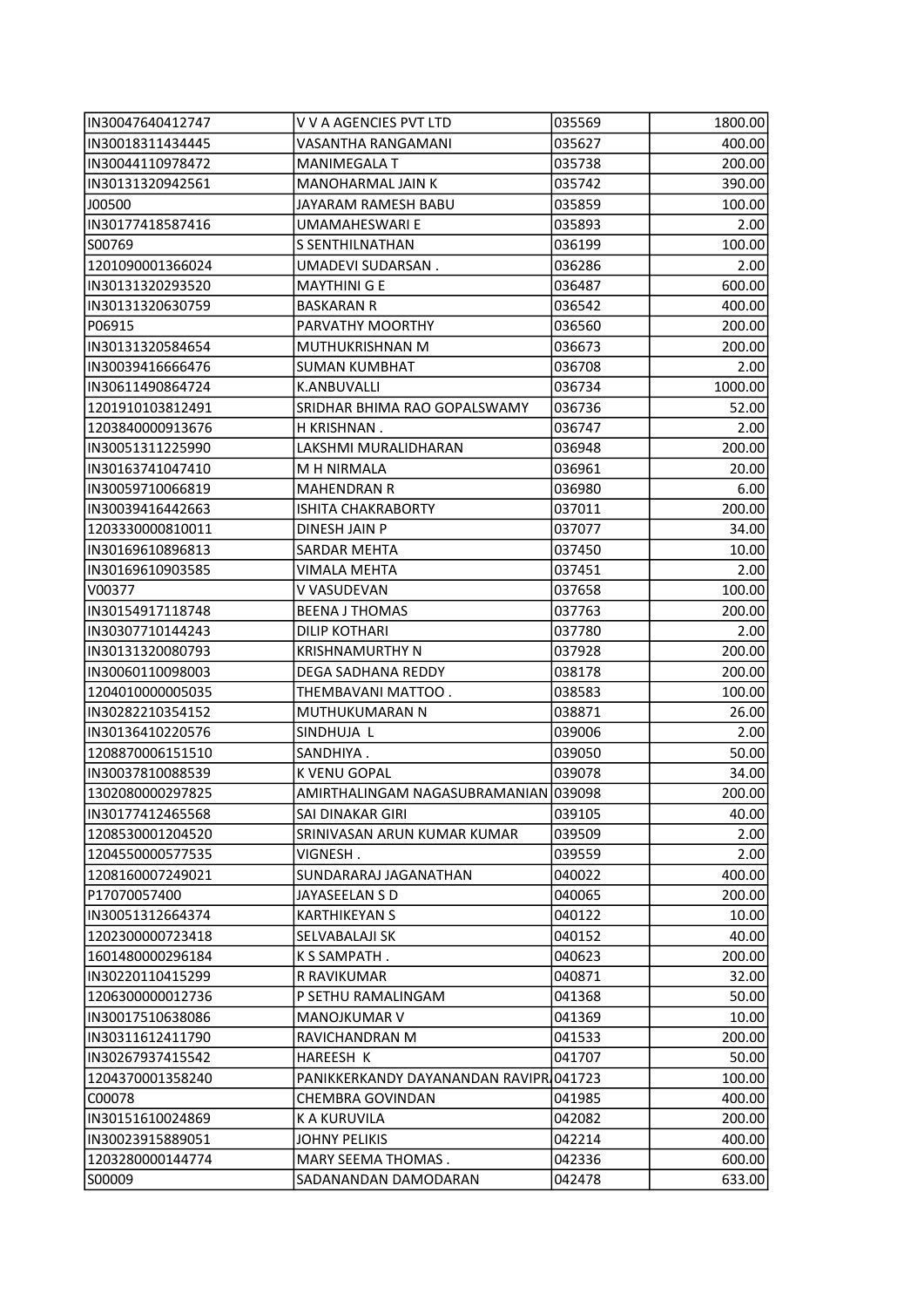| | | | |
|---|---|---|---|
| IN30047640412747 | V V A AGENCIES PVT LTD | 035569 | 1800.00 |
| IN30018311434445 | VASANTHA RANGAMANI | 035627 | 400.00 |
| IN30044110978472 | MANIMEGALA T | 035738 | 200.00 |
| IN30131320942561 | MANOHARMAL JAIN K | 035742 | 390.00 |
| J00500 | JAYARAM RAMESH BABU | 035859 | 100.00 |
| IN30177418587416 | UMAMAHESWARI E | 035893 | 2.00 |
| S00769 | S SENTHILNATHAN | 036199 | 100.00 |
| 1201090001366024 | UMADEVI SUDARSAN . | 036286 | 2.00 |
| IN30131320293520 | MAYTHINI G E | 036487 | 600.00 |
| IN30131320630759 | BASKARAN R | 036542 | 400.00 |
| P06915 | PARVATHY MOORTHY | 036560 | 200.00 |
| IN30131320584654 | MUTHUKRISHNAN M | 036673 | 200.00 |
| IN30039416666476 | SUMAN KUMBHAT | 036708 | 2.00 |
| IN30611490864724 | K.ANBUVALLI | 036734 | 1000.00 |
| 1201910103812491 | SRIDHAR BHIMA RAO GOPALSWAMY | 036736 | 52.00 |
| 1203840000913676 | H KRISHNAN . | 036747 | 2.00 |
| IN30051311225990 | LAKSHMI MURALIDHARAN | 036948 | 200.00 |
| IN30163741047410 | M H NIRMALA | 036961 | 20.00 |
| IN30059710066819 | MAHENDRAN R | 036980 | 6.00 |
| IN30039416442663 | ISHITA CHAKRABORTY | 037011 | 200.00 |
| 1203330000810011 | DINESH JAIN P | 037077 | 34.00 |
| IN30169610896813 | SARDAR MEHTA | 037450 | 10.00 |
| IN30169610903585 | VIMALA MEHTA | 037451 | 2.00 |
| V00377 | V VASUDEVAN | 037658 | 100.00 |
| IN30154917118748 | BEENA J THOMAS | 037763 | 200.00 |
| IN30307710144243 | DILIP KOTHARI | 037780 | 2.00 |
| IN30131320080793 | KRISHNAMURTHY N | 037928 | 200.00 |
| IN30060110098003 | DEGA SADHANA REDDY | 038178 | 200.00 |
| 1204010000005035 | THEMBAVANI MATTOO . | 038583 | 100.00 |
| IN30282210354152 | MUTHUKUMARAN N | 038871 | 26.00 |
| IN30136410220576 | SINDHUJA L | 039006 | 2.00 |
| 1208870006151510 | SANDHIYA . | 039050 | 50.00 |
| IN30037810088539 | K VENU GOPAL | 039078 | 34.00 |
| 1302080000297825 | AMIRTHALINGAM NAGASUBRAMANIAN | 039098 | 200.00 |
| IN30177412465568 | SAI DINAKAR GIRI | 039105 | 40.00 |
| 1208530001204520 | SRINIVASAN ARUN KUMAR KUMAR | 039509 | 2.00 |
| 1204550000577535 | VIGNESH . | 039559 | 2.00 |
| 1208160007249021 | SUNDARARAJ JAGANATHAN | 040022 | 400.00 |
| P17070057400 | JAYASEELAN S D | 040065 | 200.00 |
| IN30051312664374 | KARTHIKEYAN S | 040122 | 10.00 |
| 1202300000723418 | SELVABALAJI SK | 040152 | 40.00 |
| 1601480000296184 | K S SAMPATH . | 040623 | 200.00 |
| IN30220110415299 | R RAVIKUMAR | 040871 | 32.00 |
| 1206300000012736 | P SETHU RAMALINGAM | 041368 | 50.00 |
| IN30017510638086 | MANOJKUMAR V | 041369 | 10.00 |
| IN30311612411790 | RAVICHANDRAN M | 041533 | 200.00 |
| IN30267937415542 | HAREESH K | 041707 | 50.00 |
| 1204370001358240 | PANIKKERKANDY DAYANANDAN RAVIPR | 041723 | 100.00 |
| C00078 | CHEMBRA GOVINDAN | 041985 | 400.00 |
| IN30151610024869 | K A KURUVILA | 042082 | 200.00 |
| IN30023915889051 | JOHNY PELIKIS | 042214 | 400.00 |
| 1203280000144774 | MARY SEEMA THOMAS . | 042336 | 600.00 |
| S00009 | SADANANDAN DAMODARAN | 042478 | 633.00 |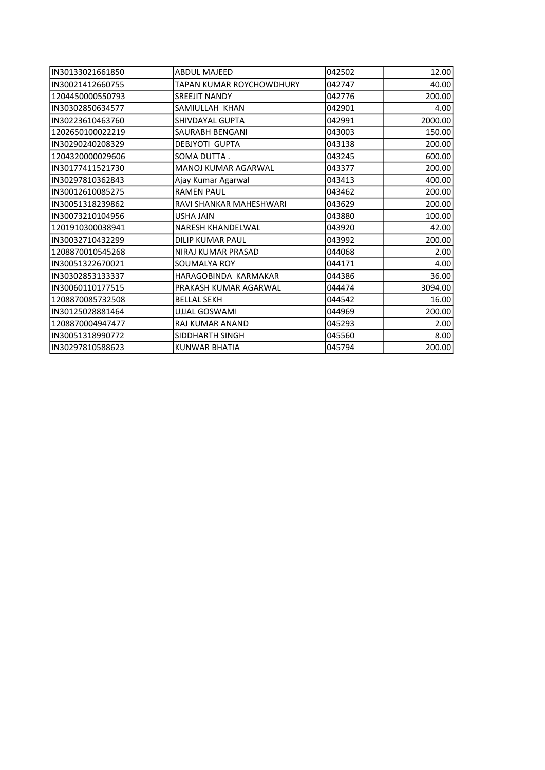| | | | |
|---|---|---|---|
| IN30133021661850 | ABDUL MAJEED | 042502 | 12.00 |
| IN30021412660755 | TAPAN KUMAR ROYCHOWDHURY | 042747 | 40.00 |
| 1204450000550793 | SREEJIT NANDY | 042776 | 200.00 |
| IN30302850634577 | SAMIULLAH KHAN | 042901 | 4.00 |
| IN30223610463760 | SHIVDAYAL GUPTA | 042991 | 2000.00 |
| 1202650100022219 | SAURABH BENGANI | 043003 | 150.00 |
| IN30290240208329 | DEBJYOTI GUPTA | 043138 | 200.00 |
| 1204320000029606 | SOMA DUTTA . | 043245 | 600.00 |
| IN30177411521730 | MANOJ KUMAR AGARWAL | 043377 | 200.00 |
| IN30297810362843 | Ajay Kumar Agarwal | 043413 | 400.00 |
| IN30012610085275 | RAMEN PAUL | 043462 | 200.00 |
| IN30051318239862 | RAVI SHANKAR MAHESHWARI | 043629 | 200.00 |
| IN30073210104956 | USHA JAIN | 043880 | 100.00 |
| 1201910300038941 | NARESH KHANDELWAL | 043920 | 42.00 |
| IN30032710432299 | DILIP KUMAR PAUL | 043992 | 200.00 |
| 1208870010545268 | NIRAJ KUMAR PRASAD | 044068 | 2.00 |
| IN30051322670021 | SOUMALYA ROY | 044171 | 4.00 |
| IN30302853133337 | HARAGOBINDA KARMAKAR | 044386 | 36.00 |
| IN30060110177515 | PRAKASH KUMAR AGARWAL | 044474 | 3094.00 |
| 1208870085732508 | BELLAL SEKH | 044542 | 16.00 |
| IN30125028881464 | UJJAL GOSWAMI | 044969 | 200.00 |
| 1208870004947477 | RAJ KUMAR ANAND | 045293 | 2.00 |
| IN30051318990772 | SIDDHARTH SINGH | 045560 | 8.00 |
| IN30297810588623 | KUNWAR BHATIA | 045794 | 200.00 |